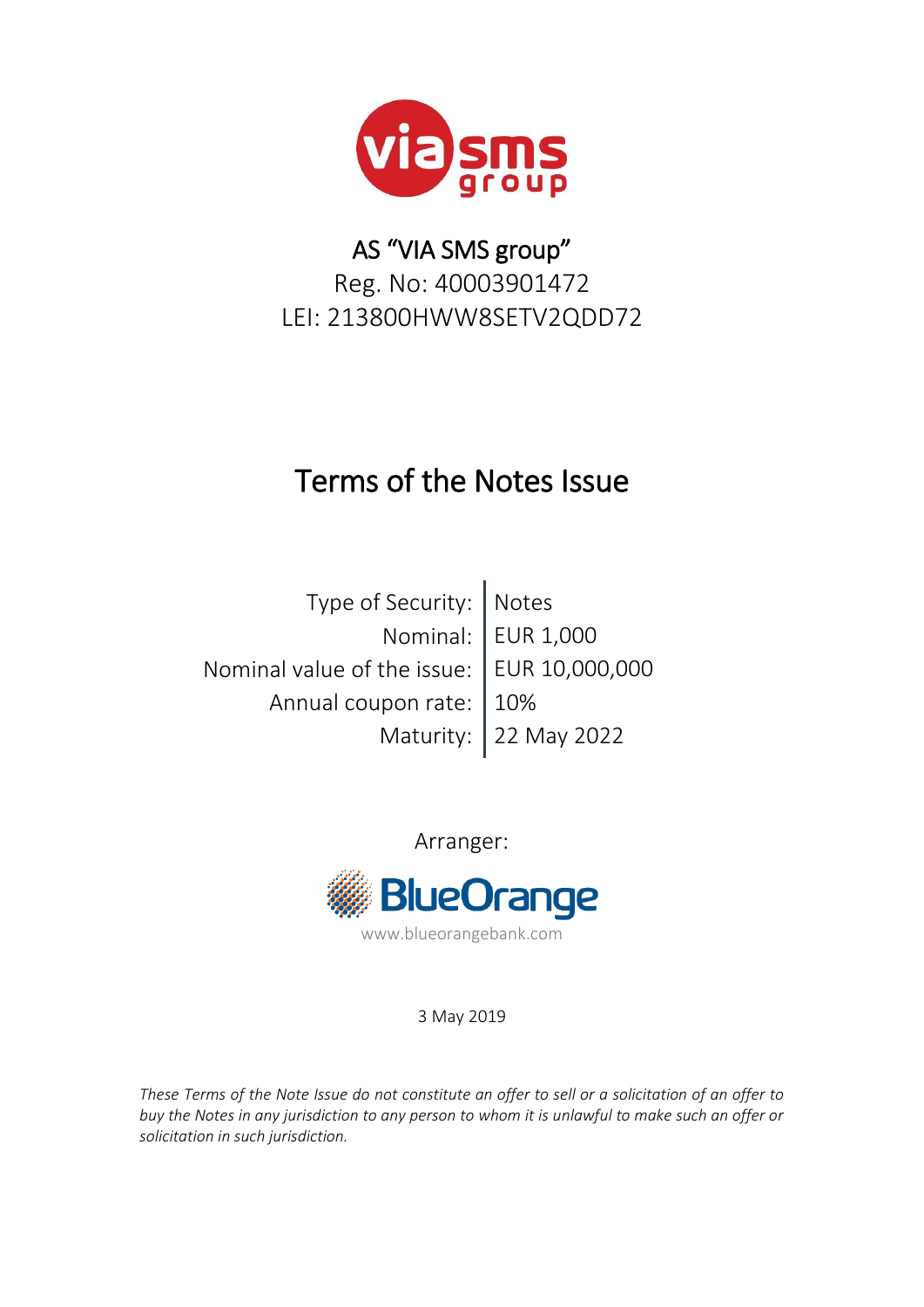AS "VIA SMS group"

Reg. No: 40003901472

LEI: 213800HWW8SETV2QDD72

# Terms of the Notes Issue

| | |
|---|---|
| Type of Security: | Notes |
| Nominal: | EUR 1,000 |
| Nominal value of the issue: | EUR 10,000,000 |
| Annual coupon rate: | 10% |
| Maturity: | 22 May 2022 |

Arranger:

BlueOrange

www.blueorangebank.com

3 May 2019

*These Terms of the Note Issue do not constitute an offer to sell or a solicitation of an offer to buy the Notes in any jurisdiction to any person to whom it is unlawful to make such an offer or solicitation in such jurisdiction.*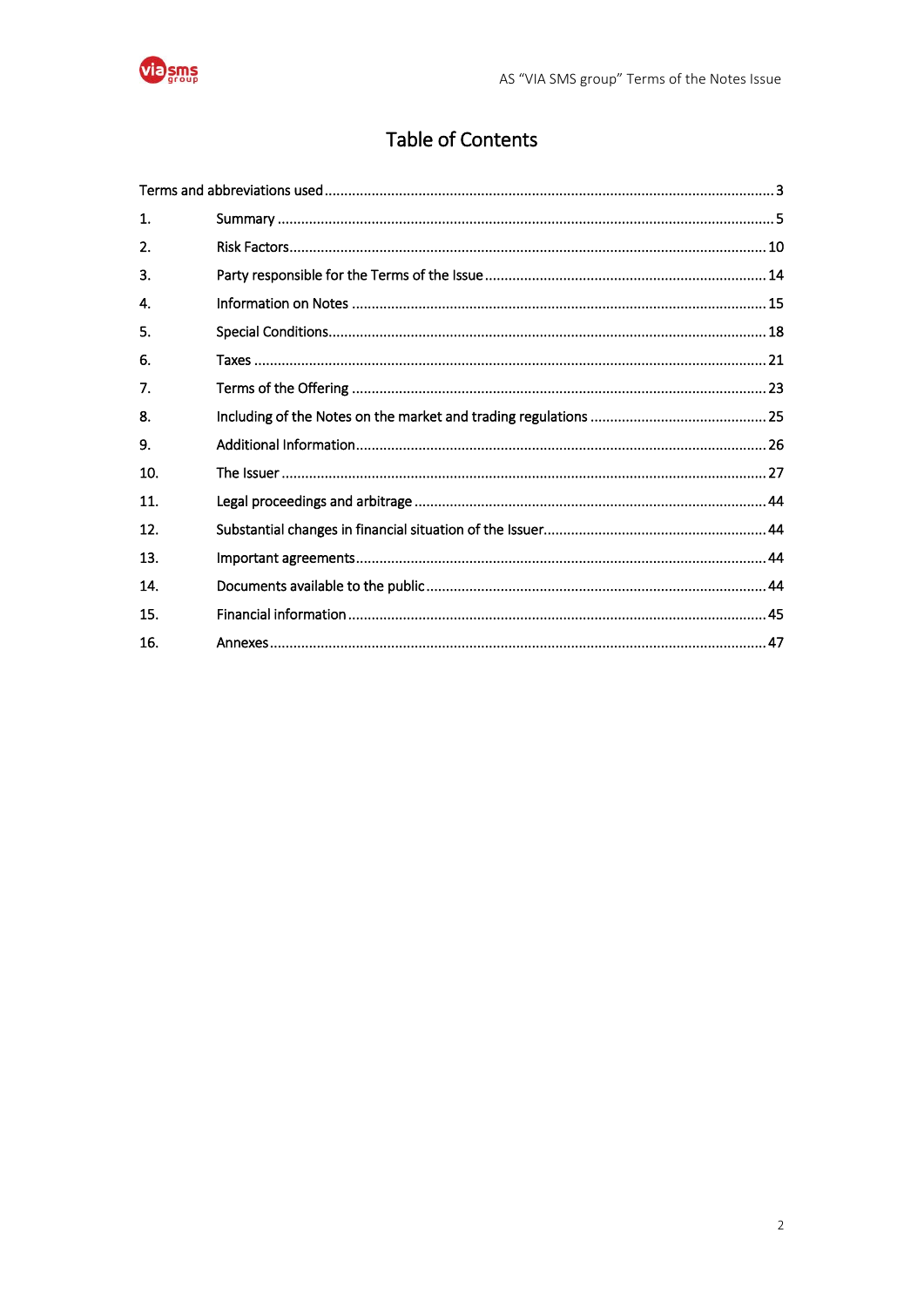# Table of Contents

| | | |
|---|---|---|
| Terms and abbreviations used | | 3 |
| 1. | Summary | 5 |
| 2. | Risk Factors | 10 |
| 3. | Party responsible for the Terms of the Issue | 14 |
| 4. | Information on Notes | 15 |
| 5. | Special Conditions | 18 |
| 6. | Taxes | 21 |
| 7. | Terms of the Offering | 23 |
| 8. | Including of the Notes on the market and trading regulations | 25 |
| 9. | Additional Information | 26 |
| 10. | The Issuer | 27 |
| 11. | Legal proceedings and arbitrage | 44 |
| 12. | Substantial changes in financial situation of the Issuer. | 44 |
| 13. | Important agreements | 44 |
| 14. | Documents available to the public | 44 |
| 15. | Financial information | 45 |
| 16. | Annexes | 47 |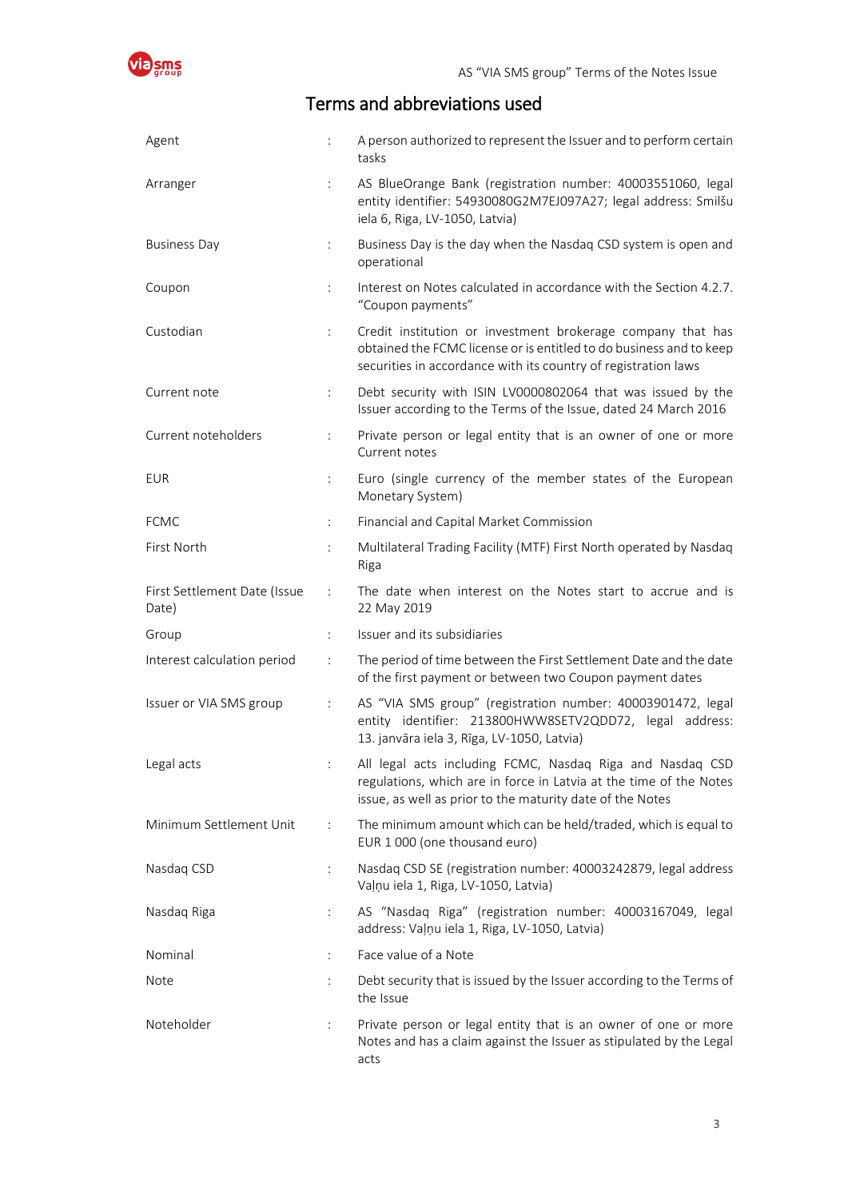# Terms and abbreviations used

| | | |
|---|---|---|
| Agent | : | A person authorized to represent the Issuer and to perform certain tasks |
| Arranger | : | AS BlueOrange Bank (registration number: 40003551060, legal entity identifier: 54930080G2M7EJ097A27; legal address: Smilšu iela 6, Riga, LV-1050, Latvia) |
| Business Day | : | Business Day is the day when the Nasdaq CSD system is open and operational |
| Coupon | : | Interest on Notes calculated in accordance with the Section 4.2.7. "Coupon payments" |
| Custodian | : | Credit institution or investment brokerage company that has obtained the FCMC license or is entitled to do business and to keep securities in accordance with its country of registration laws |
| Current note | : | Debt security with ISIN LV0000802064 that was issued by the Issuer according to the Terms of the Issue, dated 24 March 2016 |
| Current noteholders | : | Private person or legal entity that is an owner of one or more Current notes |
| EUR | : | Euro (single currency of the member states of the European Monetary System) |
| FCMC | : | Financial and Capital Market Commission |
| First North | : | Multilateral Trading Facility (MTF) First North operated by Nasdaq Riga |
| First Settlement Date (Issue Date) | : | The date when interest on the Notes start to accrue and is 22 May 2019 |
| Group | : | Issuer and its subsidiaries |
| Interest calculation period | : | The period of time between the First Settlement Date and the date of the first payment or between two Coupon payment dates |
| Issuer or VIA SMS group | : | AS "VIA SMS group" (registration number: 40003901472, legal entity identifier: 213800HWW8SETV2QDD72, legal address: 13. janvāra iela 3, Rīga, LV-1050, Latvia) |
| Legal acts | : | All legal acts including FCMC, Nasdaq Riga and Nasdaq CSD regulations, which are in force in Latvia at the time of the Notes issue, as well as prior to the maturity date of the Notes |
| Minimum Settlement Unit | : | The minimum amount which can be held/traded, which is equal to EUR 1 000 (one thousand euro) |
| Nasdaq CSD | : | Nasdaq CSD SE (registration number: 40003242879, legal address Vaļņu iela 1, Riga, LV-1050, Latvia) |
| Nasdaq Riga | : | AS "Nasdaq Riga" (registration number: 40003167049, legal address: Vaļņu iela 1, Riga, LV-1050, Latvia) |
| Nominal | : | Face value of a Note |
| Note | : | Debt security that is issued by the Issuer according to the Terms of the Issue |
| Noteholder | : | Private person or legal entity that is an owner of one or more Notes and has a claim against the Issuer as stipulated by the Legal acts |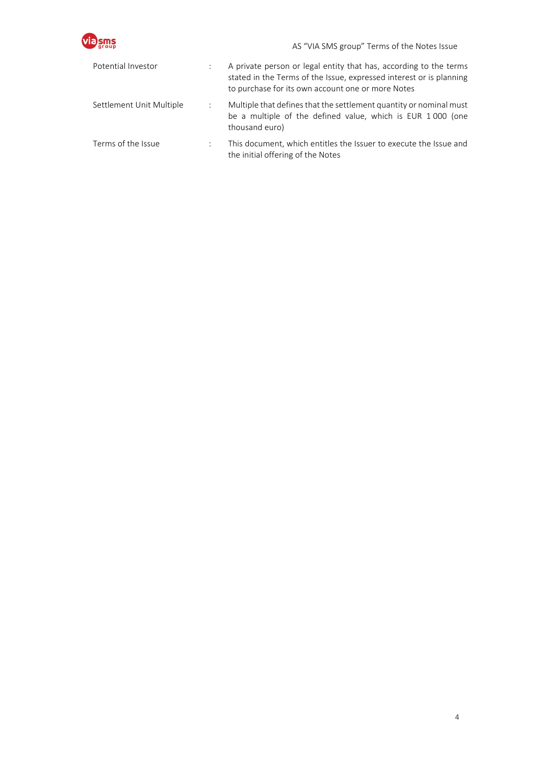| | | |
|---|---|---|
| Potential Investor | : | A private person or legal entity that has, according to the terms stated in the Terms of the Issue, expressed interest or is planning to purchase for its own account one or more Notes |
| Settlement Unit Multiple | : | Multiple that defines that the settlement quantity or nominal must be a multiple of the defined value, which is EUR 1 000 (one thousand euro) |
| Terms of the Issue | : | This document, which entitles the Issuer to execute the Issue and the initial offering of the Notes |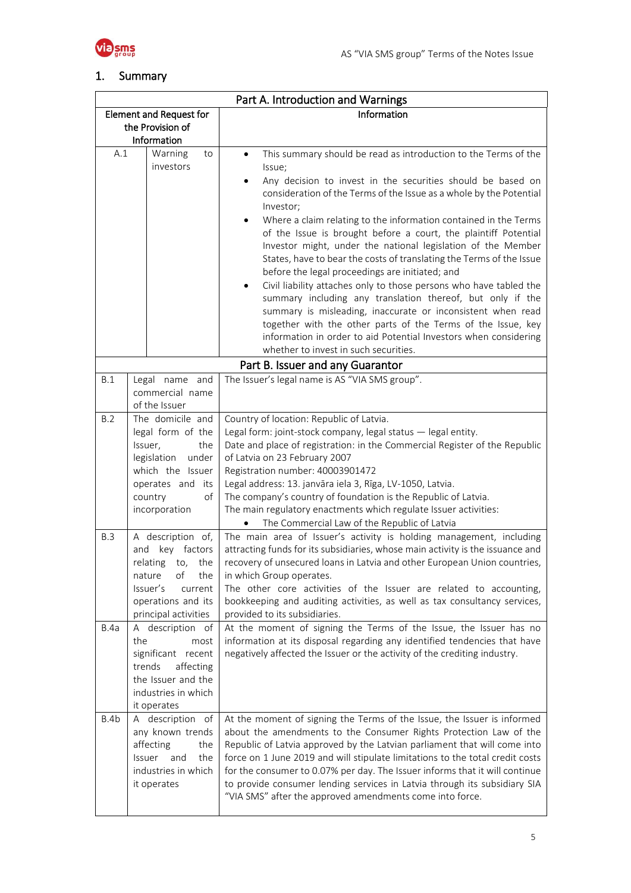## 1. Summary

| Part A. Introduction and Warnings | | |
|---|---|---|
| Element and Request for the Provision of Information | | Information |
| A.1 | Warning to investors | • This summary should be read as introduction to the Terms of the Issue;<br>• Any decision to invest in the securities should be based on consideration of the Terms of the Issue as a whole by the Potential Investor;<br>• Where a claim relating to the information contained in the Terms of the Issue is brought before a court, the plaintiff Potential Investor might, under the national legislation of the Member States, have to bear the costs of translating the Terms of the Issue before the legal proceedings are initiated; and<br>• Civil liability attaches only to those persons who have tabled the summary including any translation thereof, but only if the summary is misleading, inaccurate or inconsistent when read together with the other parts of the Terms of the Issue, key information in order to aid Potential Investors when considering whether to invest in such securities. |
| **Part B. Issuer and any Guarantor** | | |
| B.1 | Legal name and commercial name of the Issuer | The Issuer's legal name is AS "VIA SMS group". |
| B.2 | The domicile and legal form of the Issuer, the legislation under which the Issuer operates and its country of incorporation | Country of location: Republic of Latvia.<br>Legal form: joint-stock company, legal status — legal entity.<br>Date and place of registration: in the Commercial Register of the Republic of Latvia on 23 February 2007<br>Registration number: 40003901472<br>Legal address: 13. janvāra iela 3, Rīga, LV-1050, Latvia.<br>The company's country of foundation is the Republic of Latvia.<br>The main regulatory enactments which regulate Issuer activities:<br>• The Commercial Law of the Republic of Latvia |
| B.3 | A description of, and key factors relating to, the nature of the Issuer's current operations and its principal activities | The main area of Issuer's activity is holding management, including attracting funds for its subsidiaries, whose main activity is the issuance and recovery of unsecured loans in Latvia and other European Union countries, in which Group operates.<br>The other core activities of the Issuer are related to accounting, bookkeeping and auditing activities, as well as tax consultancy services, provided to its subsidiaries. |
| B.4a | A description of the most significant recent trends affecting the Issuer and the industries in which it operates | At the moment of signing the Terms of the Issue, the Issuer has no information at its disposal regarding any identified tendencies that have negatively affected the Issuer or the activity of the crediting industry. |
| B.4b | A description of any known trends affecting the Issuer and the industries in which it operates | At the moment of signing the Terms of the Issue, the Issuer is informed about the amendments to the Consumer Rights Protection Law of the Republic of Latvia approved by the Latvian parliament that will come into force on 1 June 2019 and will stipulate limitations to the total credit costs for the consumer to 0.07% per day. The Issuer informs that it will continue to provide consumer lending services in Latvia through its subsidiary SIA "VIA SMS" after the approved amendments come into force. |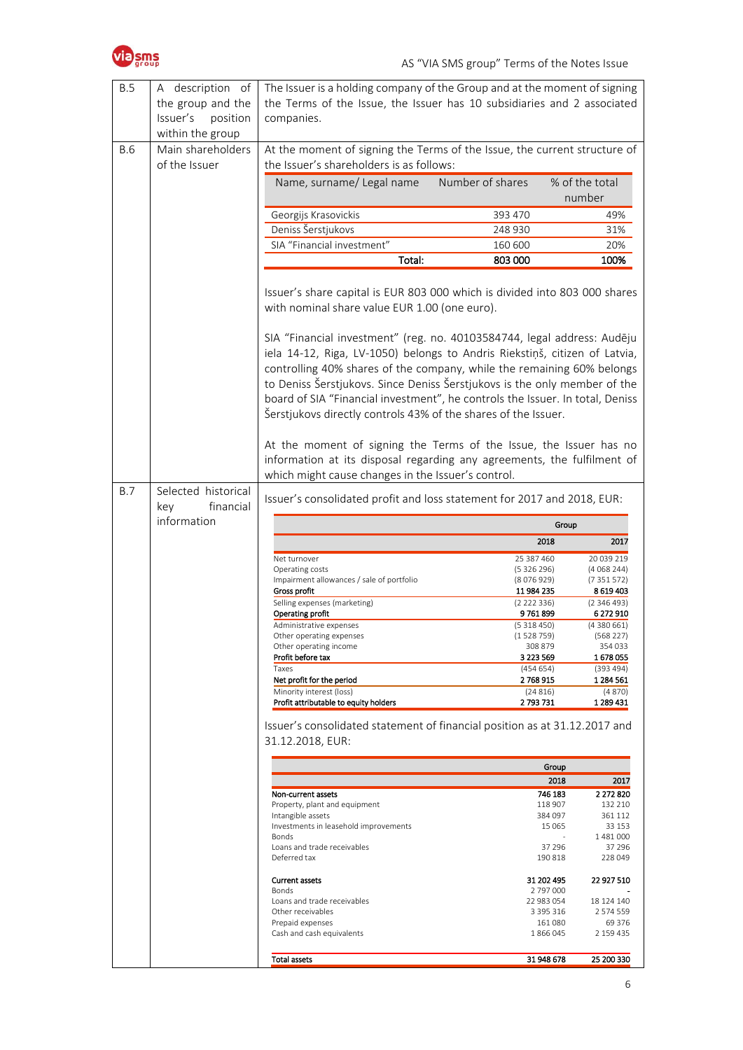| | | |
|---|---|---|
| B.5 | A description of the group and the Issuer's position within the group | The Issuer is a holding company of the Group and at the moment of signing the Terms of the Issue, the Issuer has 10 subsidiaries and 2 associated companies. |
| B.6 | Main shareholders of the Issuer | At the moment of signing the Terms of the Issue, the current structure of the Issuer's shareholders is as follows: |

| Name, surname/ Legal name | Number of shares | % of the total number |
|---|---|---|
| Georgijs Krasovickis | 393 470 | 49% |
| Deniss Šerstjukovs | 248 930 | 31% |
| SIA "Financial investment" | 160 600 | 20% |
| **Total:** | **803 000** | **100%** |

Issuer's share capital is EUR 803 000 which is divided into 803 000 shares with nominal share value EUR 1.00 (one euro).

SIA "Financial investment" (reg. no. 40103584744, legal address: Audēju iela 14-12, Riga, LV-1050) belongs to Andris Riekstiņš, citizen of Latvia, controlling 40% shares of the company, while the remaining 60% belongs to Deniss Šerstjukovs. Since Deniss Šerstjukovs is the only member of the board of SIA "Financial investment", he controls the Issuer. In total, Deniss Šerstjukovs directly controls 43% of the shares of the Issuer.

At the moment of signing the Terms of the Issue, the Issuer has no information at its disposal regarding any agreements, the fulfilment of which might cause changes in the Issuer's control.

**B.7 Selected historical key financial information**

Issuer's consolidated profit and loss statement for 2017 and 2018, EUR:

| | Group | |
|---|---|---|
| | 2018 | 2017 |
| Net turnover | 25 387 460 | 20 039 219 |
| Operating costs | (5 326 296) | (4 068 244) |
| Impairment allowances / sale of portfolio | (8 076 929) | (7 351 572) |
| **Gross profit** | **11 984 235** | **8 619 403** |
| Selling expenses (marketing) | (2 222 336) | (2 346 493) |
| **Operating profit** | **9 761 899** | **6 272 910** |
| Administrative expenses | (5 318 450) | (4 380 661) |
| Other operating expenses | (1 528 759) | (568 227) |
| Other operating income | 308 879 | 354 033 |
| **Profit before tax** | **3 223 569** | **1 678 055** |
| Taxes | (454 654) | (393 494) |
| **Net profit for the period** | **2 768 915** | **1 284 561** |
| Minority interest (loss) | (24 816) | (4 870) |
| **Profit attributable to equity holders** | **2 793 731** | **1 289 431** |

Issuer's consolidated statement of financial position as at 31.12.2017 and 31.12.2018, EUR:

| | Group | |
|---|---|---|
| | 2018 | 2017 |
| **Non-current assets** | **746 183** | **2 272 820** |
| Property, plant and equipment | 118 907 | 132 210 |
| Intangible assets | 384 097 | 361 112 |
| Investments in leasehold improvements | 15 065 | 33 153 |
| Bonds | - | 1 481 000 |
| Loans and trade receivables | 37 296 | 37 296 |
| Deferred tax | 190 818 | 228 049 |
| | | |
| **Current assets** | **31 202 495** | **22 927 510** |
| Bonds | 2 797 000 | - |
| Loans and trade receivables | 22 983 054 | 18 124 140 |
| Other receivables | 3 395 316 | 2 574 559 |
| Prepaid expenses | 161 080 | 69 376 |
| Cash and cash equivalents | 1 866 045 | 2 159 435 |
| | | |
| **Total assets** | **31 948 678** | **25 200 330** |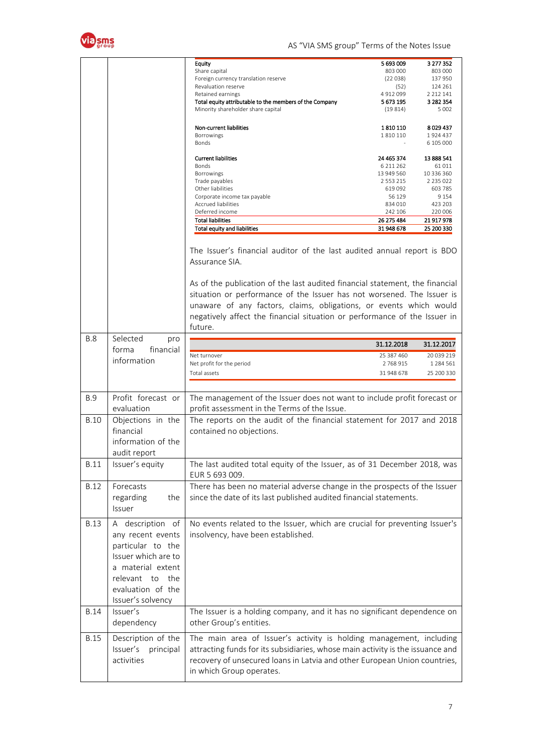| | | | | |
|---|---|---|---|---|
| | | **Equity** | **5 693 009** | **3 277 352** |
| | | Share capital | 803 000 | 803 000 |
| | | Foreign currency translation reserve | (22 038) | 137 950 |
| | | Revaluation reserve | (52) | 124 261 |
| | | Retained earnings | 4 912 099 | 2 212 141 |
| | | **Total equity attributable to the members of the Company** | **5 673 195** | **3 282 354** |
| | | Minority shareholder share capital | (19 814) | 5 002 |
| | | **Non-current liabilities** | **1 810 110** | **8 029 437** |
| | | Borrowings | 1 810 110 | 1 924 437 |
| | | Bonds | - | 6 105 000 |
| | | **Current liabilities** | **24 465 374** | **13 888 541** |
| | | Bonds | 6 211 262 | 61 011 |
| | | Borrowings | 13 949 560 | 10 336 360 |
| | | Trade payables | 2 553 215 | 2 235 022 |
| | | Other liabilities | 619 092 | 603 785 |
| | | Corporate income tax payable | 56 129 | 9 154 |
| | | Accrued liabilities | 834 010 | 423 203 |
| | | Deferred income | 242 106 | 220 006 |
| | | **Total liabilities** | **26 275 484** | **21 917 978** |
| | | **Total equity and liabilities** | **31 948 678** | **25 200 330** |

The Issuer's financial auditor of the last audited annual report is BDO Assurance SIA.

As of the publication of the last audited financial statement, the financial situation or performance of the Issuer has not worsened. The Issuer is unaware of any factors, claims, obligations, or events which would negatively affect the financial situation or performance of the Issuer in future.

| | | |
|---|---|---|
| B.8 | Selected pro forma financial information | See table below |
| B.9 | Profit forecast or evaluation | The management of the Issuer does not want to include profit forecast or profit assessment in the Terms of the Issue. |
| B.10 | Objections in the financial information of the audit report | The reports on the audit of the financial statement for 2017 and 2018 contained no objections. |
| B.11 | Issuer's equity | The last audited total equity of the Issuer, as of 31 December 2018, was EUR 5 693 009. |
| B.12 | Forecasts regarding the Issuer | There has been no material adverse change in the prospects of the Issuer since the date of its last published audited financial statements. |
| B.13 | A description of any recent events particular to the Issuer which are to a material extent relevant to the evaluation of the Issuer's solvency | No events related to the Issuer, which are crucial for preventing Issuer's insolvency, have been established. |
| B.14 | Issuer's dependency | The Issuer is a holding company, and it has no significant dependence on other Group's entities. |
| B.15 | Description of the Issuer's principal activities | The main area of Issuer's activity is holding management, including attracting funds for its subsidiaries, whose main activity is the issuance and recovery of unsecured loans in Latvia and other European Union countries, in which Group operates. |

B.8 Selected pro forma financial information:

| | **31.12.2018** | **31.12.2017** |
|---|---|---|
| Net turnover | 25 387 460 | 20 039 219 |
| Net profit for the period | 2 768 915 | 1 284 561 |
| Total assets | 31 948 678 | 25 200 330 |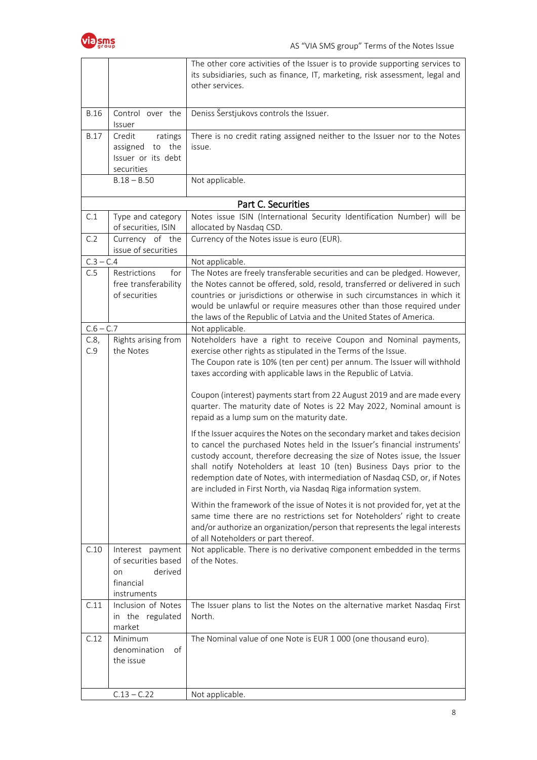| | | |
|---|---|---|
| | | The other core activities of the Issuer is to provide supporting services to its subsidiaries, such as finance, IT, marketing, risk assessment, legal and other services. |
| B.16 | Control over the Issuer | Deniss Šerstjukovs controls the Issuer. |
| B.17 | Credit ratings assigned to the Issuer or its debt securities | There is no credit rating assigned neither to the Issuer nor to the Notes issue. |
| | B.18 – B.50 | Not applicable. |
| **Part C. Securities** | | |
| C.1 | Type and category of securities, ISIN | Notes issue ISIN (International Security Identification Number) will be allocated by Nasdaq CSD. |
| C.2 | Currency of the issue of securities | Currency of the Notes issue is euro (EUR). |
| C.3 – C.4 | | Not applicable. |
| C.5 | Restrictions for free transferability of securities | The Notes are freely transferable securities and can be pledged. However, the Notes cannot be offered, sold, resold, transferred or delivered in such countries or jurisdictions or otherwise in such circumstances in which it would be unlawful or require measures other than those required under the laws of the Republic of Latvia and the United States of America. |
| C.6 – C.7 | | Not applicable. |
| C.8, C.9 | Rights arising from the Notes | Noteholders have a right to receive Coupon and Nominal payments, exercise other rights as stipulated in the Terms of the Issue.<br>The Coupon rate is 10% (ten per cent) per annum. The Issuer will withhold taxes according with applicable laws in the Republic of Latvia.<br><br>Coupon (interest) payments start from 22 August 2019 and are made every quarter. The maturity date of Notes is 22 May 2022, Nominal amount is repaid as a lump sum on the maturity date.<br><br>If the Issuer acquires the Notes on the secondary market and takes decision to cancel the purchased Notes held in the Issuer's financial instruments' custody account, therefore decreasing the size of Notes issue, the Issuer shall notify Noteholders at least 10 (ten) Business Days prior to the redemption date of Notes, with intermediation of Nasdaq CSD, or, if Notes are included in First North, via Nasdaq Riga information system.<br><br>Within the framework of the issue of Notes it is not provided for, yet at the same time there are no restrictions set for Noteholders' right to create and/or authorize an organization/person that represents the legal interests of all Noteholders or part thereof. |
| C.10 | Interest payment of securities based on derived financial instruments | Not applicable. There is no derivative component embedded in the terms of the Notes. |
| C.11 | Inclusion of Notes in the regulated market | The Issuer plans to list the Notes on the alternative market Nasdaq First North. |
| C.12 | Minimum denomination of the issue | The Nominal value of one Note is EUR 1 000 (one thousand euro). |
| | C.13 – C.22 | Not applicable. |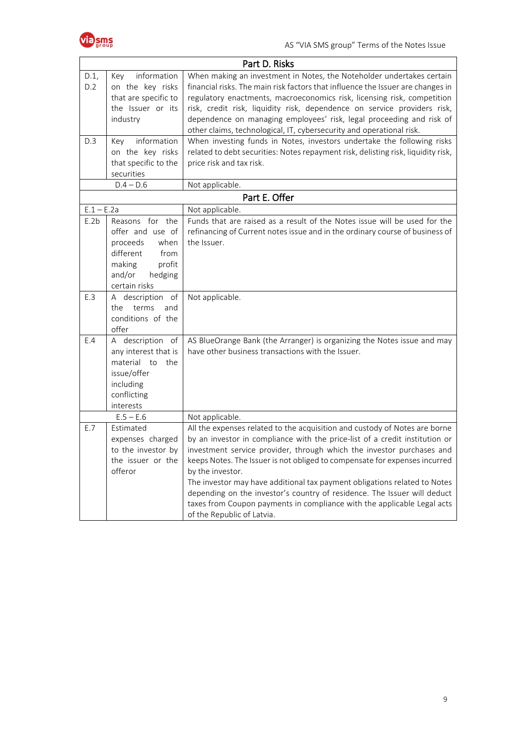| Part D. Risks | | |
|---|---|---|
| D.1, D.2 | Key information on the key risks that are specific to the Issuer or its industry | When making an investment in Notes, the Noteholder undertakes certain financial risks. The main risk factors that influence the Issuer are changes in regulatory enactments, macroeconomics risk, licensing risk, competition risk, credit risk, liquidity risk, dependence on service providers risk, dependence on managing employees' risk, legal proceeding and risk of other claims, technological, IT, cybersecurity and operational risk. |
| D.3 | Key information on the key risks that specific to the securities | When investing funds in Notes, investors undertake the following risks related to debt securities: Notes repayment risk, delisting risk, liquidity risk, price risk and tax risk. |
| D.4 – D.6 | | Not applicable. |
| **Part E. Offer** | | |
| E.1 – E.2a | | Not applicable. |
| E.2b | Reasons for the offer and use of proceeds when different from making profit and/or hedging certain risks | Funds that are raised as a result of the Notes issue will be used for the refinancing of Current notes issue and in the ordinary course of business of the Issuer. |
| E.3 | A description of the terms and conditions of the offer | Not applicable. |
| E.4 | A description of any interest that is material to the issue/offer including conflicting interests | AS BlueOrange Bank (the Arranger) is organizing the Notes issue and may have other business transactions with the Issuer. |
| E.5 – E.6 | | Not applicable. |
| E.7 | Estimated expenses charged to the investor by the issuer or the offeror | All the expenses related to the acquisition and custody of Notes are borne by an investor in compliance with the price-list of a credit institution or investment service provider, through which the investor purchases and keeps Notes. The Issuer is not obliged to compensate for expenses incurred by the investor.<br>The investor may have additional tax payment obligations related to Notes depending on the investor's country of residence. The Issuer will deduct taxes from Coupon payments in compliance with the applicable Legal acts of the Republic of Latvia. |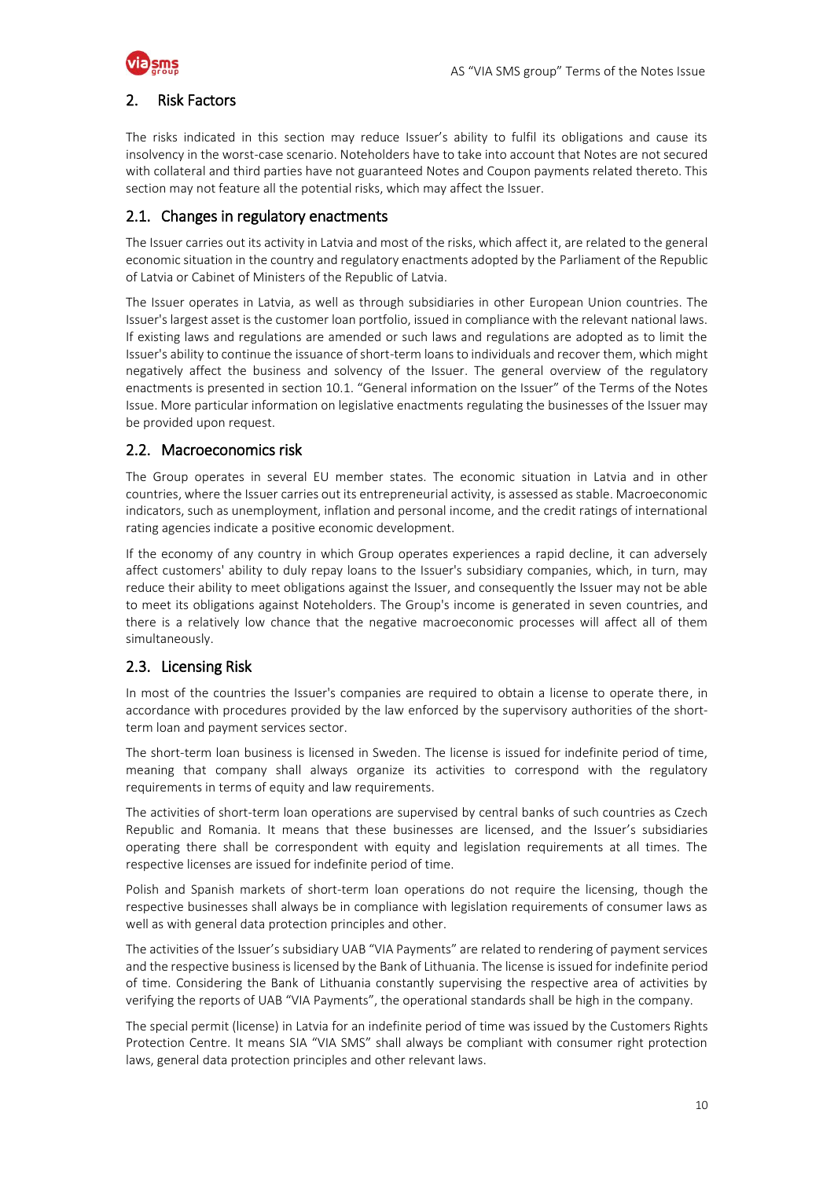## 2. Risk Factors

The risks indicated in this section may reduce Issuer's ability to fulfil its obligations and cause its insolvency in the worst-case scenario. Noteholders have to take into account that Notes are not secured with collateral and third parties have not guaranteed Notes and Coupon payments related thereto. This section may not feature all the potential risks, which may affect the Issuer.

### 2.1. Changes in regulatory enactments

The Issuer carries out its activity in Latvia and most of the risks, which affect it, are related to the general economic situation in the country and regulatory enactments adopted by the Parliament of the Republic of Latvia or Cabinet of Ministers of the Republic of Latvia.

The Issuer operates in Latvia, as well as through subsidiaries in other European Union countries. The Issuer's largest asset is the customer loan portfolio, issued in compliance with the relevant national laws. If existing laws and regulations are amended or such laws and regulations are adopted as to limit the Issuer's ability to continue the issuance of short-term loans to individuals and recover them, which might negatively affect the business and solvency of the Issuer. The general overview of the regulatory enactments is presented in section 10.1. "General information on the Issuer" of the Terms of the Notes Issue. More particular information on legislative enactments regulating the businesses of the Issuer may be provided upon request.

### 2.2. Macroeconomics risk

The Group operates in several EU member states. The economic situation in Latvia and in other countries, where the Issuer carries out its entrepreneurial activity, is assessed as stable. Macroeconomic indicators, such as unemployment, inflation and personal income, and the credit ratings of international rating agencies indicate a positive economic development.

If the economy of any country in which Group operates experiences a rapid decline, it can adversely affect customers' ability to duly repay loans to the Issuer's subsidiary companies, which, in turn, may reduce their ability to meet obligations against the Issuer, and consequently the Issuer may not be able to meet its obligations against Noteholders. The Group's income is generated in seven countries, and there is a relatively low chance that the negative macroeconomic processes will affect all of them simultaneously.

### 2.3. Licensing Risk

In most of the countries the Issuer's companies are required to obtain a license to operate there, in accordance with procedures provided by the law enforced by the supervisory authorities of the short-term loan and payment services sector.

The short-term loan business is licensed in Sweden. The license is issued for indefinite period of time, meaning that company shall always organize its activities to correspond with the regulatory requirements in terms of equity and law requirements.

The activities of short-term loan operations are supervised by central banks of such countries as Czech Republic and Romania. It means that these businesses are licensed, and the Issuer's subsidiaries operating there shall be correspondent with equity and legislation requirements at all times. The respective licenses are issued for indefinite period of time.

Polish and Spanish markets of short-term loan operations do not require the licensing, though the respective businesses shall always be in compliance with legislation requirements of consumer laws as well as with general data protection principles and other.

The activities of the Issuer's subsidiary UAB "VIA Payments" are related to rendering of payment services and the respective business is licensed by the Bank of Lithuania. The license is issued for indefinite period of time. Considering the Bank of Lithuania constantly supervising the respective area of activities by verifying the reports of UAB "VIA Payments", the operational standards shall be high in the company.

The special permit (license) in Latvia for an indefinite period of time was issued by the Customers Rights Protection Centre. It means SIA "VIA SMS" shall always be compliant with consumer right protection laws, general data protection principles and other relevant laws.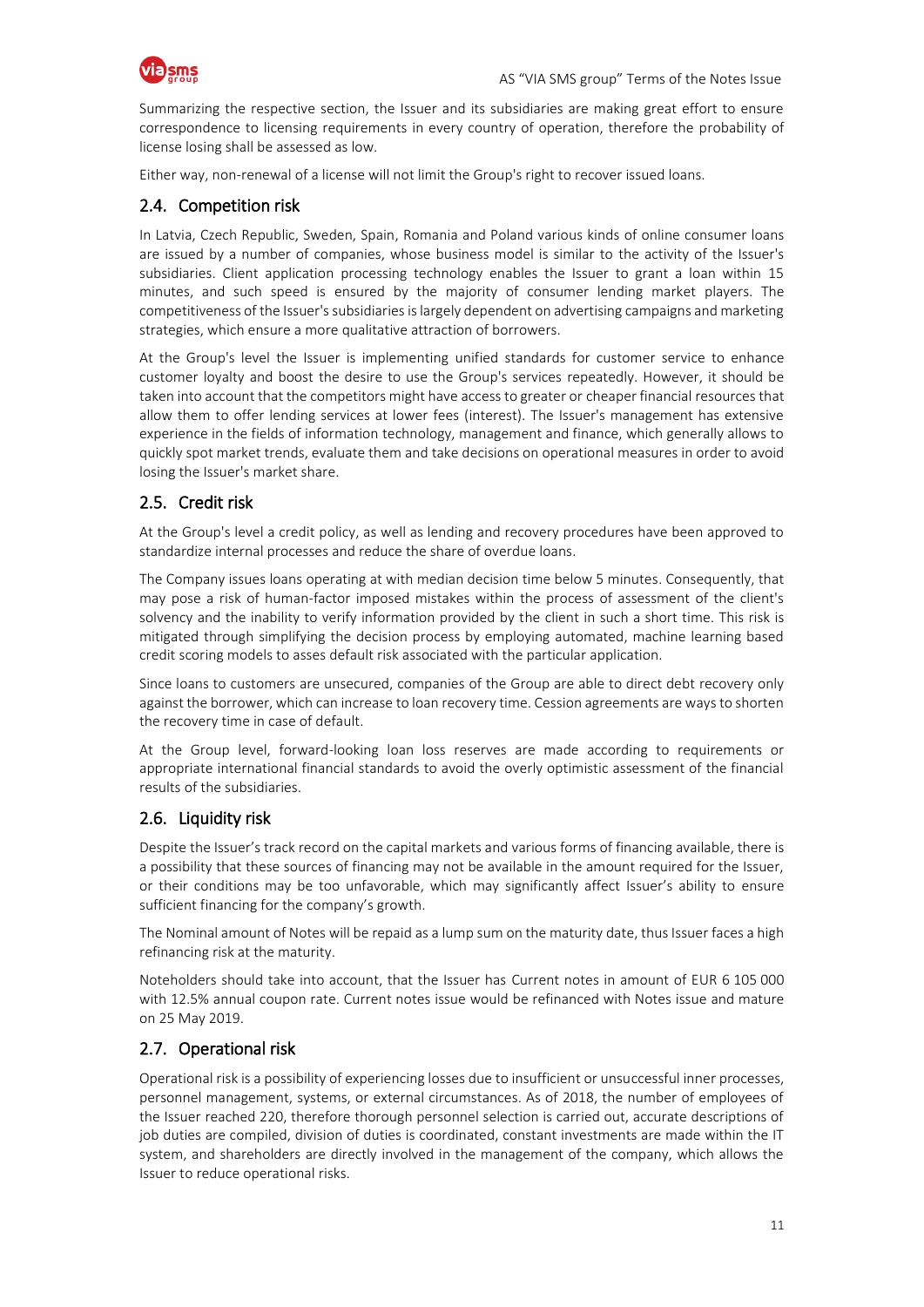Summarizing the respective section, the Issuer and its subsidiaries are making great effort to ensure correspondence to licensing requirements in every country of operation, therefore the probability of license losing shall be assessed as low.

Either way, non-renewal of a license will not limit the Group's right to recover issued loans.

## 2.4. Competition risk

In Latvia, Czech Republic, Sweden, Spain, Romania and Poland various kinds of online consumer loans are issued by a number of companies, whose business model is similar to the activity of the Issuer's subsidiaries. Client application processing technology enables the Issuer to grant a loan within 15 minutes, and such speed is ensured by the majority of consumer lending market players. The competitiveness of the Issuer's subsidiaries is largely dependent on advertising campaigns and marketing strategies, which ensure a more qualitative attraction of borrowers.

At the Group's level the Issuer is implementing unified standards for customer service to enhance customer loyalty and boost the desire to use the Group's services repeatedly. However, it should be taken into account that the competitors might have access to greater or cheaper financial resources that allow them to offer lending services at lower fees (interest). The Issuer's management has extensive experience in the fields of information technology, management and finance, which generally allows to quickly spot market trends, evaluate them and take decisions on operational measures in order to avoid losing the Issuer's market share.

## 2.5. Credit risk

At the Group's level a credit policy, as well as lending and recovery procedures have been approved to standardize internal processes and reduce the share of overdue loans.

The Company issues loans operating at with median decision time below 5 minutes. Consequently, that may pose a risk of human-factor imposed mistakes within the process of assessment of the client's solvency and the inability to verify information provided by the client in such a short time. This risk is mitigated through simplifying the decision process by employing automated, machine learning based credit scoring models to asses default risk associated with the particular application.

Since loans to customers are unsecured, companies of the Group are able to direct debt recovery only against the borrower, which can increase to loan recovery time. Cession agreements are ways to shorten the recovery time in case of default.

At the Group level, forward-looking loan loss reserves are made according to requirements or appropriate international financial standards to avoid the overly optimistic assessment of the financial results of the subsidiaries.

## 2.6. Liquidity risk

Despite the Issuer's track record on the capital markets and various forms of financing available, there is a possibility that these sources of financing may not be available in the amount required for the Issuer, or their conditions may be too unfavorable, which may significantly affect Issuer's ability to ensure sufficient financing for the company's growth.

The Nominal amount of Notes will be repaid as a lump sum on the maturity date, thus Issuer faces a high refinancing risk at the maturity.

Noteholders should take into account, that the Issuer has Current notes in amount of EUR 6 105 000 with 12.5% annual coupon rate. Current notes issue would be refinanced with Notes issue and mature on 25 May 2019.

## 2.7. Operational risk

Operational risk is a possibility of experiencing losses due to insufficient or unsuccessful inner processes, personnel management, systems, or external circumstances. As of 2018, the number of employees of the Issuer reached 220, therefore thorough personnel selection is carried out, accurate descriptions of job duties are compiled, division of duties is coordinated, constant investments are made within the IT system, and shareholders are directly involved in the management of the company, which allows the Issuer to reduce operational risks.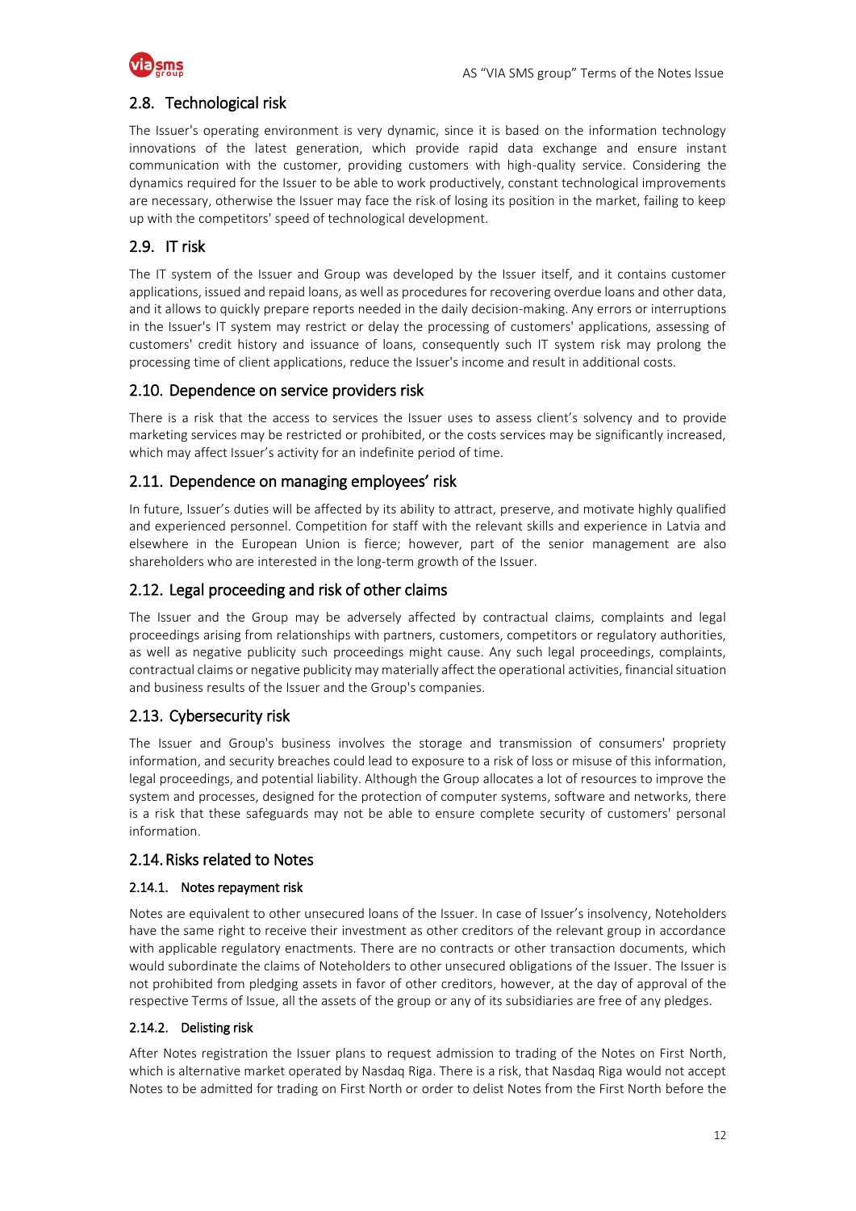## 2.8. Technological risk

The Issuer's operating environment is very dynamic, since it is based on the information technology innovations of the latest generation, which provide rapid data exchange and ensure instant communication with the customer, providing customers with high-quality service. Considering the dynamics required for the Issuer to be able to work productively, constant technological improvements are necessary, otherwise the Issuer may face the risk of losing its position in the market, failing to keep up with the competitors' speed of technological development.

## 2.9. IT risk

The IT system of the Issuer and Group was developed by the Issuer itself, and it contains customer applications, issued and repaid loans, as well as procedures for recovering overdue loans and other data, and it allows to quickly prepare reports needed in the daily decision-making. Any errors or interruptions in the Issuer's IT system may restrict or delay the processing of customers' applications, assessing of customers' credit history and issuance of loans, consequently such IT system risk may prolong the processing time of client applications, reduce the Issuer's income and result in additional costs.

## 2.10. Dependence on service providers risk

There is a risk that the access to services the Issuer uses to assess client's solvency and to provide marketing services may be restricted or prohibited, or the costs services may be significantly increased, which may affect Issuer's activity for an indefinite period of time.

## 2.11. Dependence on managing employees' risk

In future, Issuer's duties will be affected by its ability to attract, preserve, and motivate highly qualified and experienced personnel. Competition for staff with the relevant skills and experience in Latvia and elsewhere in the European Union is fierce; however, part of the senior management are also shareholders who are interested in the long-term growth of the Issuer.

## 2.12. Legal proceeding and risk of other claims

The Issuer and the Group may be adversely affected by contractual claims, complaints and legal proceedings arising from relationships with partners, customers, competitors or regulatory authorities, as well as negative publicity such proceedings might cause. Any such legal proceedings, complaints, contractual claims or negative publicity may materially affect the operational activities, financial situation and business results of the Issuer and the Group's companies.

## 2.13. Cybersecurity risk

The Issuer and Group's business involves the storage and transmission of consumers' propriety information, and security breaches could lead to exposure to a risk of loss or misuse of this information, legal proceedings, and potential liability. Although the Group allocates a lot of resources to improve the system and processes, designed for the protection of computer systems, software and networks, there is a risk that these safeguards may not be able to ensure complete security of customers' personal information.

## 2.14. Risks related to Notes

### 2.14.1. Notes repayment risk

Notes are equivalent to other unsecured loans of the Issuer. In case of Issuer's insolvency, Noteholders have the same right to receive their investment as other creditors of the relevant group in accordance with applicable regulatory enactments. There are no contracts or other transaction documents, which would subordinate the claims of Noteholders to other unsecured obligations of the Issuer. The Issuer is not prohibited from pledging assets in favor of other creditors, however, at the day of approval of the respective Terms of Issue, all the assets of the group or any of its subsidiaries are free of any pledges.

### 2.14.2. Delisting risk

After Notes registration the Issuer plans to request admission to trading of the Notes on First North, which is alternative market operated by Nasdaq Riga. There is a risk, that Nasdaq Riga would not accept Notes to be admitted for trading on First North or order to delist Notes from the First North before the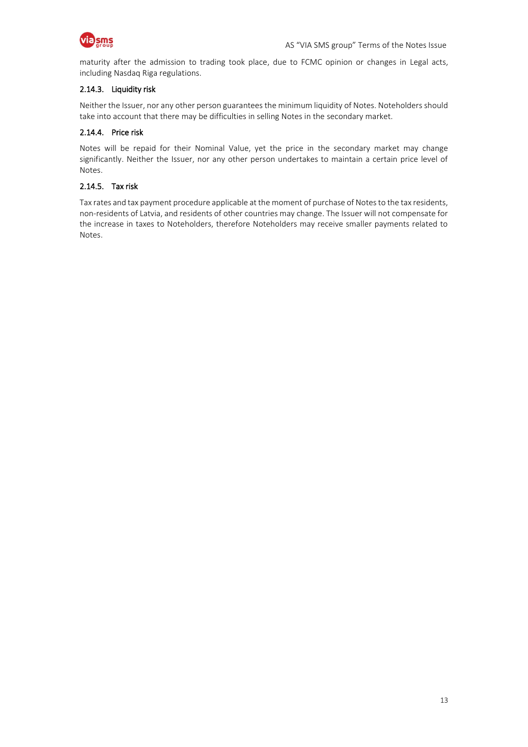maturity after the admission to trading took place, due to FCMC opinion or changes in Legal acts, including Nasdaq Riga regulations.

### 2.14.3. Liquidity risk

Neither the Issuer, nor any other person guarantees the minimum liquidity of Notes. Noteholders should take into account that there may be difficulties in selling Notes in the secondary market.

### 2.14.4. Price risk

Notes will be repaid for their Nominal Value, yet the price in the secondary market may change significantly. Neither the Issuer, nor any other person undertakes to maintain a certain price level of Notes.

### 2.14.5. Tax risk

Tax rates and tax payment procedure applicable at the moment of purchase of Notes to the tax residents, non-residents of Latvia, and residents of other countries may change. The Issuer will not compensate for the increase in taxes to Noteholders, therefore Noteholders may receive smaller payments related to Notes.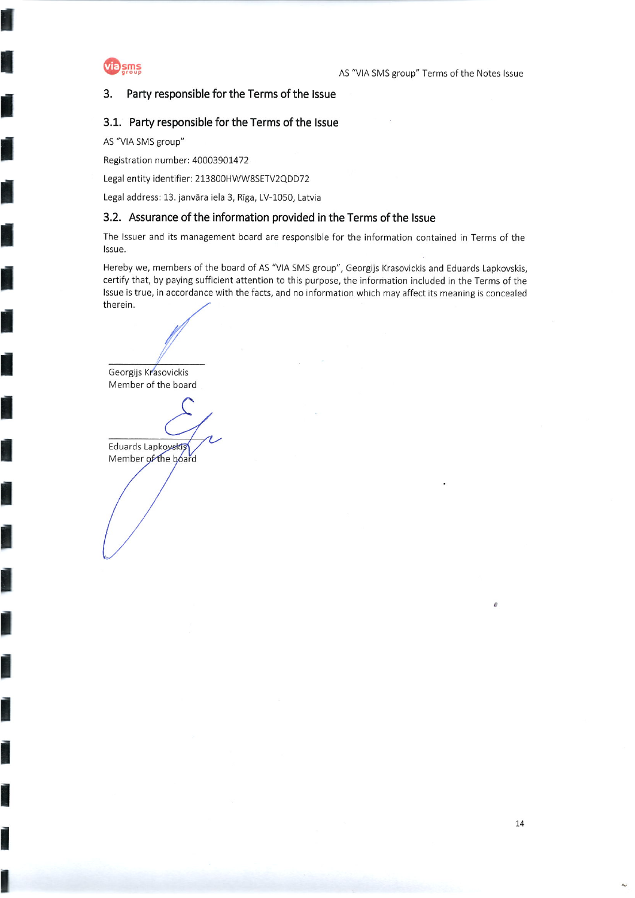## 3. Party responsible for the Terms of the Issue

### 3.1. Party responsible for the Terms of the Issue

AS "VIA SMS group"

Registration number: 40003901472

Legal entity identifier: 213800HWW8SETV2QDD72

Legal address: 13. janvāra iela 3, Rīga, LV-1050, Latvia

### 3.2. Assurance of the information provided in the Terms of the Issue

The Issuer and its management board are responsible for the information contained in Terms of the Issue.

Hereby we, members of the board of AS "VIA SMS group", Georgijs Krasovickis and Eduards Lapkovskis, certify that, by paying sufficient attention to this purpose, the information included in the Terms of the Issue is true, in accordance with the facts, and no information which may affect its meaning is concealed therein.

Georgijs Krasovickis
Member of the board

Eduards Lapkovskis
Member of the board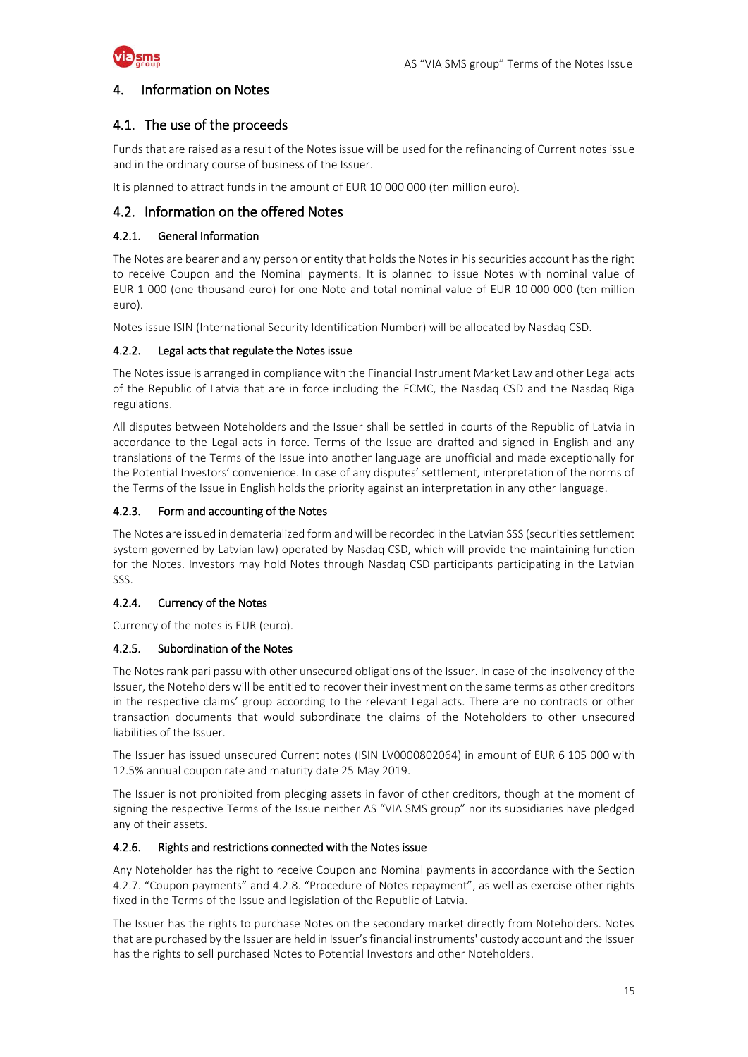# 4. Information on Notes

## 4.1. The use of the proceeds

Funds that are raised as a result of the Notes issue will be used for the refinancing of Current notes issue and in the ordinary course of business of the Issuer.

It is planned to attract funds in the amount of EUR 10 000 000 (ten million euro).

## 4.2. Information on the offered Notes

### 4.2.1. General Information

The Notes are bearer and any person or entity that holds the Notes in his securities account has the right to receive Coupon and the Nominal payments. It is planned to issue Notes with nominal value of EUR 1 000 (one thousand euro) for one Note and total nominal value of EUR 10 000 000 (ten million euro).

Notes issue ISIN (International Security Identification Number) will be allocated by Nasdaq CSD.

### 4.2.2. Legal acts that regulate the Notes issue

The Notes issue is arranged in compliance with the Financial Instrument Market Law and other Legal acts of the Republic of Latvia that are in force including the FCMC, the Nasdaq CSD and the Nasdaq Riga regulations.

All disputes between Noteholders and the Issuer shall be settled in courts of the Republic of Latvia in accordance to the Legal acts in force. Terms of the Issue are drafted and signed in English and any translations of the Terms of the Issue into another language are unofficial and made exceptionally for the Potential Investors' convenience. In case of any disputes' settlement, interpretation of the norms of the Terms of the Issue in English holds the priority against an interpretation in any other language.

### 4.2.3. Form and accounting of the Notes

The Notes are issued in dematerialized form and will be recorded in the Latvian SSS (securities settlement system governed by Latvian law) operated by Nasdaq CSD, which will provide the maintaining function for the Notes. Investors may hold Notes through Nasdaq CSD participants participating in the Latvian SSS.

### 4.2.4. Currency of the Notes

Currency of the notes is EUR (euro).

### 4.2.5. Subordination of the Notes

The Notes rank pari passu with other unsecured obligations of the Issuer. In case of the insolvency of the Issuer, the Noteholders will be entitled to recover their investment on the same terms as other creditors in the respective claims' group according to the relevant Legal acts. There are no contracts or other transaction documents that would subordinate the claims of the Noteholders to other unsecured liabilities of the Issuer.

The Issuer has issued unsecured Current notes (ISIN LV0000802064) in amount of EUR 6 105 000 with 12.5% annual coupon rate and maturity date 25 May 2019.

The Issuer is not prohibited from pledging assets in favor of other creditors, though at the moment of signing the respective Terms of the Issue neither AS "VIA SMS group" nor its subsidiaries have pledged any of their assets.

### 4.2.6. Rights and restrictions connected with the Notes issue

Any Noteholder has the right to receive Coupon and Nominal payments in accordance with the Section 4.2.7. "Coupon payments" and 4.2.8. "Procedure of Notes repayment", as well as exercise other rights fixed in the Terms of the Issue and legislation of the Republic of Latvia.

The Issuer has the rights to purchase Notes on the secondary market directly from Noteholders. Notes that are purchased by the Issuer are held in Issuer's financial instruments' custody account and the Issuer has the rights to sell purchased Notes to Potential Investors and other Noteholders.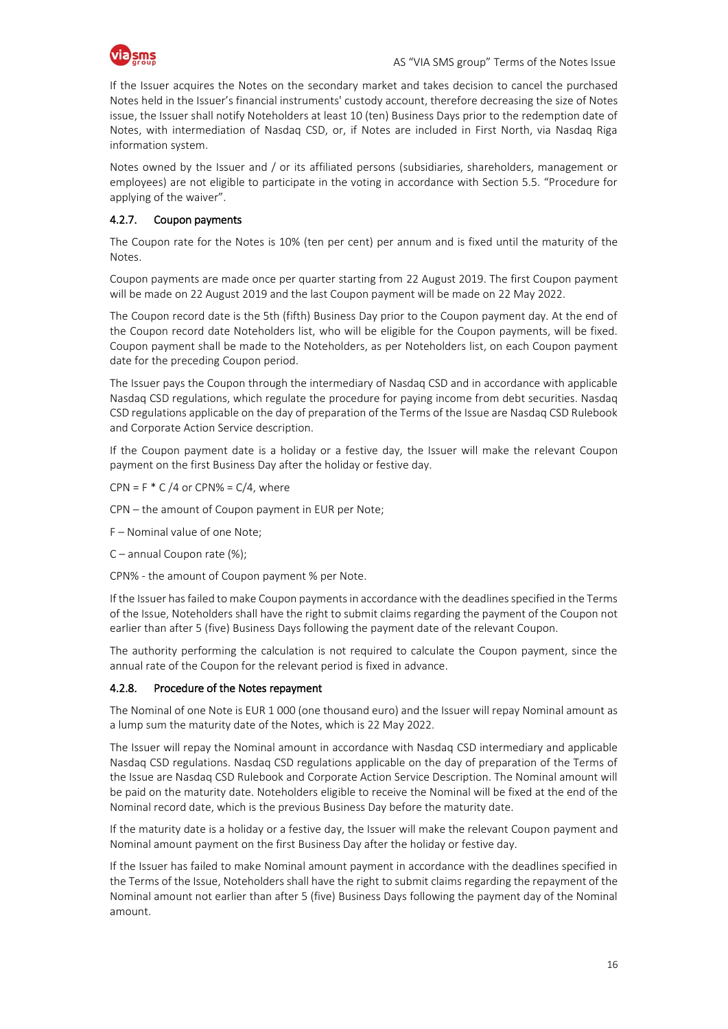If the Issuer acquires the Notes on the secondary market and takes decision to cancel the purchased Notes held in the Issuer's financial instruments' custody account, therefore decreasing the size of Notes issue, the Issuer shall notify Noteholders at least 10 (ten) Business Days prior to the redemption date of Notes, with intermediation of Nasdaq CSD, or, if Notes are included in First North, via Nasdaq Riga information system.

Notes owned by the Issuer and / or its affiliated persons (subsidiaries, shareholders, management or employees) are not eligible to participate in the voting in accordance with Section 5.5. "Procedure for applying of the waiver".

### 4.2.7. Coupon payments

The Coupon rate for the Notes is 10% (ten per cent) per annum and is fixed until the maturity of the Notes.

Coupon payments are made once per quarter starting from 22 August 2019. The first Coupon payment will be made on 22 August 2019 and the last Coupon payment will be made on 22 May 2022.

The Coupon record date is the 5th (fifth) Business Day prior to the Coupon payment day. At the end of the Coupon record date Noteholders list, who will be eligible for the Coupon payments, will be fixed. Coupon payment shall be made to the Noteholders, as per Noteholders list, on each Coupon payment date for the preceding Coupon period.

The Issuer pays the Coupon through the intermediary of Nasdaq CSD and in accordance with applicable Nasdaq CSD regulations, which regulate the procedure for paying income from debt securities. Nasdaq CSD regulations applicable on the day of preparation of the Terms of the Issue are Nasdaq CSD Rulebook and Corporate Action Service description.

If the Coupon payment date is a holiday or a festive day, the Issuer will make the relevant Coupon payment on the first Business Day after the holiday or festive day.

$CPN = F * C / 4$ or $CPN\% = C/4$, where

CPN – the amount of Coupon payment in EUR per Note;

F – Nominal value of one Note;

C – annual Coupon rate (%);

CPN% - the amount of Coupon payment % per Note.

If the Issuer has failed to make Coupon payments in accordance with the deadlines specified in the Terms of the Issue, Noteholders shall have the right to submit claims regarding the payment of the Coupon not earlier than after 5 (five) Business Days following the payment date of the relevant Coupon.

The authority performing the calculation is not required to calculate the Coupon payment, since the annual rate of the Coupon for the relevant period is fixed in advance.

### 4.2.8. Procedure of the Notes repayment

The Nominal of one Note is EUR 1 000 (one thousand euro) and the Issuer will repay Nominal amount as a lump sum the maturity date of the Notes, which is 22 May 2022.

The Issuer will repay the Nominal amount in accordance with Nasdaq CSD intermediary and applicable Nasdaq CSD regulations. Nasdaq CSD regulations applicable on the day of preparation of the Terms of the Issue are Nasdaq CSD Rulebook and Corporate Action Service Description. The Nominal amount will be paid on the maturity date. Noteholders eligible to receive the Nominal will be fixed at the end of the Nominal record date, which is the previous Business Day before the maturity date.

If the maturity date is a holiday or a festive day, the Issuer will make the relevant Coupon payment and Nominal amount payment on the first Business Day after the holiday or festive day.

If the Issuer has failed to make Nominal amount payment in accordance with the deadlines specified in the Terms of the Issue, Noteholders shall have the right to submit claims regarding the repayment of the Nominal amount not earlier than after 5 (five) Business Days following the payment day of the Nominal amount.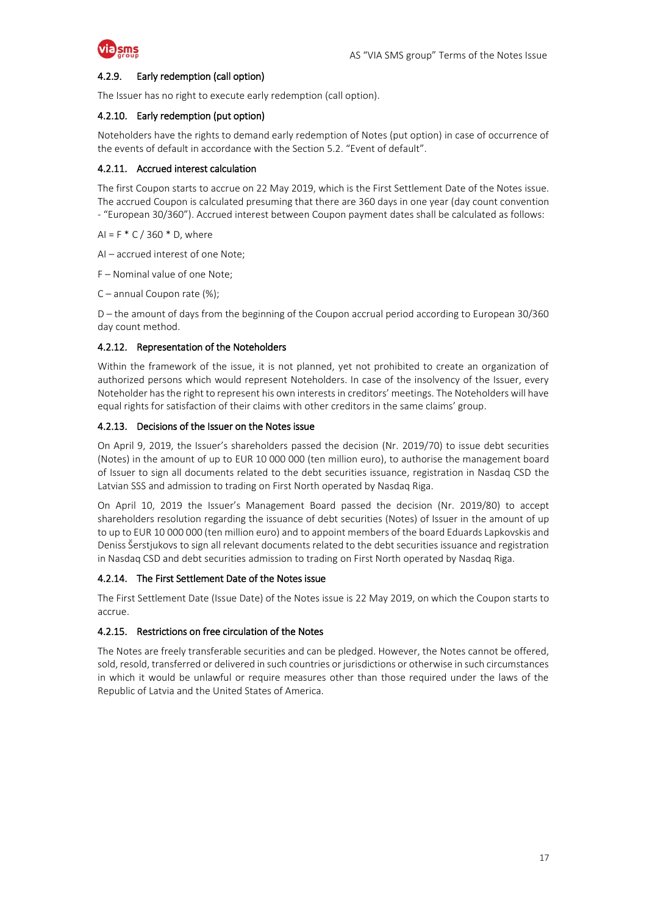#### 4.2.9. Early redemption (call option)

The Issuer has no right to execute early redemption (call option).

#### 4.2.10. Early redemption (put option)

Noteholders have the rights to demand early redemption of Notes (put option) in case of occurrence of the events of default in accordance with the Section 5.2. "Event of default".

#### 4.2.11. Accrued interest calculation

The first Coupon starts to accrue on 22 May 2019, which is the First Settlement Date of the Notes issue. The accrued Coupon is calculated presuming that there are 360 days in one year (day count convention - "European 30/360"). Accrued interest between Coupon payment dates shall be calculated as follows:

$AI = F * C / 360 * D$, where

AI – accrued interest of one Note;

F – Nominal value of one Note;

C – annual Coupon rate (%);

D – the amount of days from the beginning of the Coupon accrual period according to European 30/360 day count method.

#### 4.2.12. Representation of the Noteholders

Within the framework of the issue, it is not planned, yet not prohibited to create an organization of authorized persons which would represent Noteholders. In case of the insolvency of the Issuer, every Noteholder has the right to represent his own interests in creditors' meetings. The Noteholders will have equal rights for satisfaction of their claims with other creditors in the same claims' group.

#### 4.2.13. Decisions of the Issuer on the Notes issue

On April 9, 2019, the Issuer's shareholders passed the decision (Nr. 2019/70) to issue debt securities (Notes) in the amount of up to EUR 10 000 000 (ten million euro), to authorise the management board of Issuer to sign all documents related to the debt securities issuance, registration in Nasdaq CSD the Latvian SSS and admission to trading on First North operated by Nasdaq Riga.

On April 10, 2019 the Issuer's Management Board passed the decision (Nr. 2019/80) to accept shareholders resolution regarding the issuance of debt securities (Notes) of Issuer in the amount of up to up to EUR 10 000 000 (ten million euro) and to appoint members of the board Eduards Lapkovskis and Deniss Šerstjukovs to sign all relevant documents related to the debt securities issuance and registration in Nasdaq CSD and debt securities admission to trading on First North operated by Nasdaq Riga.

#### 4.2.14. The First Settlement Date of the Notes issue

The First Settlement Date (Issue Date) of the Notes issue is 22 May 2019, on which the Coupon starts to accrue.

#### 4.2.15. Restrictions on free circulation of the Notes

The Notes are freely transferable securities and can be pledged. However, the Notes cannot be offered, sold, resold, transferred or delivered in such countries or jurisdictions or otherwise in such circumstances in which it would be unlawful or require measures other than those required under the laws of the Republic of Latvia and the United States of America.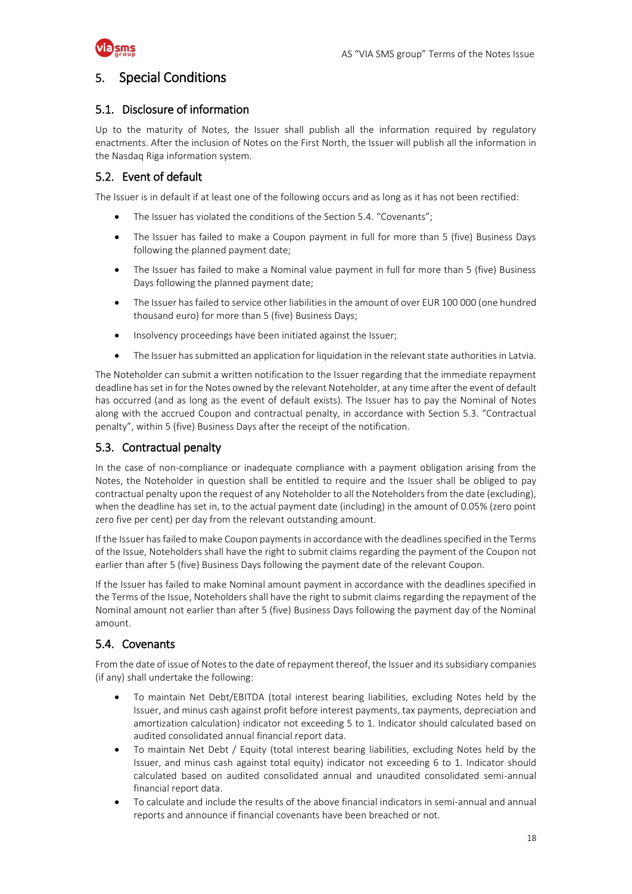# 5. Special Conditions

## 5.1. Disclosure of information

Up to the maturity of Notes, the Issuer shall publish all the information required by regulatory enactments. After the inclusion of Notes on the First North, the Issuer will publish all the information in the Nasdaq Riga information system.

## 5.2. Event of default

The Issuer is in default if at least one of the following occurs and as long as it has not been rectified:

- The Issuer has violated the conditions of the Section 5.4. "Covenants";
- The Issuer has failed to make a Coupon payment in full for more than 5 (five) Business Days following the planned payment date;
- The Issuer has failed to make a Nominal value payment in full for more than 5 (five) Business Days following the planned payment date;
- The Issuer has failed to service other liabilities in the amount of over EUR 100 000 (one hundred thousand euro) for more than 5 (five) Business Days;
- Insolvency proceedings have been initiated against the Issuer;
- The Issuer has submitted an application for liquidation in the relevant state authorities in Latvia.

The Noteholder can submit a written notification to the Issuer regarding that the immediate repayment deadline has set in for the Notes owned by the relevant Noteholder, at any time after the event of default has occurred (and as long as the event of default exists). The Issuer has to pay the Nominal of Notes along with the accrued Coupon and contractual penalty, in accordance with Section 5.3. "Contractual penalty", within 5 (five) Business Days after the receipt of the notification.

## 5.3. Contractual penalty

In the case of non-compliance or inadequate compliance with a payment obligation arising from the Notes, the Noteholder in question shall be entitled to require and the Issuer shall be obliged to pay contractual penalty upon the request of any Noteholder to all the Noteholders from the date (excluding), when the deadline has set in, to the actual payment date (including) in the amount of 0.05% (zero point zero five per cent) per day from the relevant outstanding amount.

If the Issuer has failed to make Coupon payments in accordance with the deadlines specified in the Terms of the Issue, Noteholders shall have the right to submit claims regarding the payment of the Coupon not earlier than after 5 (five) Business Days following the payment date of the relevant Coupon.

If the Issuer has failed to make Nominal amount payment in accordance with the deadlines specified in the Terms of the Issue, Noteholders shall have the right to submit claims regarding the repayment of the Nominal amount not earlier than after 5 (five) Business Days following the payment day of the Nominal amount.

## 5.4. Covenants

From the date of issue of Notes to the date of repayment thereof, the Issuer and its subsidiary companies (if any) shall undertake the following:

- To maintain Net Debt/EBITDA (total interest bearing liabilities, excluding Notes held by the Issuer, and minus cash against profit before interest payments, tax payments, depreciation and amortization calculation) indicator not exceeding 5 to 1. Indicator should calculated based on audited consolidated annual financial report data.
- To maintain Net Debt / Equity (total interest bearing liabilities, excluding Notes held by the Issuer, and minus cash against total equity) indicator not exceeding 6 to 1. Indicator should calculated based on audited consolidated annual and unaudited consolidated semi-annual financial report data.
- To calculate and include the results of the above financial indicators in semi-annual and annual reports and announce if financial covenants have been breached or not.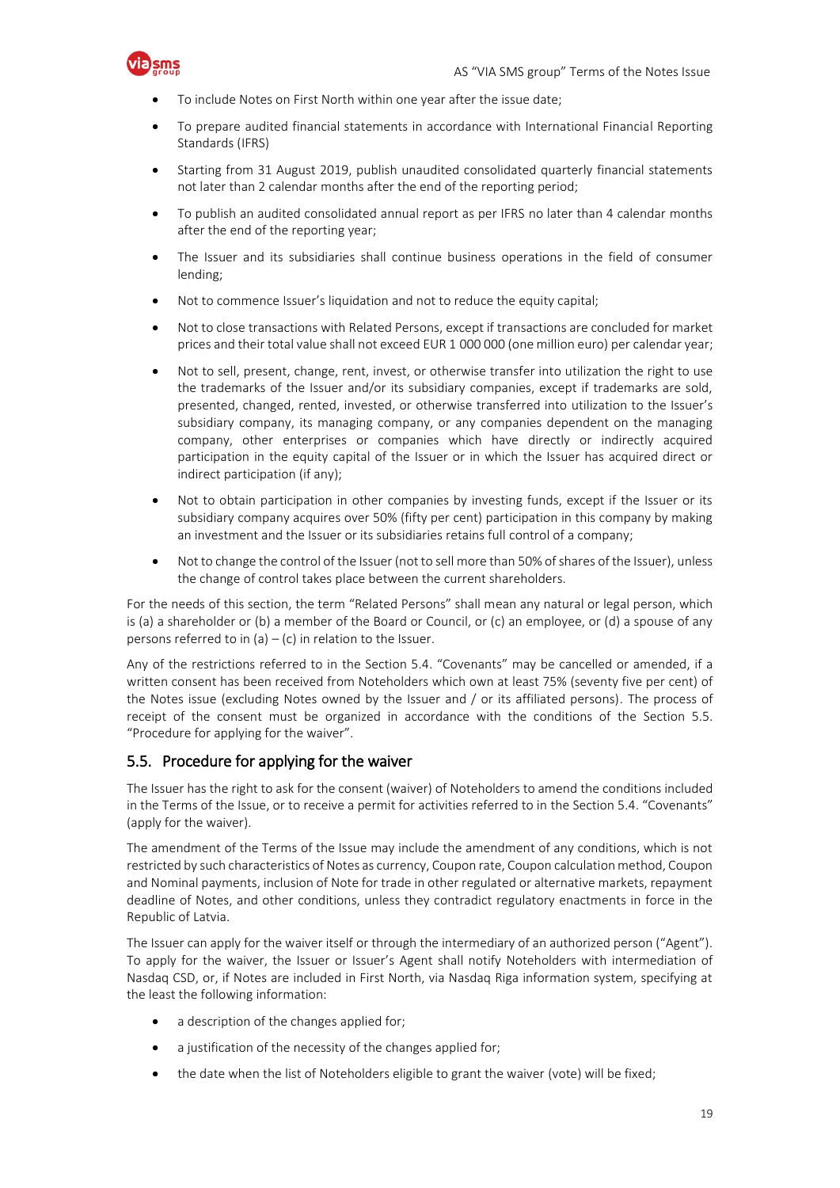- To include Notes on First North within one year after the issue date;
- To prepare audited financial statements in accordance with International Financial Reporting Standards (IFRS)
- Starting from 31 August 2019, publish unaudited consolidated quarterly financial statements not later than 2 calendar months after the end of the reporting period;
- To publish an audited consolidated annual report as per IFRS no later than 4 calendar months after the end of the reporting year;
- The Issuer and its subsidiaries shall continue business operations in the field of consumer lending;
- Not to commence Issuer's liquidation and not to reduce the equity capital;
- Not to close transactions with Related Persons, except if transactions are concluded for market prices and their total value shall not exceed EUR 1 000 000 (one million euro) per calendar year;
- Not to sell, present, change, rent, invest, or otherwise transfer into utilization the right to use the trademarks of the Issuer and/or its subsidiary companies, except if trademarks are sold, presented, changed, rented, invested, or otherwise transferred into utilization to the Issuer's subsidiary company, its managing company, or any companies dependent on the managing company, other enterprises or companies which have directly or indirectly acquired participation in the equity capital of the Issuer or in which the Issuer has acquired direct or indirect participation (if any);
- Not to obtain participation in other companies by investing funds, except if the Issuer or its subsidiary company acquires over 50% (fifty per cent) participation in this company by making an investment and the Issuer or its subsidiaries retains full control of a company;
- Not to change the control of the Issuer (not to sell more than 50% of shares of the Issuer), unless the change of control takes place between the current shareholders.

For the needs of this section, the term "Related Persons" shall mean any natural or legal person, which is (a) a shareholder or (b) a member of the Board or Council, or (c) an employee, or (d) a spouse of any persons referred to in (a) – (c) in relation to the Issuer.

Any of the restrictions referred to in the Section 5.4. "Covenants" may be cancelled or amended, if a written consent has been received from Noteholders which own at least 75% (seventy five per cent) of the Notes issue (excluding Notes owned by the Issuer and / or its affiliated persons). The process of receipt of the consent must be organized in accordance with the conditions of the Section 5.5. "Procedure for applying for the waiver".

## 5.5. Procedure for applying for the waiver

The Issuer has the right to ask for the consent (waiver) of Noteholders to amend the conditions included in the Terms of the Issue, or to receive a permit for activities referred to in the Section 5.4. "Covenants" (apply for the waiver).

The amendment of the Terms of the Issue may include the amendment of any conditions, which is not restricted by such characteristics of Notes as currency, Coupon rate, Coupon calculation method, Coupon and Nominal payments, inclusion of Note for trade in other regulated or alternative markets, repayment deadline of Notes, and other conditions, unless they contradict regulatory enactments in force in the Republic of Latvia.

The Issuer can apply for the waiver itself or through the intermediary of an authorized person ("Agent"). To apply for the waiver, the Issuer or Issuer's Agent shall notify Noteholders with intermediation of Nasdaq CSD, or, if Notes are included in First North, via Nasdaq Riga information system, specifying at the least the following information:

- a description of the changes applied for;
- a justification of the necessity of the changes applied for;
- the date when the list of Noteholders eligible to grant the waiver (vote) will be fixed;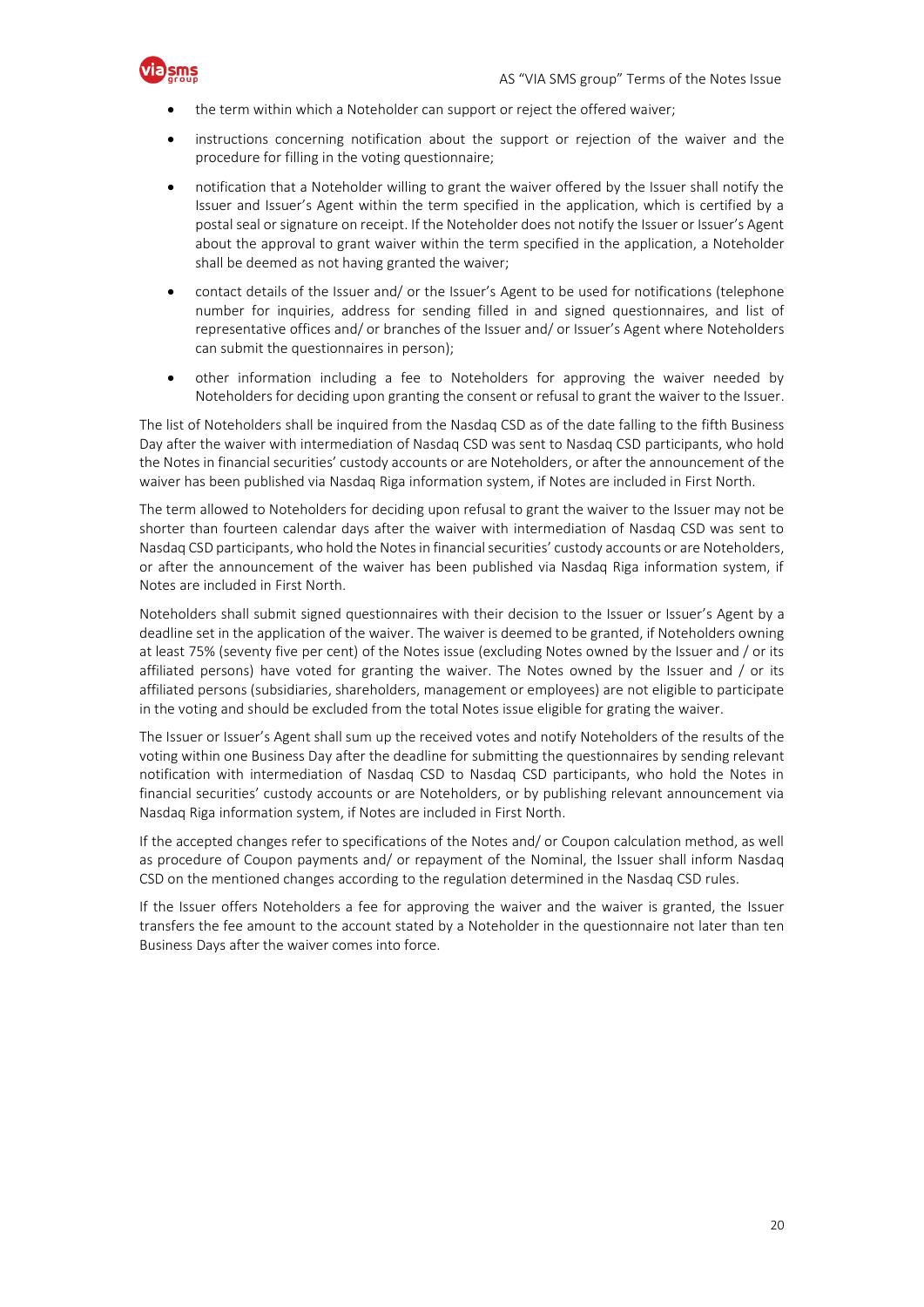- the term within which a Noteholder can support or reject the offered waiver;
- instructions concerning notification about the support or rejection of the waiver and the procedure for filling in the voting questionnaire;
- notification that a Noteholder willing to grant the waiver offered by the Issuer shall notify the Issuer and Issuer's Agent within the term specified in the application, which is certified by a postal seal or signature on receipt. If the Noteholder does not notify the Issuer or Issuer's Agent about the approval to grant waiver within the term specified in the application, a Noteholder shall be deemed as not having granted the waiver;
- contact details of the Issuer and/ or the Issuer's Agent to be used for notifications (telephone number for inquiries, address for sending filled in and signed questionnaires, and list of representative offices and/ or branches of the Issuer and/ or Issuer's Agent where Noteholders can submit the questionnaires in person);
- other information including a fee to Noteholders for approving the waiver needed by Noteholders for deciding upon granting the consent or refusal to grant the waiver to the Issuer.

The list of Noteholders shall be inquired from the Nasdaq CSD as of the date falling to the fifth Business Day after the waiver with intermediation of Nasdaq CSD was sent to Nasdaq CSD participants, who hold the Notes in financial securities' custody accounts or are Noteholders, or after the announcement of the waiver has been published via Nasdaq Riga information system, if Notes are included in First North.

The term allowed to Noteholders for deciding upon refusal to grant the waiver to the Issuer may not be shorter than fourteen calendar days after the waiver with intermediation of Nasdaq CSD was sent to Nasdaq CSD participants, who hold the Notes in financial securities' custody accounts or are Noteholders, or after the announcement of the waiver has been published via Nasdaq Riga information system, if Notes are included in First North.

Noteholders shall submit signed questionnaires with their decision to the Issuer or Issuer's Agent by a deadline set in the application of the waiver. The waiver is deemed to be granted, if Noteholders owning at least 75% (seventy five per cent) of the Notes issue (excluding Notes owned by the Issuer and / or its affiliated persons) have voted for granting the waiver. The Notes owned by the Issuer and / or its affiliated persons (subsidiaries, shareholders, management or employees) are not eligible to participate in the voting and should be excluded from the total Notes issue eligible for grating the waiver.

The Issuer or Issuer's Agent shall sum up the received votes and notify Noteholders of the results of the voting within one Business Day after the deadline for submitting the questionnaires by sending relevant notification with intermediation of Nasdaq CSD to Nasdaq CSD participants, who hold the Notes in financial securities' custody accounts or are Noteholders, or by publishing relevant announcement via Nasdaq Riga information system, if Notes are included in First North.

If the accepted changes refer to specifications of the Notes and/ or Coupon calculation method, as well as procedure of Coupon payments and/ or repayment of the Nominal, the Issuer shall inform Nasdaq CSD on the mentioned changes according to the regulation determined in the Nasdaq CSD rules.

If the Issuer offers Noteholders a fee for approving the waiver and the waiver is granted, the Issuer transfers the fee amount to the account stated by a Noteholder in the questionnaire not later than ten Business Days after the waiver comes into force.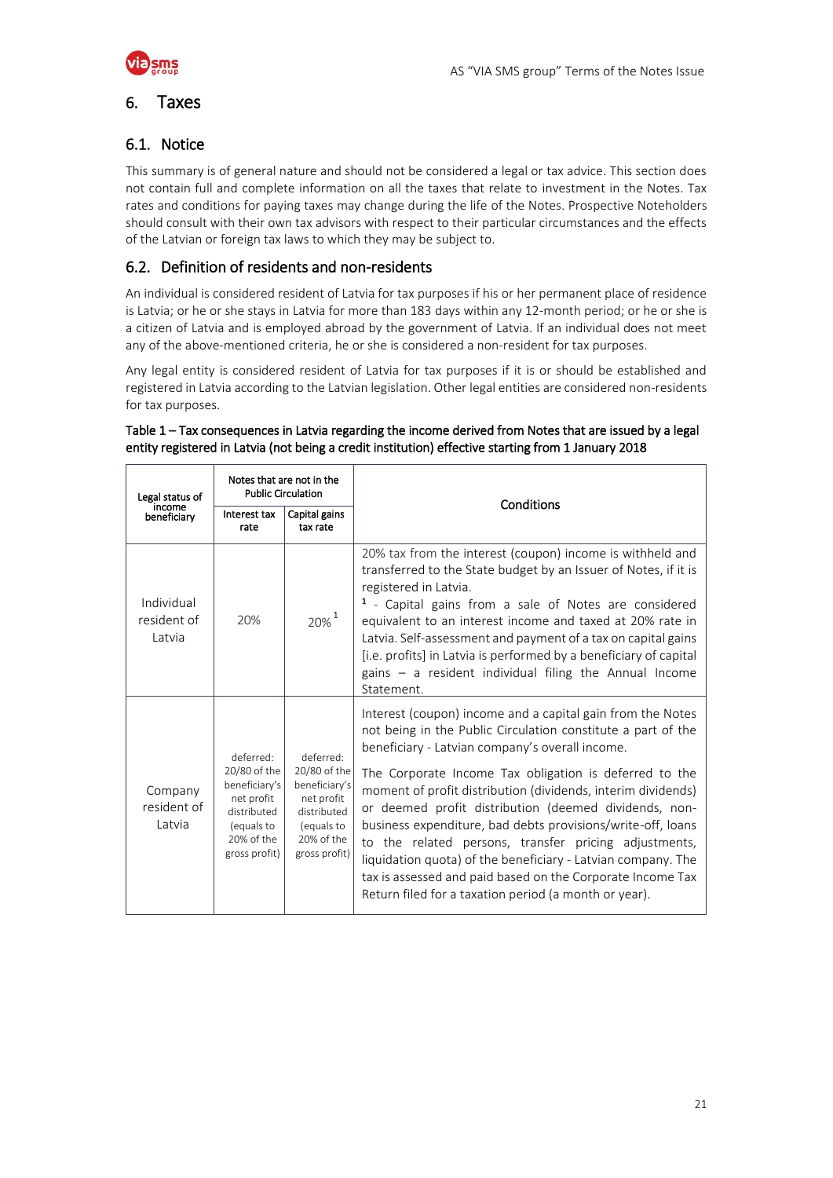# 6. Taxes

## 6.1. Notice

This summary is of general nature and should not be considered a legal or tax advice. This section does not contain full and complete information on all the taxes that relate to investment in the Notes. Tax rates and conditions for paying taxes may change during the life of the Notes. Prospective Noteholders should consult with their own tax advisors with respect to their particular circumstances and the effects of the Latvian or foreign tax laws to which they may be subject to.

## 6.2. Definition of residents and non-residents

An individual is considered resident of Latvia for tax purposes if his or her permanent place of residence is Latvia; or he or she stays in Latvia for more than 183 days within any 12-month period; or he or she is a citizen of Latvia and is employed abroad by the government of Latvia. If an individual does not meet any of the above-mentioned criteria, he or she is considered a non-resident for tax purposes.

Any legal entity is considered resident of Latvia for tax purposes if it is or should be established and registered in Latvia according to the Latvian legislation. Other legal entities are considered non-residents for tax purposes.

Table 1 – Tax consequences in Latvia regarding the income derived from Notes that are issued by a legal entity registered in Latvia (not being a credit institution) effective starting from 1 January 2018

| Legal status of income beneficiary | Notes that are not in the Public Circulation | | Conditions |
|---|---|---|---|
| | Interest tax rate | Capital gains tax rate | |
| Individual resident of Latvia | 20% | 20% [1] | 20% tax from the interest (coupon) income is withheld and transferred to the State budget by an Issuer of Notes, if it is registered in Latvia. [1] - Capital gains from a sale of Notes are considered equivalent to an interest income and taxed at 20% rate in Latvia. Self-assessment and payment of a tax on capital gains [i.e. profits] in Latvia is performed by a beneficiary of capital gains – a resident individual filing the Annual Income Statement. |
| Company resident of Latvia | deferred: 20/80 of the beneficiary's net profit distributed (equals to 20% of the gross profit) | deferred: 20/80 of the beneficiary's net profit distributed (equals to 20% of the gross profit) | Interest (coupon) income and a capital gain from the Notes not being in the Public Circulation constitute a part of the beneficiary - Latvian company's overall income. The Corporate Income Tax obligation is deferred to the moment of profit distribution (dividends, interim dividends) or deemed profit distribution (deemed dividends, non-business expenditure, bad debts provisions/write-off, loans to the related persons, transfer pricing adjustments, liquidation quota) of the beneficiary - Latvian company. The tax is assessed and paid based on the Corporate Income Tax Return filed for a taxation period (a month or year). |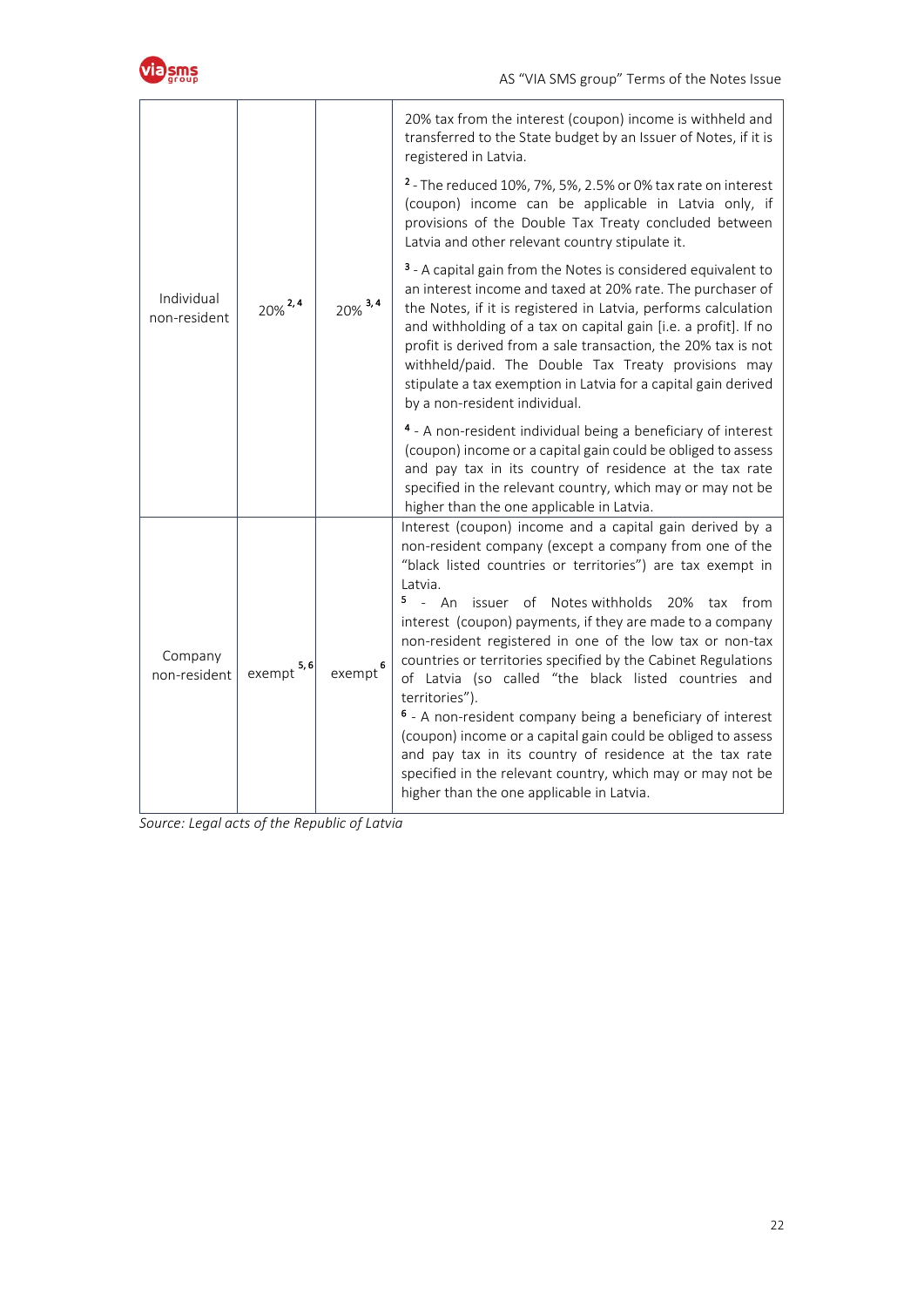| | | | |
|---|---|---|---|
| Individual non-resident | 20% [2,4] | 20% [3,4] | 20% tax from the interest (coupon) income is withheld and transferred to the State budget by an Issuer of Notes, if it is registered in Latvia.<br><br>[2] - The reduced 10%, 7%, 5%, 2.5% or 0% tax rate on interest (coupon) income can be applicable in Latvia only, if provisions of the Double Tax Treaty concluded between Latvia and other relevant country stipulate it.<br><br>[3] - A capital gain from the Notes is considered equivalent to an interest income and taxed at 20% rate. The purchaser of the Notes, if it is registered in Latvia, performs calculation and withholding of a tax on capital gain [i.e. a profit]. If no profit is derived from a sale transaction, the 20% tax is not withheld/paid. The Double Tax Treaty provisions may stipulate a tax exemption in Latvia for a capital gain derived by a non-resident individual.<br><br>[4] - A non-resident individual being a beneficiary of interest (coupon) income or a capital gain could be obliged to assess and pay tax in its country of residence at the tax rate specified in the relevant country, which may or may not be higher than the one applicable in Latvia. |
| Company non-resident | exempt [5,6] | exempt [6] | Interest (coupon) income and a capital gain derived by a non-resident company (except a company from one of the "black listed countries or territories") are tax exempt in Latvia.<br>[5] - An issuer of Notes withholds 20% tax from interest (coupon) payments, if they are made to a company non-resident registered in one of the low tax or non-tax countries or territories specified by the Cabinet Regulations of Latvia (so called "the black listed countries and territories").<br>[6] - A non-resident company being a beneficiary of interest (coupon) income or a capital gain could be obliged to assess and pay tax in its country of residence at the tax rate specified in the relevant country, which may or may not be higher than the one applicable in Latvia. |

*Source: Legal acts of the Republic of Latvia*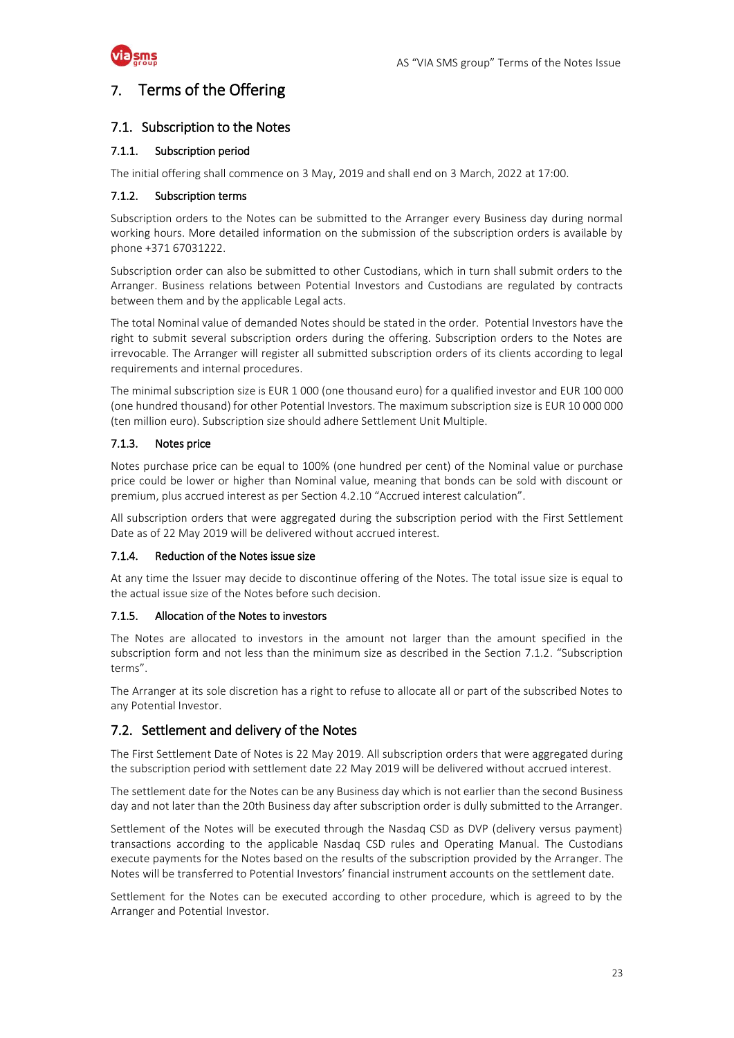# 7. Terms of the Offering

## 7.1. Subscription to the Notes

### 7.1.1. Subscription period

The initial offering shall commence on 3 May, 2019 and shall end on 3 March, 2022 at 17:00.

### 7.1.2. Subscription terms

Subscription orders to the Notes can be submitted to the Arranger every Business day during normal working hours. More detailed information on the submission of the subscription orders is available by phone +371 67031222.

Subscription order can also be submitted to other Custodians, which in turn shall submit orders to the Arranger. Business relations between Potential Investors and Custodians are regulated by contracts between them and by the applicable Legal acts.

The total Nominal value of demanded Notes should be stated in the order. Potential Investors have the right to submit several subscription orders during the offering. Subscription orders to the Notes are irrevocable. The Arranger will register all submitted subscription orders of its clients according to legal requirements and internal procedures.

The minimal subscription size is EUR 1 000 (one thousand euro) for a qualified investor and EUR 100 000 (one hundred thousand) for other Potential Investors. The maximum subscription size is EUR 10 000 000 (ten million euro). Subscription size should adhere Settlement Unit Multiple.

### 7.1.3. Notes price

Notes purchase price can be equal to 100% (one hundred per cent) of the Nominal value or purchase price could be lower or higher than Nominal value, meaning that bonds can be sold with discount or premium, plus accrued interest as per Section 4.2.10 "Accrued interest calculation".

All subscription orders that were aggregated during the subscription period with the First Settlement Date as of 22 May 2019 will be delivered without accrued interest.

### 7.1.4. Reduction of the Notes issue size

At any time the Issuer may decide to discontinue offering of the Notes. The total issue size is equal to the actual issue size of the Notes before such decision.

### 7.1.5. Allocation of the Notes to investors

The Notes are allocated to investors in the amount not larger than the amount specified in the subscription form and not less than the minimum size as described in the Section 7.1.2. "Subscription terms".

The Arranger at its sole discretion has a right to refuse to allocate all or part of the subscribed Notes to any Potential Investor.

## 7.2. Settlement and delivery of the Notes

The First Settlement Date of Notes is 22 May 2019. All subscription orders that were aggregated during the subscription period with settlement date 22 May 2019 will be delivered without accrued interest.

The settlement date for the Notes can be any Business day which is not earlier than the second Business day and not later than the 20th Business day after subscription order is dully submitted to the Arranger.

Settlement of the Notes will be executed through the Nasdaq CSD as DVP (delivery versus payment) transactions according to the applicable Nasdaq CSD rules and Operating Manual. The Custodians execute payments for the Notes based on the results of the subscription provided by the Arranger. The Notes will be transferred to Potential Investors' financial instrument accounts on the settlement date.

Settlement for the Notes can be executed according to other procedure, which is agreed to by the Arranger and Potential Investor.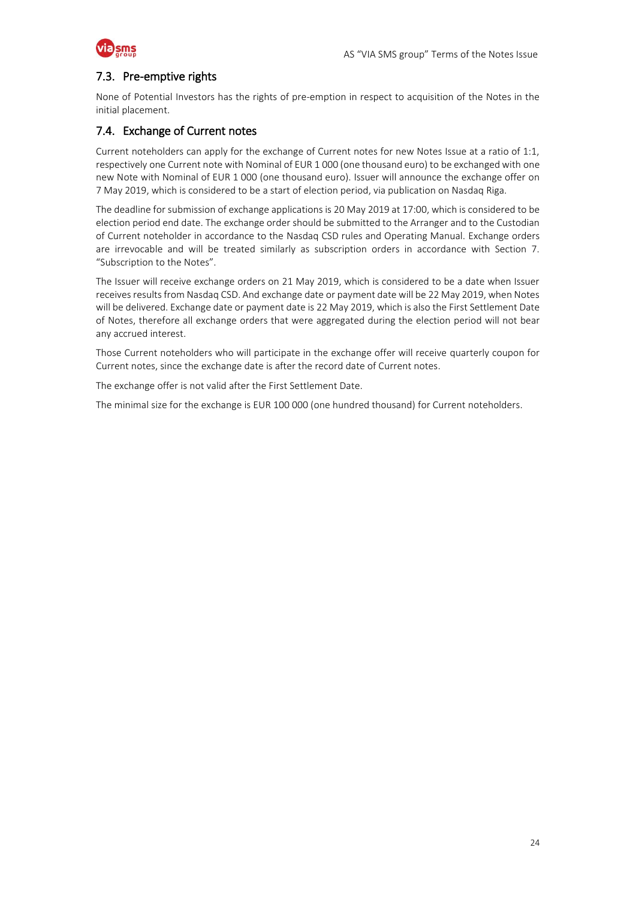## 7.3. Pre-emptive rights

None of Potential Investors has the rights of pre-emption in respect to acquisition of the Notes in the initial placement.

## 7.4. Exchange of Current notes

Current noteholders can apply for the exchange of Current notes for new Notes Issue at a ratio of 1:1, respectively one Current note with Nominal of EUR 1 000 (one thousand euro) to be exchanged with one new Note with Nominal of EUR 1 000 (one thousand euro). Issuer will announce the exchange offer on 7 May 2019, which is considered to be a start of election period, via publication on Nasdaq Riga.

The deadline for submission of exchange applications is 20 May 2019 at 17:00, which is considered to be election period end date. The exchange order should be submitted to the Arranger and to the Custodian of Current noteholder in accordance to the Nasdaq CSD rules and Operating Manual. Exchange orders are irrevocable and will be treated similarly as subscription orders in accordance with Section 7. "Subscription to the Notes".

The Issuer will receive exchange orders on 21 May 2019, which is considered to be a date when Issuer receives results from Nasdaq CSD. And exchange date or payment date will be 22 May 2019, when Notes will be delivered. Exchange date or payment date is 22 May 2019, which is also the First Settlement Date of Notes, therefore all exchange orders that were aggregated during the election period will not bear any accrued interest.

Those Current noteholders who will participate in the exchange offer will receive quarterly coupon for Current notes, since the exchange date is after the record date of Current notes.

The exchange offer is not valid after the First Settlement Date.

The minimal size for the exchange is EUR 100 000 (one hundred thousand) for Current noteholders.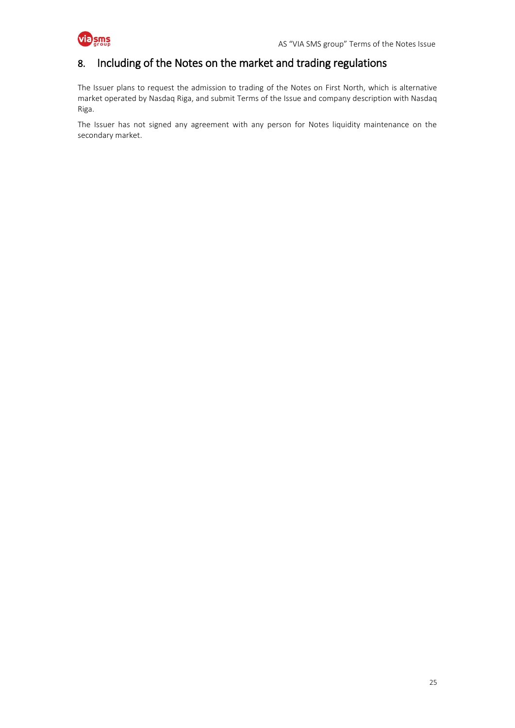## 8. Including of the Notes on the market and trading regulations

The Issuer plans to request the admission to trading of the Notes on First North, which is alternative market operated by Nasdaq Riga, and submit Terms of the Issue and company description with Nasdaq Riga.

The Issuer has not signed any agreement with any person for Notes liquidity maintenance on the secondary market.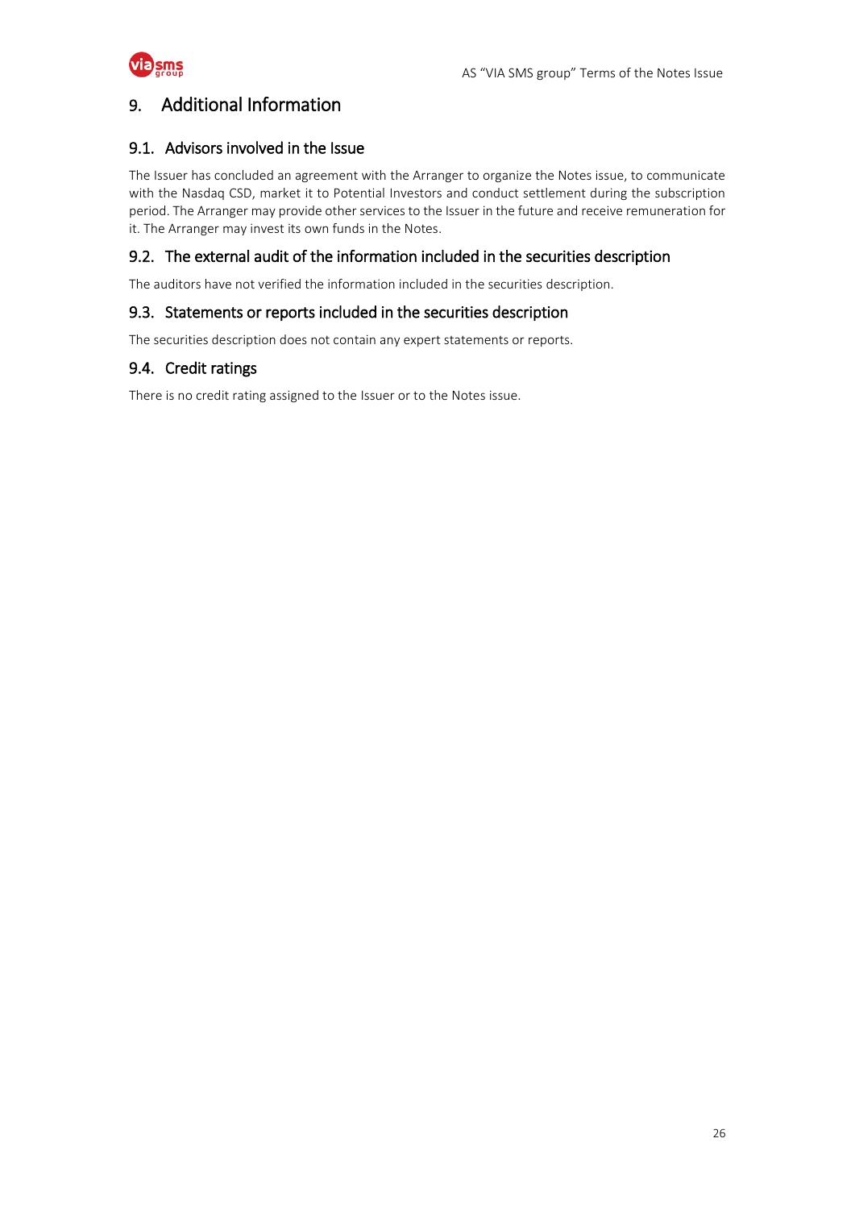# 9. Additional Information

## 9.1. Advisors involved in the Issue

The Issuer has concluded an agreement with the Arranger to organize the Notes issue, to communicate with the Nasdaq CSD, market it to Potential Investors and conduct settlement during the subscription period. The Arranger may provide other services to the Issuer in the future and receive remuneration for it. The Arranger may invest its own funds in the Notes.

## 9.2. The external audit of the information included in the securities description

The auditors have not verified the information included in the securities description.

## 9.3. Statements or reports included in the securities description

The securities description does not contain any expert statements or reports.

## 9.4. Credit ratings

There is no credit rating assigned to the Issuer or to the Notes issue.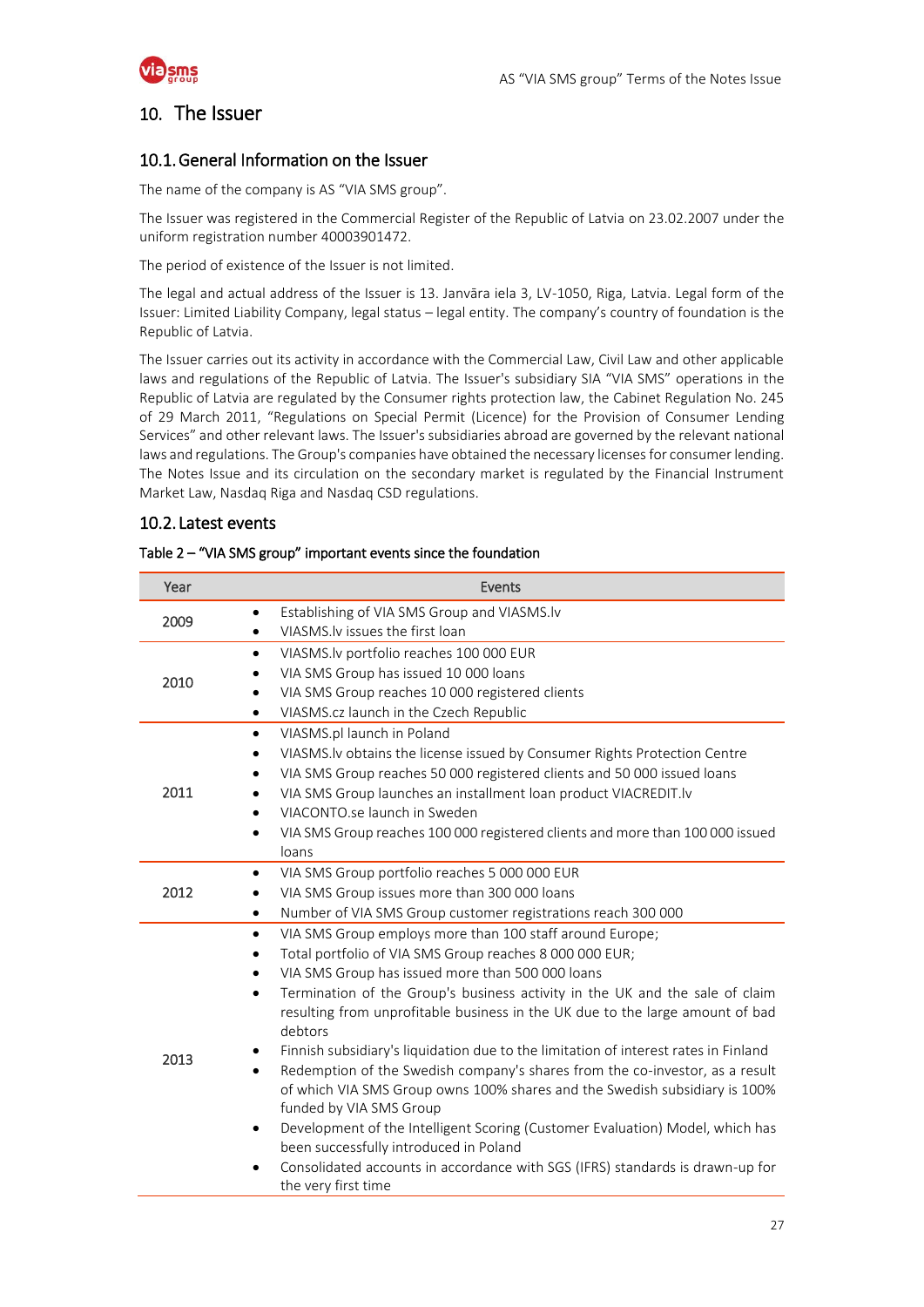## 10. The Issuer

### 10.1. General Information on the Issuer

The name of the company is AS "VIA SMS group".

The Issuer was registered in the Commercial Register of the Republic of Latvia on 23.02.2007 under the uniform registration number 40003901472.

The period of existence of the Issuer is not limited.

The legal and actual address of the Issuer is 13. Janvāra iela 3, LV-1050, Riga, Latvia. Legal form of the Issuer: Limited Liability Company, legal status – legal entity. The company's country of foundation is the Republic of Latvia.

The Issuer carries out its activity in accordance with the Commercial Law, Civil Law and other applicable laws and regulations of the Republic of Latvia. The Issuer's subsidiary SIA "VIA SMS" operations in the Republic of Latvia are regulated by the Consumer rights protection law, the Cabinet Regulation No. 245 of 29 March 2011, "Regulations on Special Permit (Licence) for the Provision of Consumer Lending Services" and other relevant laws. The Issuer's subsidiaries abroad are governed by the relevant national laws and regulations. The Group's companies have obtained the necessary licenses for consumer lending. The Notes Issue and its circulation on the secondary market is regulated by the Financial Instrument Market Law, Nasdaq Riga and Nasdaq CSD regulations.

### 10.2. Latest events

**Table 2 – "VIA SMS group" important events since the foundation**

| Year | Events |
|---|---|
| 2009 | • Establishing of VIA SMS Group and VIASMS.lv<br>• VIASMS.lv issues the first loan |
| 2010 | • VIASMS.lv portfolio reaches 100 000 EUR<br>• VIA SMS Group has issued 10 000 loans<br>• VIA SMS Group reaches 10 000 registered clients<br>• VIASMS.cz launch in the Czech Republic |
| 2011 | • VIASMS.pl launch in Poland<br>• VIASMS.lv obtains the license issued by Consumer Rights Protection Centre<br>• VIA SMS Group reaches 50 000 registered clients and 50 000 issued loans<br>• VIA SMS Group launches an installment loan product VIACREDIT.lv<br>• VIACONTO.se launch in Sweden<br>• VIA SMS Group reaches 100 000 registered clients and more than 100 000 issued loans |
| 2012 | • VIA SMS Group portfolio reaches 5 000 000 EUR<br>• VIA SMS Group issues more than 300 000 loans<br>• Number of VIA SMS Group customer registrations reach 300 000 |
| 2013 | • VIA SMS Group employs more than 100 staff around Europe;<br>• Total portfolio of VIA SMS Group reaches 8 000 000 EUR;<br>• VIA SMS Group has issued more than 500 000 loans<br>• Termination of the Group's business activity in the UK and the sale of claim resulting from unprofitable business in the UK due to the large amount of bad debtors<br>• Finnish subsidiary's liquidation due to the limitation of interest rates in Finland<br>• Redemption of the Swedish company's shares from the co-investor, as a result of which VIA SMS Group owns 100% shares and the Swedish subsidiary is 100% funded by VIA SMS Group<br>• Development of the Intelligent Scoring (Customer Evaluation) Model, which has been successfully introduced in Poland<br>• Consolidated accounts in accordance with SGS (IFRS) standards is drawn-up for the very first time |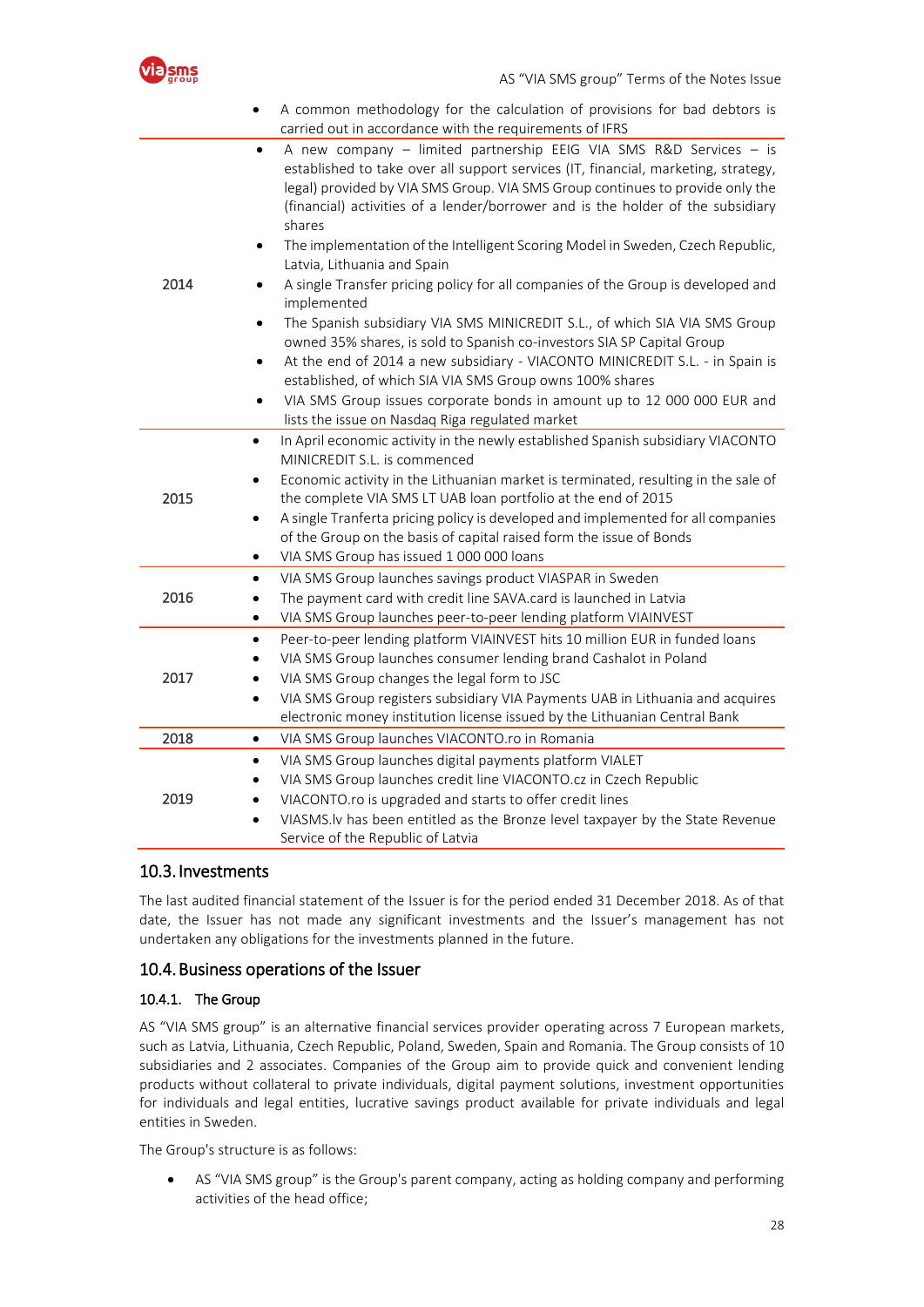| | |
|---|---|
| | • A common methodology for the calculation of provisions for bad debtors is carried out in accordance with the requirements of IFRS |
| 2014 | • A new company – limited partnership EEIG VIA SMS R&D Services – is established to take over all support services (IT, financial, marketing, strategy, legal) provided by VIA SMS Group. VIA SMS Group continues to provide only the (financial) activities of a lender/borrower and is the holder of the subsidiary shares<br>• The implementation of the Intelligent Scoring Model in Sweden, Czech Republic, Latvia, Lithuania and Spain<br>• A single Transfer pricing policy for all companies of the Group is developed and implemented<br>• The Spanish subsidiary VIA SMS MINICREDIT S.L., of which SIA VIA SMS Group owned 35% shares, is sold to Spanish co-investors SIA SP Capital Group<br>• At the end of 2014 a new subsidiary - VIACONTO MINICREDIT S.L. - in Spain is established, of which SIA VIA SMS Group owns 100% shares<br>• VIA SMS Group issues corporate bonds in amount up to 12 000 000 EUR and lists the issue on Nasdaq Riga regulated market |
| 2015 | • In April economic activity in the newly established Spanish subsidiary VIACONTO MINICREDIT S.L. is commenced<br>• Economic activity in the Lithuanian market is terminated, resulting in the sale of the complete VIA SMS LT UAB loan portfolio at the end of 2015<br>• A single Tranferta pricing policy is developed and implemented for all companies of the Group on the basis of capital raised form the issue of Bonds<br>• VIA SMS Group has issued 1 000 000 loans |
| 2016 | • VIA SMS Group launches savings product VIASPAR in Sweden<br>• The payment card with credit line SAVA.card is launched in Latvia<br>• VIA SMS Group launches peer-to-peer lending platform VIAINVEST |
| 2017 | • Peer-to-peer lending platform VIAINVEST hits 10 million EUR in funded loans<br>• VIA SMS Group launches consumer lending brand Cashalot in Poland<br>• VIA SMS Group changes the legal form to JSC<br>• VIA SMS Group registers subsidiary VIA Payments UAB in Lithuania and acquires electronic money institution license issued by the Lithuanian Central Bank |
| 2018 | • VIA SMS Group launches VIACONTO.ro in Romania |
| 2019 | • VIA SMS Group launches digital payments platform VIALET<br>• VIA SMS Group launches credit line VIACONTO.cz in Czech Republic<br>• VIACONTO.ro is upgraded and starts to offer credit lines<br>• VIASMS.lv has been entitled as the Bronze level taxpayer by the State Revenue Service of the Republic of Latvia |

## 10.3. Investments

The last audited financial statement of the Issuer is for the period ended 31 December 2018. As of that date, the Issuer has not made any significant investments and the Issuer's management has not undertaken any obligations for the investments planned in the future.

## 10.4. Business operations of the Issuer

### 10.4.1. The Group

AS "VIA SMS group" is an alternative financial services provider operating across 7 European markets, such as Latvia, Lithuania, Czech Republic, Poland, Sweden, Spain and Romania. The Group consists of 10 subsidiaries and 2 associates. Companies of the Group aim to provide quick and convenient lending products without collateral to private individuals, digital payment solutions, investment opportunities for individuals and legal entities, lucrative savings product available for private individuals and legal entities in Sweden.

The Group's structure is as follows:

- AS "VIA SMS group" is the Group's parent company, acting as holding company and performing activities of the head office;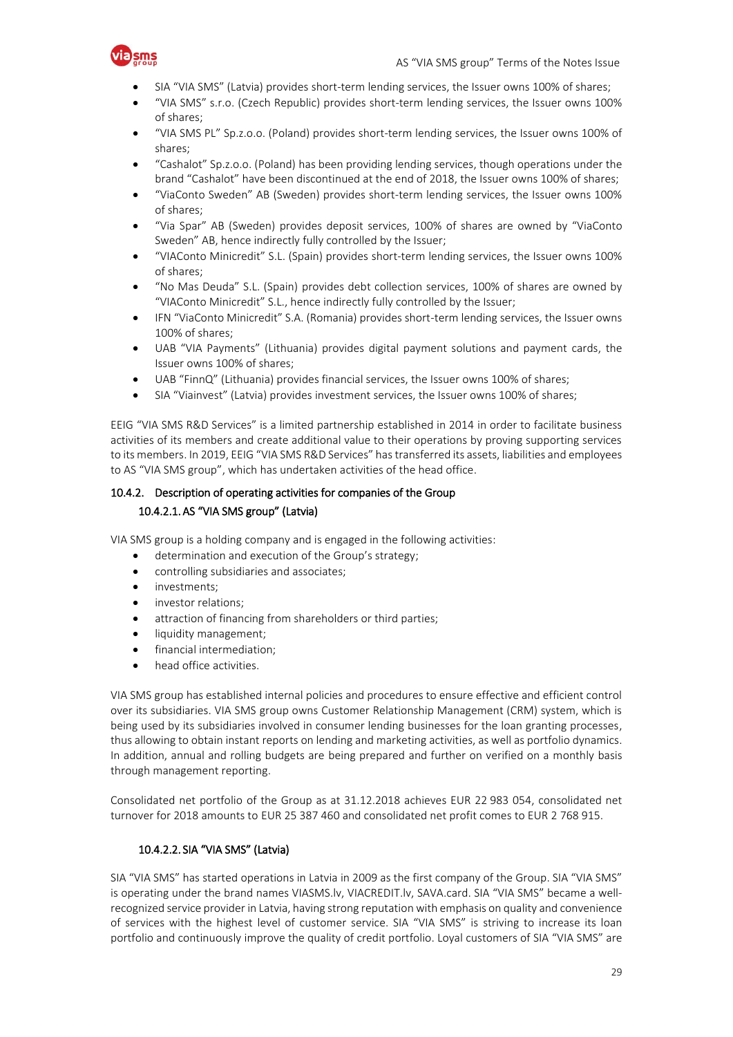- SIA “VIA SMS” (Latvia) provides short-term lending services, the Issuer owns 100% of shares;
- “VIA SMS” s.r.o. (Czech Republic) provides short-term lending services, the Issuer owns 100% of shares;
- “VIA SMS PL” Sp.z.o.o. (Poland) provides short-term lending services, the Issuer owns 100% of shares;
- “Cashalot” Sp.z.o.o. (Poland) has been providing lending services, though operations under the brand “Cashalot” have been discontinued at the end of 2018, the Issuer owns 100% of shares;
- “ViaConto Sweden” AB (Sweden) provides short-term lending services, the Issuer owns 100% of shares;
- “Via Spar” AB (Sweden) provides deposit services, 100% of shares are owned by “ViaConto Sweden” AB, hence indirectly fully controlled by the Issuer;
- “VIAConto Minicredit” S.L. (Spain) provides short-term lending services, the Issuer owns 100% of shares;
- “No Mas Deuda” S.L. (Spain) provides debt collection services, 100% of shares are owned by “VIAConto Minicredit” S.L., hence indirectly fully controlled by the Issuer;
- IFN “ViaConto Minicredit” S.A. (Romania) provides short-term lending services, the Issuer owns 100% of shares;
- UAB “VIA Payments” (Lithuania) provides digital payment solutions and payment cards, the Issuer owns 100% of shares;
- UAB “FinnQ” (Lithuania) provides financial services, the Issuer owns 100% of shares;
- SIA “Viainvest” (Latvia) provides investment services, the Issuer owns 100% of shares;

EEIG “VIA SMS R&D Services” is a limited partnership established in 2014 in order to facilitate business activities of its members and create additional value to their operations by proving supporting services to its members. In 2019, EEIG “VIA SMS R&D Services” has transferred its assets, liabilities and employees to AS “VIA SMS group”, which has undertaken activities of the head office.

### 10.4.2. Description of operating activities for companies of the Group

#### 10.4.2.1. AS “VIA SMS group” (Latvia)

VIA SMS group is a holding company and is engaged in the following activities:

- determination and execution of the Group’s strategy;
- controlling subsidiaries and associates;
- investments;
- investor relations;
- attraction of financing from shareholders or third parties;
- liquidity management;
- financial intermediation;
- head office activities.

VIA SMS group has established internal policies and procedures to ensure effective and efficient control over its subsidiaries. VIA SMS group owns Customer Relationship Management (CRM) system, which is being used by its subsidiaries involved in consumer lending businesses for the loan granting processes, thus allowing to obtain instant reports on lending and marketing activities, as well as portfolio dynamics. In addition, annual and rolling budgets are being prepared and further on verified on a monthly basis through management reporting.

Consolidated net portfolio of the Group as at 31.12.2018 achieves EUR 22 983 054, consolidated net turnover for 2018 amounts to EUR 25 387 460 and consolidated net profit comes to EUR 2 768 915.

#### 10.4.2.2. SIA “VIA SMS” (Latvia)

SIA “VIA SMS” has started operations in Latvia in 2009 as the first company of the Group. SIA “VIA SMS” is operating under the brand names VIASMS.lv, VIACREDIT.lv, SAVA.card. SIA “VIA SMS” became a well-recognized service provider in Latvia, having strong reputation with emphasis on quality and convenience of services with the highest level of customer service. SIA “VIA SMS” is striving to increase its loan portfolio and continuously improve the quality of credit portfolio. Loyal customers of SIA “VIA SMS” are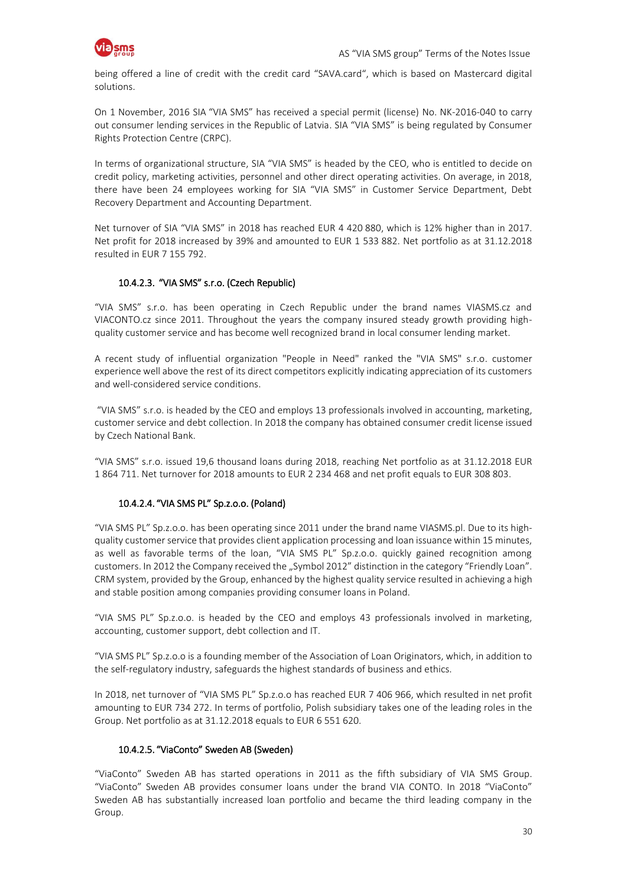being offered a line of credit with the credit card "SAVA.card", which is based on Mastercard digital solutions.

On 1 November, 2016 SIA "VIA SMS" has received a special permit (license) No. NK-2016-040 to carry out consumer lending services in the Republic of Latvia. SIA "VIA SMS" is being regulated by Consumer Rights Protection Centre (CRPC).

In terms of organizational structure, SIA "VIA SMS" is headed by the CEO, who is entitled to decide on credit policy, marketing activities, personnel and other direct operating activities. On average, in 2018, there have been 24 employees working for SIA "VIA SMS" in Customer Service Department, Debt Recovery Department and Accounting Department.

Net turnover of SIA "VIA SMS" in 2018 has reached EUR 4 420 880, which is 12% higher than in 2017. Net profit for 2018 increased by 39% and amounted to EUR 1 533 882. Net portfolio as at 31.12.2018 resulted in EUR 7 155 792.

#### 10.4.2.3. "VIA SMS" s.r.o. (Czech Republic)

"VIA SMS" s.r.o. has been operating in Czech Republic under the brand names VIASMS.cz and VIACONTO.cz since 2011. Throughout the years the company insured steady growth providing high-quality customer service and has become well recognized brand in local consumer lending market.

A recent study of influential organization "People in Need" ranked the "VIA SMS" s.r.o. customer experience well above the rest of its direct competitors explicitly indicating appreciation of its customers and well-considered service conditions.

"VIA SMS" s.r.o. is headed by the CEO and employs 13 professionals involved in accounting, marketing, customer service and debt collection. In 2018 the company has obtained consumer credit license issued by Czech National Bank.

"VIA SMS" s.r.o. issued 19,6 thousand loans during 2018, reaching Net portfolio as at 31.12.2018 EUR 1 864 711. Net turnover for 2018 amounts to EUR 2 234 468 and net profit equals to EUR 308 803.

#### 10.4.2.4. "VIA SMS PL" Sp.z.o.o. (Poland)

"VIA SMS PL" Sp.z.o.o. has been operating since 2011 under the brand name VIASMS.pl. Due to its high-quality customer service that provides client application processing and loan issuance within 15 minutes, as well as favorable terms of the loan, "VIA SMS PL" Sp.z.o.o. quickly gained recognition among customers. In 2012 the Company received the „Symbol 2012" distinction in the category "Friendly Loan". CRM system, provided by the Group, enhanced by the highest quality service resulted in achieving a high and stable position among companies providing consumer loans in Poland.

"VIA SMS PL" Sp.z.o.o. is headed by the CEO and employs 43 professionals involved in marketing, accounting, customer support, debt collection and IT.

"VIA SMS PL" Sp.z.o.o is a founding member of the Association of Loan Originators, which, in addition to the self-regulatory industry, safeguards the highest standards of business and ethics.

In 2018, net turnover of "VIA SMS PL" Sp.z.o.o has reached EUR 7 406 966, which resulted in net profit amounting to EUR 734 272. In terms of portfolio, Polish subsidiary takes one of the leading roles in the Group. Net portfolio as at 31.12.2018 equals to EUR 6 551 620.

#### 10.4.2.5. "ViaConto" Sweden AB (Sweden)

"ViaConto" Sweden AB has started operations in 2011 as the fifth subsidiary of VIA SMS Group. "ViaConto" Sweden AB provides consumer loans under the brand VIA CONTO. In 2018 "ViaConto" Sweden AB has substantially increased loan portfolio and became the third leading company in the Group.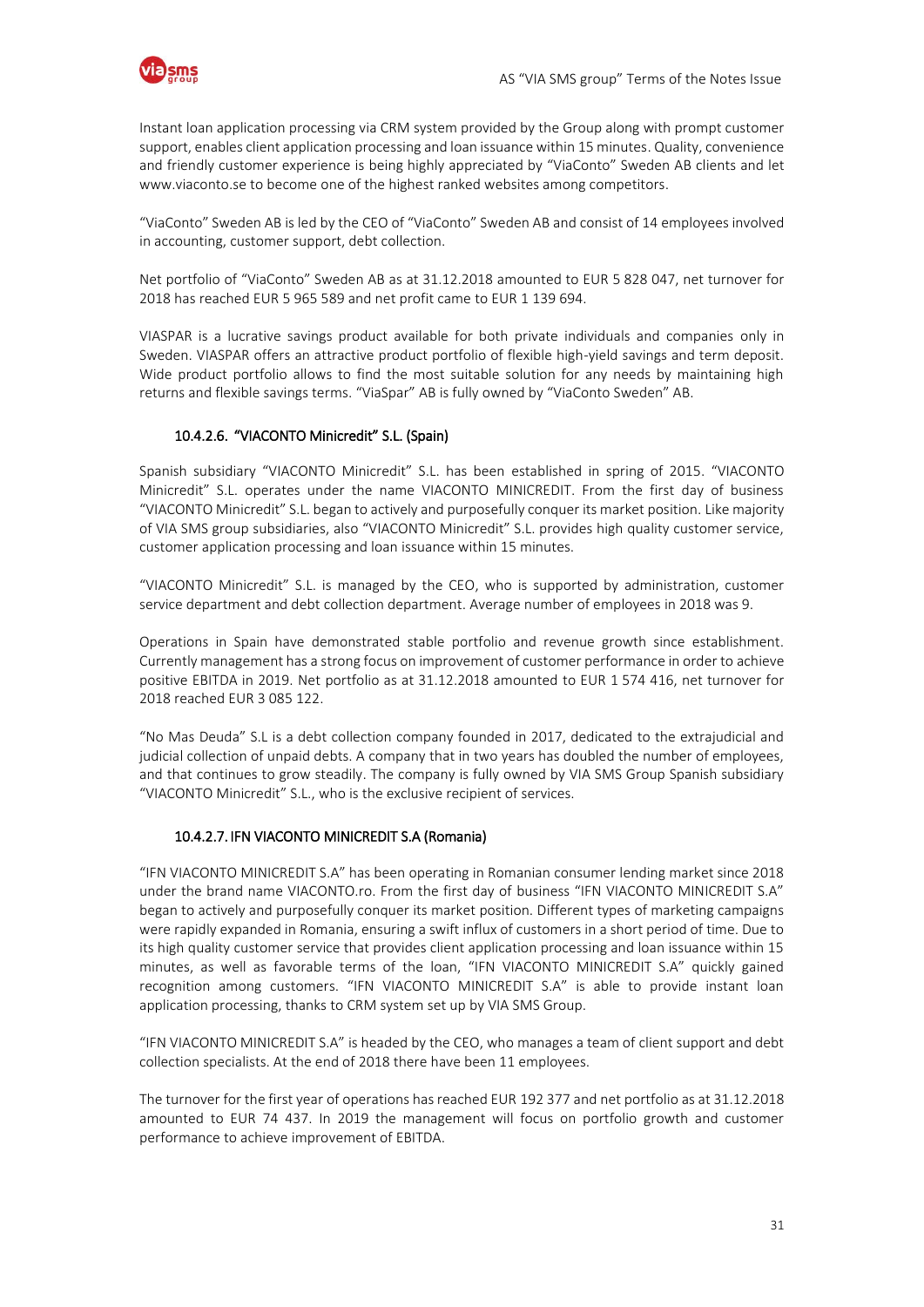Instant loan application processing via CRM system provided by the Group along with prompt customer support, enables client application processing and loan issuance within 15 minutes. Quality, convenience and friendly customer experience is being highly appreciated by "ViaConto" Sweden AB clients and let www.viaconto.se to become one of the highest ranked websites among competitors.

"ViaConto" Sweden AB is led by the CEO of "ViaConto" Sweden AB and consist of 14 employees involved in accounting, customer support, debt collection.

Net portfolio of "ViaConto" Sweden AB as at 31.12.2018 amounted to EUR 5 828 047, net turnover for 2018 has reached EUR 5 965 589 and net profit came to EUR 1 139 694.

VIASPAR is a lucrative savings product available for both private individuals and companies only in Sweden. VIASPAR offers an attractive product portfolio of flexible high-yield savings and term deposit. Wide product portfolio allows to find the most suitable solution for any needs by maintaining high returns and flexible savings terms. "ViaSpar" AB is fully owned by "ViaConto Sweden" AB.

#### 10.4.2.6. "VIACONTO Minicredit" S.L. (Spain)

Spanish subsidiary "VIACONTO Minicredit" S.L. has been established in spring of 2015. "VIACONTO Minicredit" S.L. operates under the name VIACONTO MINICREDIT. From the first day of business "VIACONTO Minicredit" S.L. began to actively and purposefully conquer its market position. Like majority of VIA SMS group subsidiaries, also "VIACONTO Minicredit" S.L. provides high quality customer service, customer application processing and loan issuance within 15 minutes.

"VIACONTO Minicredit" S.L. is managed by the CEO, who is supported by administration, customer service department and debt collection department. Average number of employees in 2018 was 9.

Operations in Spain have demonstrated stable portfolio and revenue growth since establishment. Currently management has a strong focus on improvement of customer performance in order to achieve positive EBITDA in 2019. Net portfolio as at 31.12.2018 amounted to EUR 1 574 416, net turnover for 2018 reached EUR 3 085 122.

"No Mas Deuda" S.L is a debt collection company founded in 2017, dedicated to the extrajudicial and judicial collection of unpaid debts. A company that in two years has doubled the number of employees, and that continues to grow steadily. The company is fully owned by VIA SMS Group Spanish subsidiary "VIACONTO Minicredit" S.L., who is the exclusive recipient of services.

#### 10.4.2.7. IFN VIACONTO MINICREDIT S.A (Romania)

"IFN VIACONTO MINICREDIT S.A" has been operating in Romanian consumer lending market since 2018 under the brand name VIACONTO.ro. From the first day of business "IFN VIACONTO MINICREDIT S.A" began to actively and purposefully conquer its market position. Different types of marketing campaigns were rapidly expanded in Romania, ensuring a swift influx of customers in a short period of time. Due to its high quality customer service that provides client application processing and loan issuance within 15 minutes, as well as favorable terms of the loan, "IFN VIACONTO MINICREDIT S.A" quickly gained recognition among customers. "IFN VIACONTO MINICREDIT S.A" is able to provide instant loan application processing, thanks to CRM system set up by VIA SMS Group.

"IFN VIACONTO MINICREDIT S.A" is headed by the CEO, who manages a team of client support and debt collection specialists. At the end of 2018 there have been 11 employees.

The turnover for the first year of operations has reached EUR 192 377 and net portfolio as at 31.12.2018 amounted to EUR 74 437. In 2019 the management will focus on portfolio growth and customer performance to achieve improvement of EBITDA.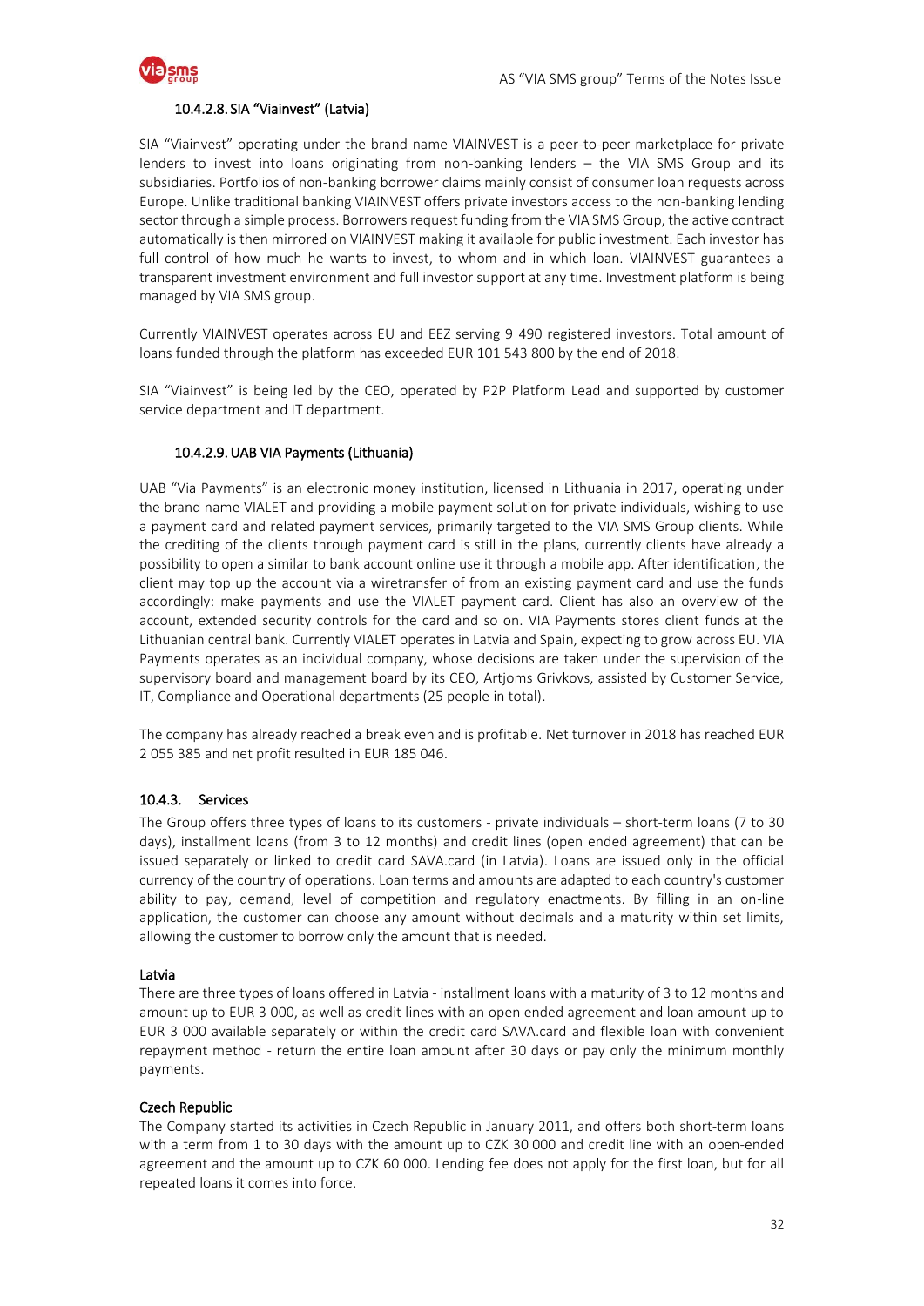#### 10.4.2.8. SIA "Viainvest" (Latvia)

SIA "Viainvest" operating under the brand name VIAINVEST is a peer-to-peer marketplace for private lenders to invest into loans originating from non-banking lenders – the VIA SMS Group and its subsidiaries. Portfolios of non-banking borrower claims mainly consist of consumer loan requests across Europe. Unlike traditional banking VIAINVEST offers private investors access to the non-banking lending sector through a simple process. Borrowers request funding from the VIA SMS Group, the active contract automatically is then mirrored on VIAINVEST making it available for public investment. Each investor has full control of how much he wants to invest, to whom and in which loan. VIAINVEST guarantees a transparent investment environment and full investor support at any time. Investment platform is being managed by VIA SMS group.

Currently VIAINVEST operates across EU and EEZ serving 9 490 registered investors. Total amount of loans funded through the platform has exceeded EUR 101 543 800 by the end of 2018.

SIA "Viainvest" is being led by the CEO, operated by P2P Platform Lead and supported by customer service department and IT department.

#### 10.4.2.9. UAB VIA Payments (Lithuania)

UAB "Via Payments" is an electronic money institution, licensed in Lithuania in 2017, operating under the brand name VIALET and providing a mobile payment solution for private individuals, wishing to use a payment card and related payment services, primarily targeted to the VIA SMS Group clients. While the crediting of the clients through payment card is still in the plans, currently clients have already a possibility to open a similar to bank account online use it through a mobile app. After identification, the client may top up the account via a wiretransfer of from an existing payment card and use the funds accordingly: make payments and use the VIALET payment card. Client has also an overview of the account, extended security controls for the card and so on. VIA Payments stores client funds at the Lithuanian central bank. Currently VIALET operates in Latvia and Spain, expecting to grow across EU. VIA Payments operates as an individual company, whose decisions are taken under the supervision of the supervisory board and management board by its CEO, Artjoms Grivkovs, assisted by Customer Service, IT, Compliance and Operational departments (25 people in total).

The company has already reached a break even and is profitable. Net turnover in 2018 has reached EUR 2 055 385 and net profit resulted in EUR 185 046.

### 10.4.3. Services

The Group offers three types of loans to its customers - private individuals – short-term loans (7 to 30 days), installment loans (from 3 to 12 months) and credit lines (open ended agreement) that can be issued separately or linked to credit card SAVA.card (in Latvia). Loans are issued only in the official currency of the country of operations. Loan terms and amounts are adapted to each country's customer ability to pay, demand, level of competition and regulatory enactments. By filling in an on-line application, the customer can choose any amount without decimals and a maturity within set limits, allowing the customer to borrow only the amount that is needed.

#### Latvia

There are three types of loans offered in Latvia - installment loans with a maturity of 3 to 12 months and amount up to EUR 3 000, as well as credit lines with an open ended agreement and loan amount up to EUR 3 000 available separately or within the credit card SAVA.card and flexible loan with convenient repayment method - return the entire loan amount after 30 days or pay only the minimum monthly payments.

#### Czech Republic

The Company started its activities in Czech Republic in January 2011, and offers both short-term loans with a term from 1 to 30 days with the amount up to CZK 30 000 and credit line with an open-ended agreement and the amount up to CZK 60 000. Lending fee does not apply for the first loan, but for all repeated loans it comes into force.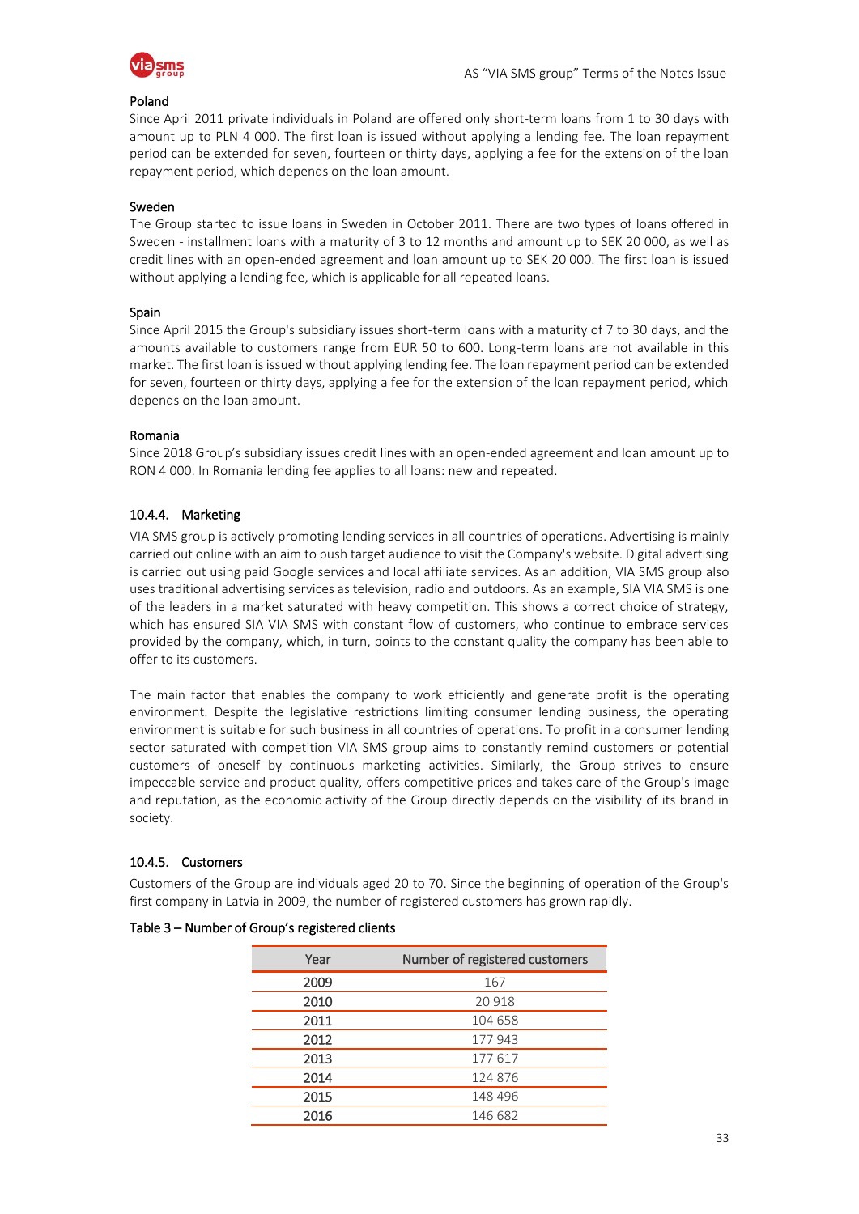#### Poland

Since April 2011 private individuals in Poland are offered only short-term loans from 1 to 30 days with amount up to PLN 4 000. The first loan is issued without applying a lending fee. The loan repayment period can be extended for seven, fourteen or thirty days, applying a fee for the extension of the loan repayment period, which depends on the loan amount.

#### Sweden

The Group started to issue loans in Sweden in October 2011. There are two types of loans offered in Sweden - installment loans with a maturity of 3 to 12 months and amount up to SEK 20 000, as well as credit lines with an open-ended agreement and loan amount up to SEK 20 000. The first loan is issued without applying a lending fee, which is applicable for all repeated loans.

#### Spain

Since April 2015 the Group's subsidiary issues short-term loans with a maturity of 7 to 30 days, and the amounts available to customers range from EUR 50 to 600. Long-term loans are not available in this market. The first loan is issued without applying lending fee. The loan repayment period can be extended for seven, fourteen or thirty days, applying a fee for the extension of the loan repayment period, which depends on the loan amount.

#### Romania

Since 2018 Group's subsidiary issues credit lines with an open-ended agreement and loan amount up to RON 4 000. In Romania lending fee applies to all loans: new and repeated.

### 10.4.4. Marketing

VIA SMS group is actively promoting lending services in all countries of operations. Advertising is mainly carried out online with an aim to push target audience to visit the Company's website. Digital advertising is carried out using paid Google services and local affiliate services. As an addition, VIA SMS group also uses traditional advertising services as television, radio and outdoors. As an example, SIA VIA SMS is one of the leaders in a market saturated with heavy competition. This shows a correct choice of strategy, which has ensured SIA VIA SMS with constant flow of customers, who continue to embrace services provided by the company, which, in turn, points to the constant quality the company has been able to offer to its customers.

The main factor that enables the company to work efficiently and generate profit is the operating environment. Despite the legislative restrictions limiting consumer lending business, the operating environment is suitable for such business in all countries of operations. To profit in a consumer lending sector saturated with competition VIA SMS group aims to constantly remind customers or potential customers of oneself by continuous marketing activities. Similarly, the Group strives to ensure impeccable service and product quality, offers competitive prices and takes care of the Group's image and reputation, as the economic activity of the Group directly depends on the visibility of its brand in society.

### 10.4.5. Customers

Customers of the Group are individuals aged 20 to 70. Since the beginning of operation of the Group's first company in Latvia in 2009, the number of registered customers has grown rapidly.

**Table 3 – Number of Group's registered clients**

| Year | Number of registered customers |
|---|---|
| 2009 | 167 |
| 2010 | 20 918 |
| 2011 | 104 658 |
| 2012 | 177 943 |
| 2013 | 177 617 |
| 2014 | 124 876 |
| 2015 | 148 496 |
| 2016 | 146 682 |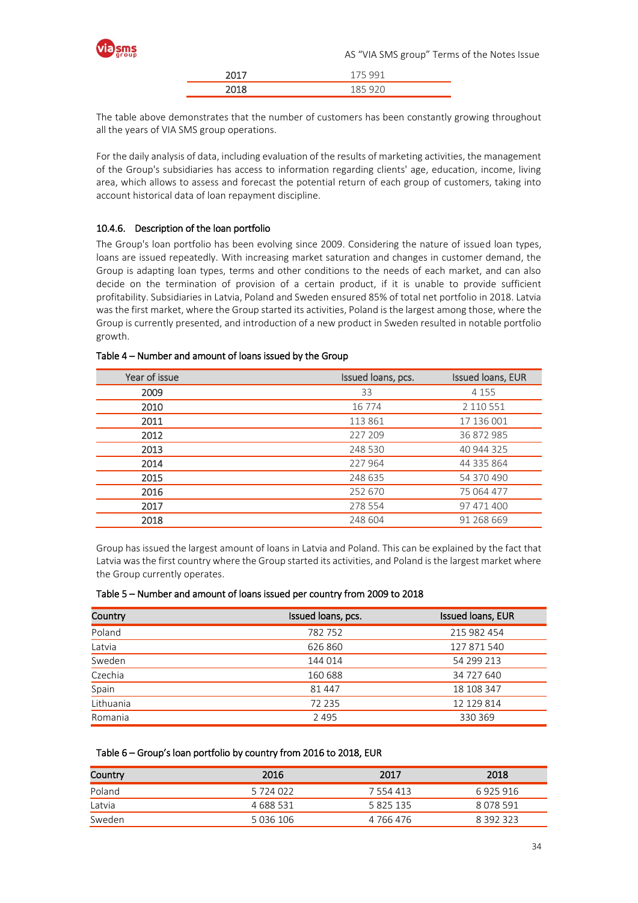| | |
|---|---|
| 2017 | 175 991 |
| 2018 | 185 920 |

The table above demonstrates that the number of customers has been constantly growing throughout all the years of VIA SMS group operations.

For the daily analysis of data, including evaluation of the results of marketing activities, the management of the Group's subsidiaries has access to information regarding clients' age, education, income, living area, which allows to assess and forecast the potential return of each group of customers, taking into account historical data of loan repayment discipline.

#### 10.4.6. Description of the loan portfolio

The Group's loan portfolio has been evolving since 2009. Considering the nature of issued loan types, loans are issued repeatedly. With increasing market saturation and changes in customer demand, the Group is adapting loan types, terms and other conditions to the needs of each market, and can also decide on the termination of provision of a certain product, if it is unable to provide sufficient profitability. Subsidiaries in Latvia, Poland and Sweden ensured 85% of total net portfolio in 2018. Latvia was the first market, where the Group started its activities, Poland is the largest among those, where the Group is currently presented, and introduction of a new product in Sweden resulted in notable portfolio growth.

Table 4 – Number and amount of loans issued by the Group

| Year of issue | Issued loans, pcs. | Issued loans, EUR |
|---|---|---|
| 2009 | 33 | 4 155 |
| 2010 | 16 774 | 2 110 551 |
| 2011 | 113 861 | 17 136 001 |
| 2012 | 227 209 | 36 872 985 |
| 2013 | 248 530 | 40 944 325 |
| 2014 | 227 964 | 44 335 864 |
| 2015 | 248 635 | 54 370 490 |
| 2016 | 252 670 | 75 064 477 |
| 2017 | 278 554 | 97 471 400 |
| 2018 | 248 604 | 91 268 669 |

Group has issued the largest amount of loans in Latvia and Poland. This can be explained by the fact that Latvia was the first country where the Group started its activities, and Poland is the largest market where the Group currently operates.

Table 5 – Number and amount of loans issued per country from 2009 to 2018

| Country | Issued loans, pcs. | Issued loans, EUR |
|---|---|---|
| Poland | 782 752 | 215 982 454 |
| Latvia | 626 860 | 127 871 540 |
| Sweden | 144 014 | 54 299 213 |
| Czechia | 160 688 | 34 727 640 |
| Spain | 81 447 | 18 108 347 |
| Lithuania | 72 235 | 12 129 814 |
| Romania | 2 495 | 330 369 |

Table 6 – Group's loan portfolio by country from 2016 to 2018, EUR

| Country | 2016 | 2017 | 2018 |
|---|---|---|---|
| Poland | 5 724 022 | 7 554 413 | 6 925 916 |
| Latvia | 4 688 531 | 5 825 135 | 8 078 591 |
| Sweden | 5 036 106 | 4 766 476 | 8 392 323 |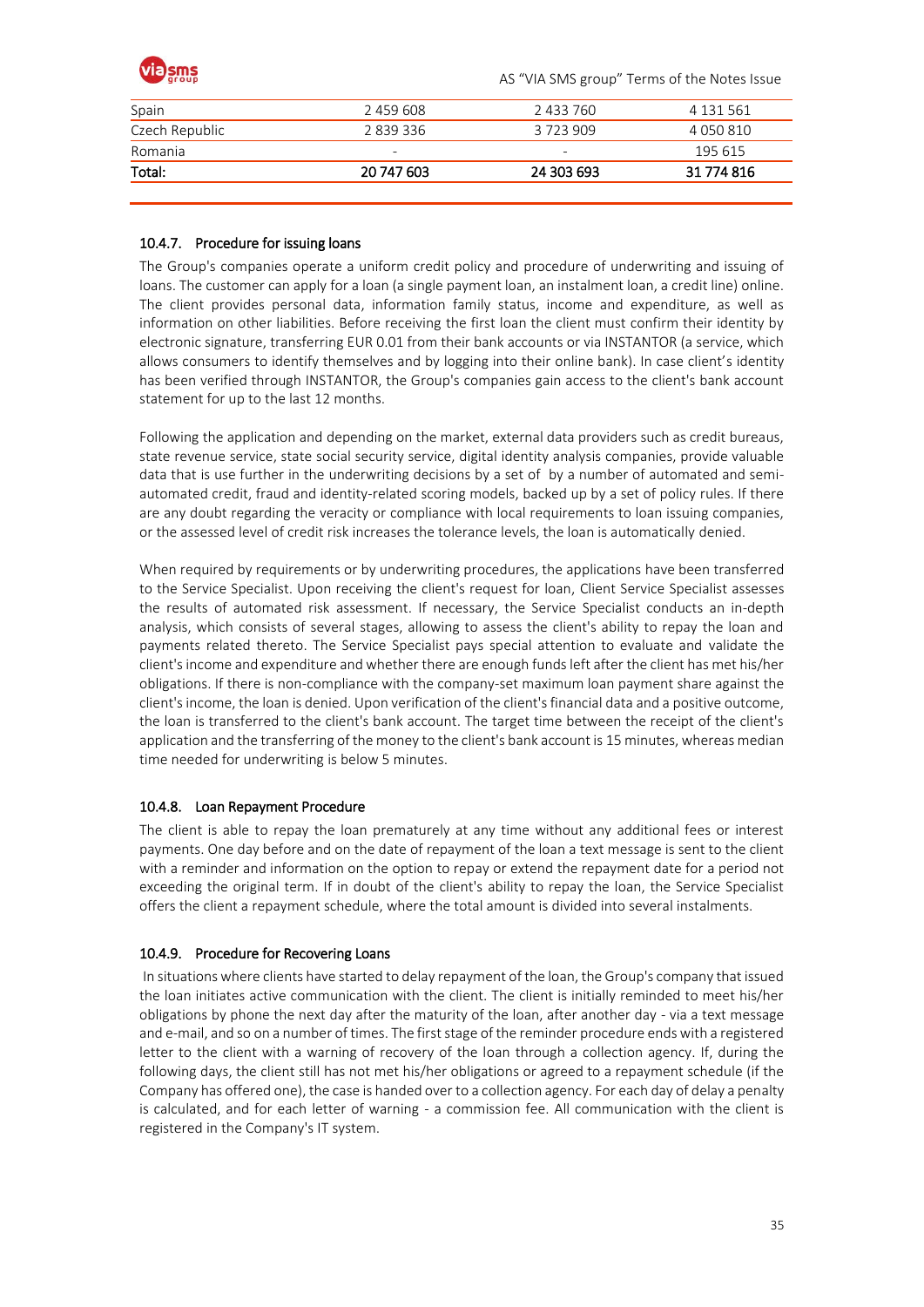| | | | |
|---|---|---|---|
| Spain | 2 459 608 | 2 433 760 | 4 131 561 |
| Czech Republic | 2 839 336 | 3 723 909 | 4 050 810 |
| Romania | - | - | 195 615 |
| **Total:** | **20 747 603** | **24 303 693** | **31 774 816** |

#### 10.4.7. Procedure for issuing loans

The Group's companies operate a uniform credit policy and procedure of underwriting and issuing of loans. The customer can apply for a loan (a single payment loan, an instalment loan, a credit line) online. The client provides personal data, information family status, income and expenditure, as well as information on other liabilities. Before receiving the first loan the client must confirm their identity by electronic signature, transferring EUR 0.01 from their bank accounts or via INSTANTOR (a service, which allows consumers to identify themselves and by logging into their online bank). In case client's identity has been verified through INSTANTOR, the Group's companies gain access to the client's bank account statement for up to the last 12 months.

Following the application and depending on the market, external data providers such as credit bureaus, state revenue service, state social security service, digital identity analysis companies, provide valuable data that is use further in the underwriting decisions by a set of by a number of automated and semi-automated credit, fraud and identity-related scoring models, backed up by a set of policy rules. If there are any doubt regarding the veracity or compliance with local requirements to loan issuing companies, or the assessed level of credit risk increases the tolerance levels, the loan is automatically denied.

When required by requirements or by underwriting procedures, the applications have been transferred to the Service Specialist. Upon receiving the client's request for loan, Client Service Specialist assesses the results of automated risk assessment. If necessary, the Service Specialist conducts an in-depth analysis, which consists of several stages, allowing to assess the client's ability to repay the loan and payments related thereto. The Service Specialist pays special attention to evaluate and validate the client's income and expenditure and whether there are enough funds left after the client has met his/her obligations. If there is non-compliance with the company-set maximum loan payment share against the client's income, the loan is denied. Upon verification of the client's financial data and a positive outcome, the loan is transferred to the client's bank account. The target time between the receipt of the client's application and the transferring of the money to the client's bank account is 15 minutes, whereas median time needed for underwriting is below 5 minutes.

#### 10.4.8. Loan Repayment Procedure

The client is able to repay the loan prematurely at any time without any additional fees or interest payments. One day before and on the date of repayment of the loan a text message is sent to the client with a reminder and information on the option to repay or extend the repayment date for a period not exceeding the original term. If in doubt of the client's ability to repay the loan, the Service Specialist offers the client a repayment schedule, where the total amount is divided into several instalments.

#### 10.4.9. Procedure for Recovering Loans

In situations where clients have started to delay repayment of the loan, the Group's company that issued the loan initiates active communication with the client. The client is initially reminded to meet his/her obligations by phone the next day after the maturity of the loan, after another day - via a text message and e-mail, and so on a number of times. The first stage of the reminder procedure ends with a registered letter to the client with a warning of recovery of the loan through a collection agency. If, during the following days, the client still has not met his/her obligations or agreed to a repayment schedule (if the Company has offered one), the case is handed over to a collection agency. For each day of delay a penalty is calculated, and for each letter of warning - a commission fee. All communication with the client is registered in the Company's IT system.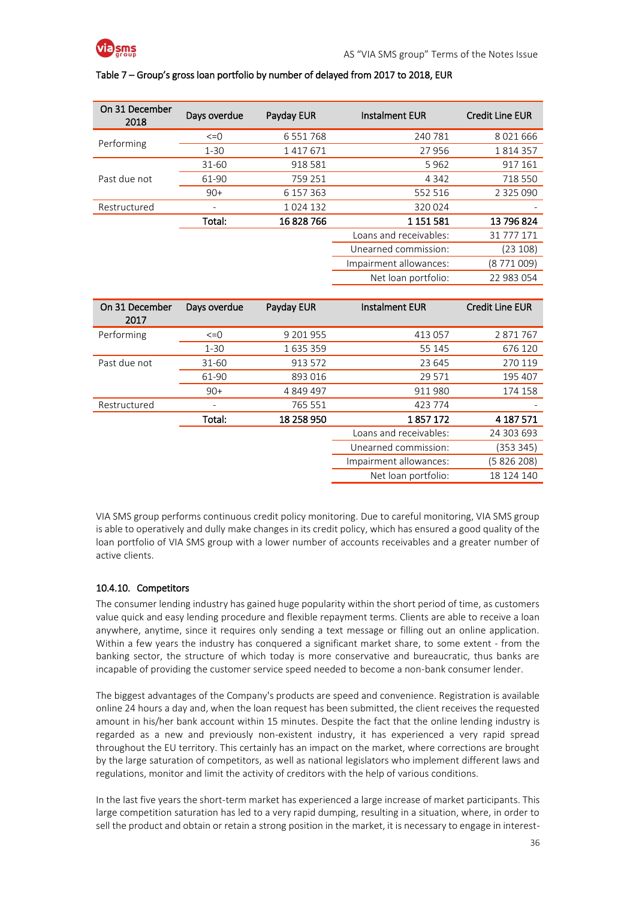Table 7 – Group's gross loan portfolio by number of delayed from 2017 to 2018, EUR

| On 31 December 2018 | Days overdue | Payday EUR | Instalment EUR | Credit Line EUR |
|---|---|---|---|---|
| Performing | <=0 | 6 551 768 | 240 781 | 8 021 666 |
| | 1-30 | 1 417 671 | 27 956 | 1 814 357 |
| Past due not | 31-60 | 918 581 | 5 962 | 917 161 |
| | 61-90 | 759 251 | 4 342 | 718 550 |
| | 90+ | 6 157 363 | 552 516 | 2 325 090 |
| Restructured | - | 1 024 132 | 320 024 | - |
| | **Total:** | **16 828 766** | **1 151 581** | **13 796 824** |
| | | | Loans and receivables: | 31 777 171 |
| | | | Unearned commission: | (23 108) |
| | | | Impairment allowances: | (8 771 009) |
| | | | Net loan portfolio: | 22 983 054 |

| On 31 December 2017 | Days overdue | Payday EUR | Instalment EUR | Credit Line EUR |
|---|---|---|---|---|
| Performing | <=0 | 9 201 955 | 413 057 | 2 871 767 |
| | 1-30 | 1 635 359 | 55 145 | 676 120 |
| Past due not | 31-60 | 913 572 | 23 645 | 270 119 |
| | 61-90 | 893 016 | 29 571 | 195 407 |
| | 90+ | 4 849 497 | 911 980 | 174 158 |
| Restructured | - | 765 551 | 423 774 | - |
| | **Total:** | **18 258 950** | **1 857 172** | **4 187 571** |
| | | | Loans and receivables: | 24 303 693 |
| | | | Unearned commission: | (353 345) |
| | | | Impairment allowances: | (5 826 208) |
| | | | Net loan portfolio: | 18 124 140 |

VIA SMS group performs continuous credit policy monitoring. Due to careful monitoring, VIA SMS group is able to operatively and dully make changes in its credit policy, which has ensured a good quality of the loan portfolio of VIA SMS group with a lower number of accounts receivables and a greater number of active clients.

#### 10.4.10. Competitors

The consumer lending industry has gained huge popularity within the short period of time, as customers value quick and easy lending procedure and flexible repayment terms. Clients are able to receive a loan anywhere, anytime, since it requires only sending a text message or filling out an online application. Within a few years the industry has conquered a significant market share, to some extent - from the banking sector, the structure of which today is more conservative and bureaucratic, thus banks are incapable of providing the customer service speed needed to become a non-bank consumer lender.

The biggest advantages of the Company's products are speed and convenience. Registration is available online 24 hours a day and, when the loan request has been submitted, the client receives the requested amount in his/her bank account within 15 minutes. Despite the fact that the online lending industry is regarded as a new and previously non-existent industry, it has experienced a very rapid spread throughout the EU territory. This certainly has an impact on the market, where corrections are brought by the large saturation of competitors, as well as national legislators who implement different laws and regulations, monitor and limit the activity of creditors with the help of various conditions.

In the last five years the short-term market has experienced a large increase of market participants. This large competition saturation has led to a very rapid dumping, resulting in a situation, where, in order to sell the product and obtain or retain a strong position in the market, it is necessary to engage in interest-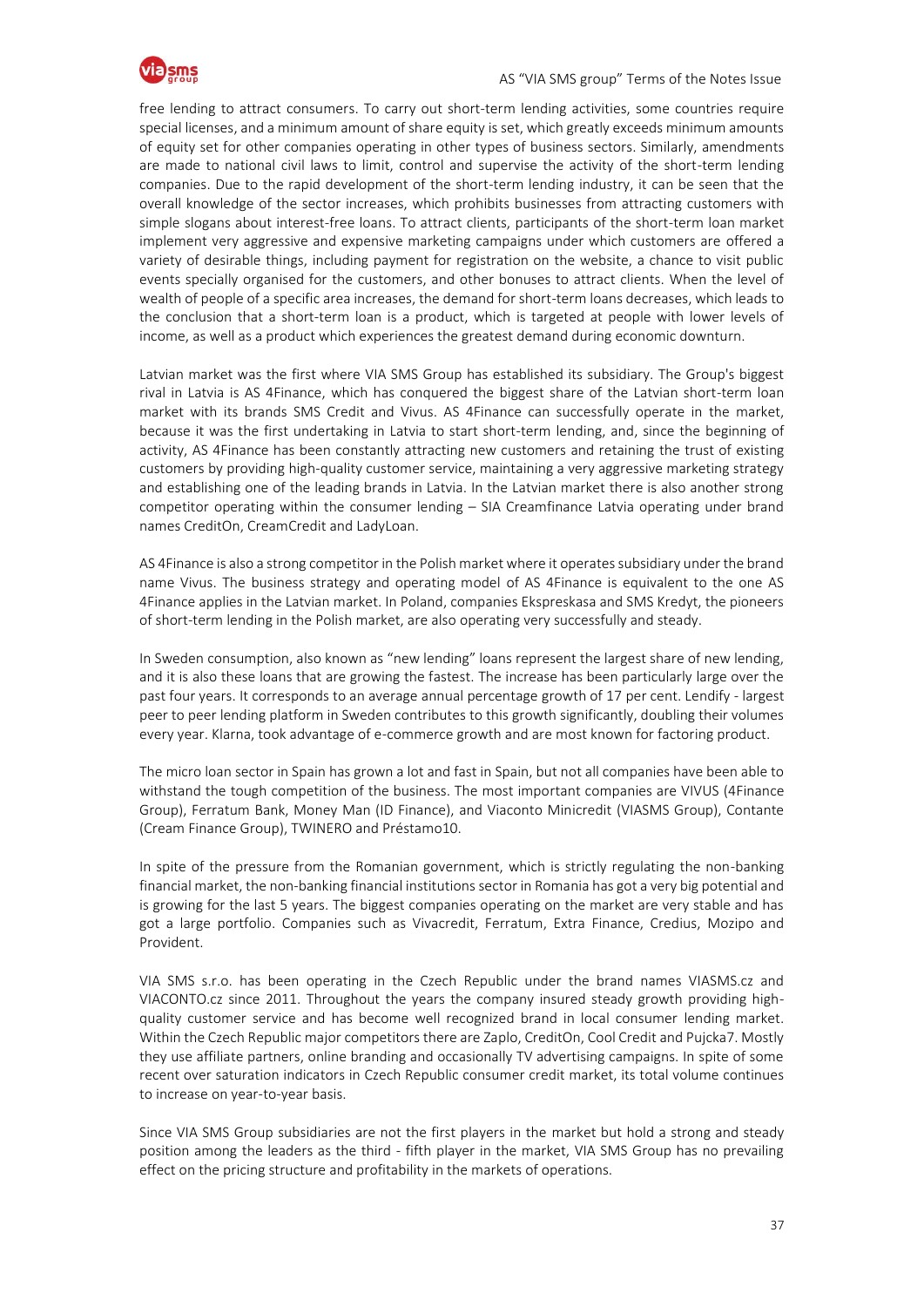free lending to attract consumers. To carry out short-term lending activities, some countries require special licenses, and a minimum amount of share equity is set, which greatly exceeds minimum amounts of equity set for other companies operating in other types of business sectors. Similarly, amendments are made to national civil laws to limit, control and supervise the activity of the short-term lending companies. Due to the rapid development of the short-term lending industry, it can be seen that the overall knowledge of the sector increases, which prohibits businesses from attracting customers with simple slogans about interest-free loans. To attract clients, participants of the short-term loan market implement very aggressive and expensive marketing campaigns under which customers are offered a variety of desirable things, including payment for registration on the website, a chance to visit public events specially organised for the customers, and other bonuses to attract clients. When the level of wealth of people of a specific area increases, the demand for short-term loans decreases, which leads to the conclusion that a short-term loan is a product, which is targeted at people with lower levels of income, as well as a product which experiences the greatest demand during economic downturn.

Latvian market was the first where VIA SMS Group has established its subsidiary. The Group's biggest rival in Latvia is AS 4Finance, which has conquered the biggest share of the Latvian short-term loan market with its brands SMS Credit and Vivus. AS 4Finance can successfully operate in the market, because it was the first undertaking in Latvia to start short-term lending, and, since the beginning of activity, AS 4Finance has been constantly attracting new customers and retaining the trust of existing customers by providing high-quality customer service, maintaining a very aggressive marketing strategy and establishing one of the leading brands in Latvia. In the Latvian market there is also another strong competitor operating within the consumer lending – SIA Creamfinance Latvia operating under brand names CreditOn, CreamCredit and LadyLoan.

AS 4Finance is also a strong competitor in the Polish market where it operates subsidiary under the brand name Vivus. The business strategy and operating model of AS 4Finance is equivalent to the one AS 4Finance applies in the Latvian market. In Poland, companies Ekspreskasa and SMS Kredyt, the pioneers of short-term lending in the Polish market, are also operating very successfully and steady.

In Sweden consumption, also known as "new lending" loans represent the largest share of new lending, and it is also these loans that are growing the fastest. The increase has been particularly large over the past four years. It corresponds to an average annual percentage growth of 17 per cent. Lendify - largest peer to peer lending platform in Sweden contributes to this growth significantly, doubling their volumes every year. Klarna, took advantage of e-commerce growth and are most known for factoring product.

The micro loan sector in Spain has grown a lot and fast in Spain, but not all companies have been able to withstand the tough competition of the business. The most important companies are VIVUS (4Finance Group), Ferratum Bank, Money Man (ID Finance), and Viaconto Minicredit (VIASMS Group), Contante (Cream Finance Group), TWINERO and Préstamo10.

In spite of the pressure from the Romanian government, which is strictly regulating the non-banking financial market, the non-banking financial institutions sector in Romania has got a very big potential and is growing for the last 5 years. The biggest companies operating on the market are very stable and has got a large portfolio. Companies such as Vivacredit, Ferratum, Extra Finance, Credius, Mozipo and Provident.

VIA SMS s.r.o. has been operating in the Czech Republic under the brand names VIASMS.cz and VIACONTO.cz since 2011. Throughout the years the company insured steady growth providing high-quality customer service and has become well recognized brand in local consumer lending market. Within the Czech Republic major competitors there are Zaplo, CreditOn, Cool Credit and Pujcka7. Mostly they use affiliate partners, online branding and occasionally TV advertising campaigns. In spite of some recent over saturation indicators in Czech Republic consumer credit market, its total volume continues to increase on year-to-year basis.

Since VIA SMS Group subsidiaries are not the first players in the market but hold a strong and steady position among the leaders as the third - fifth player in the market, VIA SMS Group has no prevailing effect on the pricing structure and profitability in the markets of operations.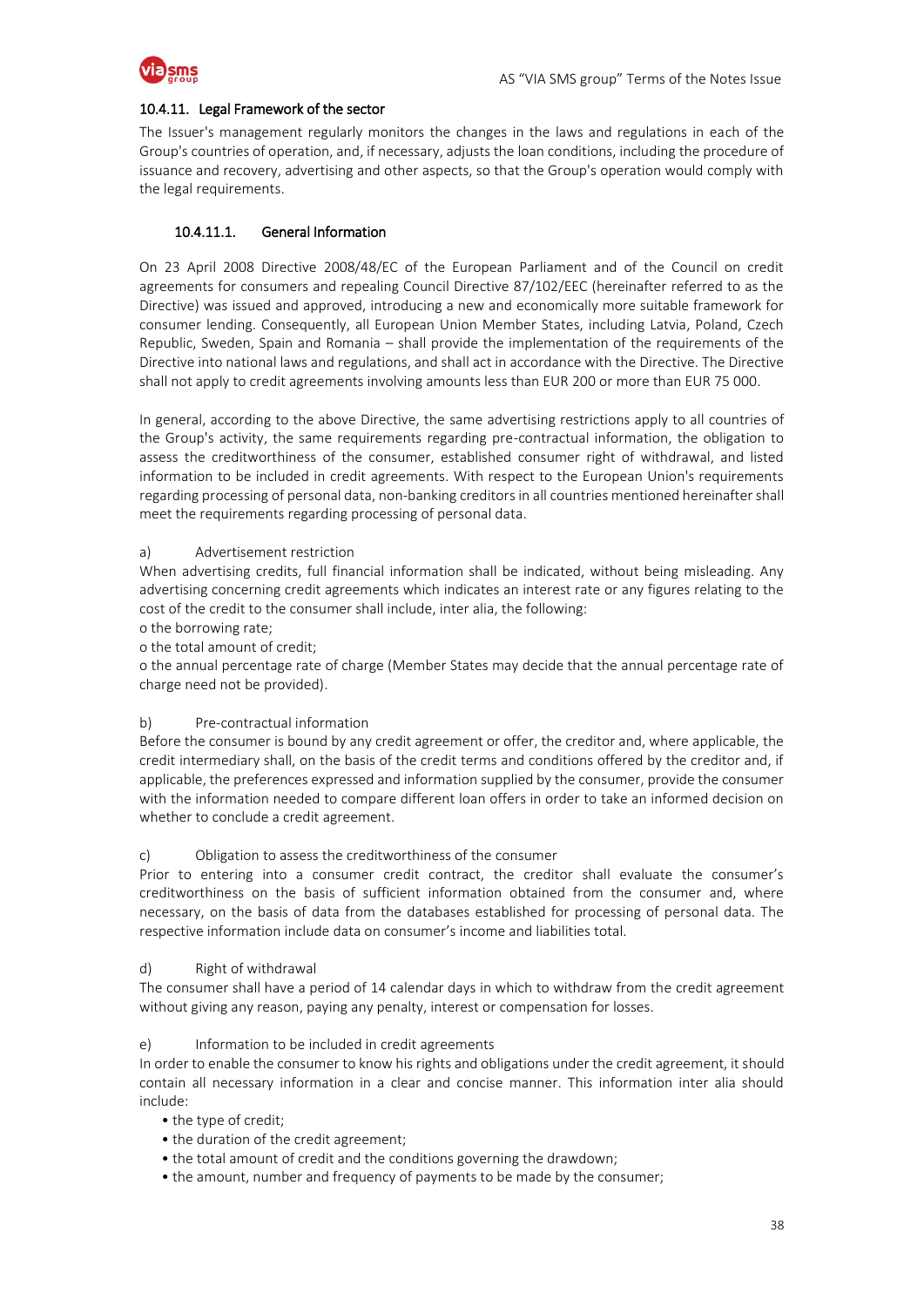### 10.4.11. Legal Framework of the sector

The Issuer's management regularly monitors the changes in the laws and regulations in each of the Group's countries of operation, and, if necessary, adjusts the loan conditions, including the procedure of issuance and recovery, advertising and other aspects, so that the Group's operation would comply with the legal requirements.

#### 10.4.11.1. General Information

On 23 April 2008 Directive 2008/48/EC of the European Parliament and of the Council on credit agreements for consumers and repealing Council Directive 87/102/EEC (hereinafter referred to as the Directive) was issued and approved, introducing a new and economically more suitable framework for consumer lending. Consequently, all European Union Member States, including Latvia, Poland, Czech Republic, Sweden, Spain and Romania – shall provide the implementation of the requirements of the Directive into national laws and regulations, and shall act in accordance with the Directive. The Directive shall not apply to credit agreements involving amounts less than EUR 200 or more than EUR 75 000.

In general, according to the above Directive, the same advertising restrictions apply to all countries of the Group's activity, the same requirements regarding pre-contractual information, the obligation to assess the creditworthiness of the consumer, established consumer right of withdrawal, and listed information to be included in credit agreements. With respect to the European Union's requirements regarding processing of personal data, non-banking creditors in all countries mentioned hereinafter shall meet the requirements regarding processing of personal data.

a) Advertisement restriction

When advertising credits, full financial information shall be indicated, without being misleading. Any advertising concerning credit agreements which indicates an interest rate or any figures relating to the cost of the credit to the consumer shall include, inter alia, the following:

o the borrowing rate;

o the total amount of credit;

o the annual percentage rate of charge (Member States may decide that the annual percentage rate of charge need not be provided).

b) Pre-contractual information

Before the consumer is bound by any credit agreement or offer, the creditor and, where applicable, the credit intermediary shall, on the basis of the credit terms and conditions offered by the creditor and, if applicable, the preferences expressed and information supplied by the consumer, provide the consumer with the information needed to compare different loan offers in order to take an informed decision on whether to conclude a credit agreement.

c) Obligation to assess the creditworthiness of the consumer

Prior to entering into a consumer credit contract, the creditor shall evaluate the consumer's creditworthiness on the basis of sufficient information obtained from the consumer and, where necessary, on the basis of data from the databases established for processing of personal data. The respective information include data on consumer's income and liabilities total.

d) Right of withdrawal

The consumer shall have a period of 14 calendar days in which to withdraw from the credit agreement without giving any reason, paying any penalty, interest or compensation for losses.

e) Information to be included in credit agreements

In order to enable the consumer to know his rights and obligations under the credit agreement, it should contain all necessary information in a clear and concise manner. This information inter alia should include:

- the type of credit;
- the duration of the credit agreement;
- the total amount of credit and the conditions governing the drawdown;
- the amount, number and frequency of payments to be made by the consumer;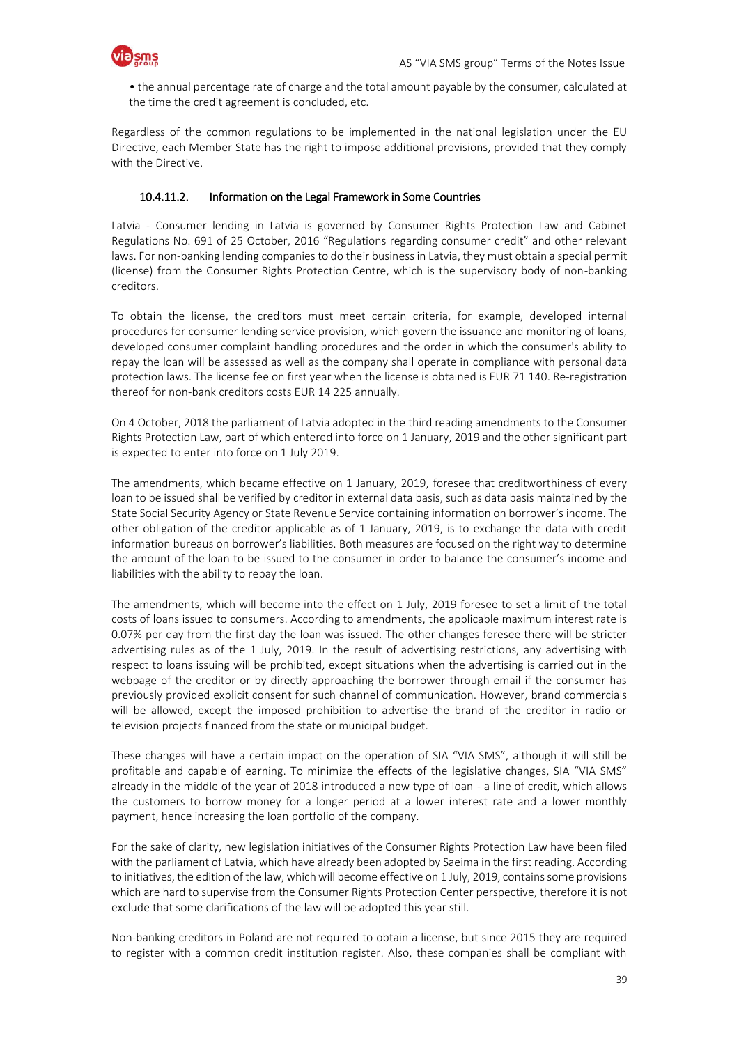• the annual percentage rate of charge and the total amount payable by the consumer, calculated at the time the credit agreement is concluded, etc.

Regardless of the common regulations to be implemented in the national legislation under the EU Directive, each Member State has the right to impose additional provisions, provided that they comply with the Directive.

#### 10.4.11.2. Information on the Legal Framework in Some Countries

Latvia - Consumer lending in Latvia is governed by Consumer Rights Protection Law and Cabinet Regulations No. 691 of 25 October, 2016 "Regulations regarding consumer credit" and other relevant laws. For non-banking lending companies to do their business in Latvia, they must obtain a special permit (license) from the Consumer Rights Protection Centre, which is the supervisory body of non-banking creditors.

To obtain the license, the creditors must meet certain criteria, for example, developed internal procedures for consumer lending service provision, which govern the issuance and monitoring of loans, developed consumer complaint handling procedures and the order in which the consumer's ability to repay the loan will be assessed as well as the company shall operate in compliance with personal data protection laws. The license fee on first year when the license is obtained is EUR 71 140. Re-registration thereof for non-bank creditors costs EUR 14 225 annually.

On 4 October, 2018 the parliament of Latvia adopted in the third reading amendments to the Consumer Rights Protection Law, part of which entered into force on 1 January, 2019 and the other significant part is expected to enter into force on 1 July 2019.

The amendments, which became effective on 1 January, 2019, foresee that creditworthiness of every loan to be issued shall be verified by creditor in external data basis, such as data basis maintained by the State Social Security Agency or State Revenue Service containing information on borrower's income. The other obligation of the creditor applicable as of 1 January, 2019, is to exchange the data with credit information bureaus on borrower's liabilities. Both measures are focused on the right way to determine the amount of the loan to be issued to the consumer in order to balance the consumer's income and liabilities with the ability to repay the loan.

The amendments, which will become into the effect on 1 July, 2019 foresee to set a limit of the total costs of loans issued to consumers. According to amendments, the applicable maximum interest rate is 0.07% per day from the first day the loan was issued. The other changes foresee there will be stricter advertising rules as of the 1 July, 2019. In the result of advertising restrictions, any advertising with respect to loans issuing will be prohibited, except situations when the advertising is carried out in the webpage of the creditor or by directly approaching the borrower through email if the consumer has previously provided explicit consent for such channel of communication. However, brand commercials will be allowed, except the imposed prohibition to advertise the brand of the creditor in radio or television projects financed from the state or municipal budget.

These changes will have a certain impact on the operation of SIA "VIA SMS", although it will still be profitable and capable of earning. To minimize the effects of the legislative changes, SIA "VIA SMS" already in the middle of the year of 2018 introduced a new type of loan - a line of credit, which allows the customers to borrow money for a longer period at a lower interest rate and a lower monthly payment, hence increasing the loan portfolio of the company.

For the sake of clarity, new legislation initiatives of the Consumer Rights Protection Law have been filed with the parliament of Latvia, which have already been adopted by Saeima in the first reading. According to initiatives, the edition of the law, which will become effective on 1 July, 2019, contains some provisions which are hard to supervise from the Consumer Rights Protection Center perspective, therefore it is not exclude that some clarifications of the law will be adopted this year still.

Non-banking creditors in Poland are not required to obtain a license, but since 2015 they are required to register with a common credit institution register. Also, these companies shall be compliant with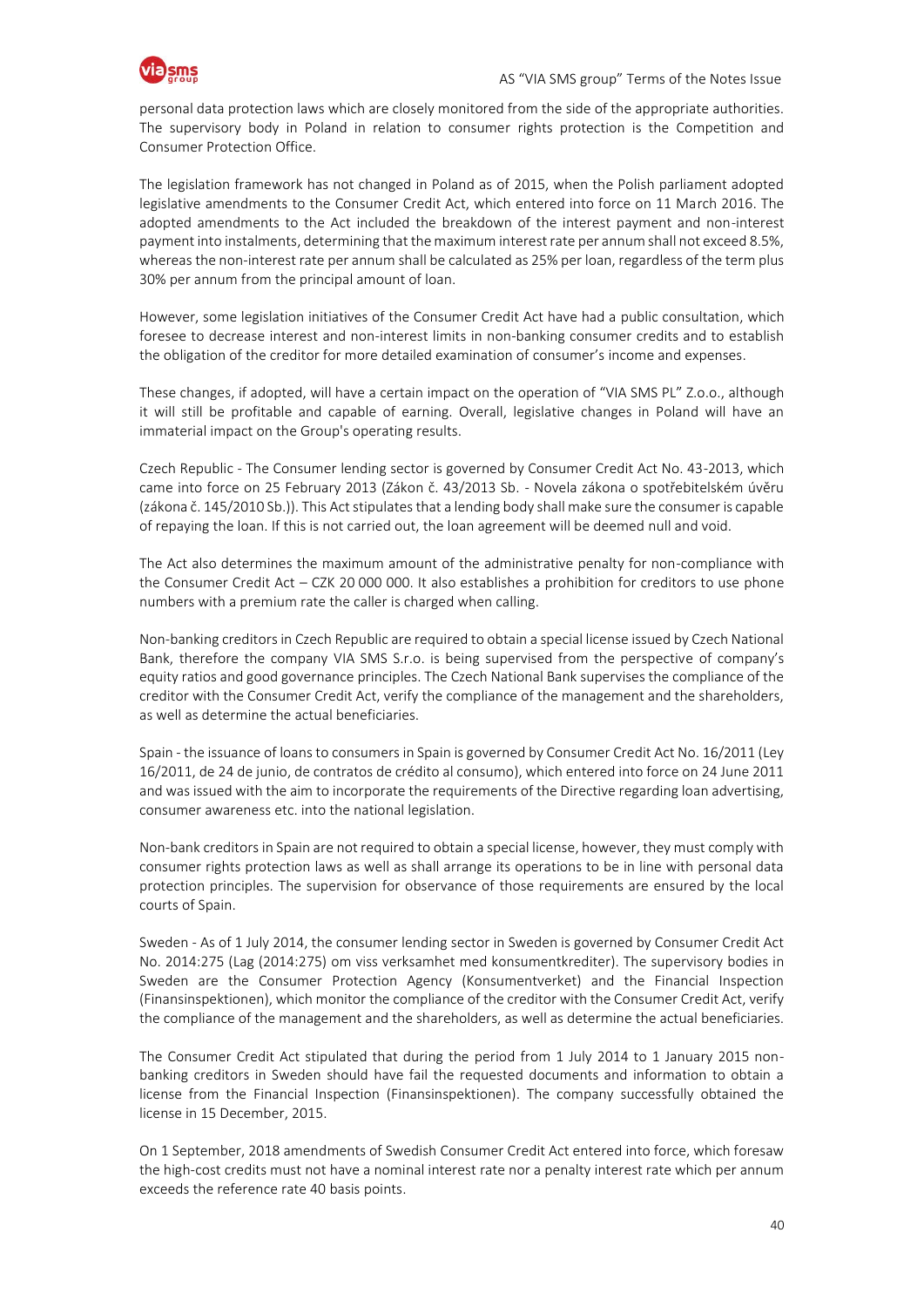personal data protection laws which are closely monitored from the side of the appropriate authorities. The supervisory body in Poland in relation to consumer rights protection is the Competition and Consumer Protection Office.

The legislation framework has not changed in Poland as of 2015, when the Polish parliament adopted legislative amendments to the Consumer Credit Act, which entered into force on 11 March 2016. The adopted amendments to the Act included the breakdown of the interest payment and non-interest payment into instalments, determining that the maximum interest rate per annum shall not exceed 8.5%, whereas the non-interest rate per annum shall be calculated as 25% per loan, regardless of the term plus 30% per annum from the principal amount of loan.

However, some legislation initiatives of the Consumer Credit Act have had a public consultation, which foresee to decrease interest and non-interest limits in non-banking consumer credits and to establish the obligation of the creditor for more detailed examination of consumer's income and expenses.

These changes, if adopted, will have a certain impact on the operation of "VIA SMS PL" Z.o.o., although it will still be profitable and capable of earning. Overall, legislative changes in Poland will have an immaterial impact on the Group's operating results.

Czech Republic - The Consumer lending sector is governed by Consumer Credit Act No. 43-2013, which came into force on 25 February 2013 (Zákon č. 43/2013 Sb. - Novela zákona o spotřebitelském úvěru (zákona č. 145/2010 Sb.)). This Act stipulates that a lending body shall make sure the consumer is capable of repaying the loan. If this is not carried out, the loan agreement will be deemed null and void.

The Act also determines the maximum amount of the administrative penalty for non-compliance with the Consumer Credit Act – CZK 20 000 000. It also establishes a prohibition for creditors to use phone numbers with a premium rate the caller is charged when calling.

Non-banking creditors in Czech Republic are required to obtain a special license issued by Czech National Bank, therefore the company VIA SMS S.r.o. is being supervised from the perspective of company's equity ratios and good governance principles. The Czech National Bank supervises the compliance of the creditor with the Consumer Credit Act, verify the compliance of the management and the shareholders, as well as determine the actual beneficiaries.

Spain - the issuance of loans to consumers in Spain is governed by Consumer Credit Act No. 16/2011 (Ley 16/2011, de 24 de junio, de contratos de crédito al consumo), which entered into force on 24 June 2011 and was issued with the aim to incorporate the requirements of the Directive regarding loan advertising, consumer awareness etc. into the national legislation.

Non-bank creditors in Spain are not required to obtain a special license, however, they must comply with consumer rights protection laws as well as shall arrange its operations to be in line with personal data protection principles. The supervision for observance of those requirements are ensured by the local courts of Spain.

Sweden - As of 1 July 2014, the consumer lending sector in Sweden is governed by Consumer Credit Act No. 2014:275 (Lag (2014:275) om viss verksamhet med konsumentkrediter). The supervisory bodies in Sweden are the Consumer Protection Agency (Konsumentverket) and the Financial Inspection (Finansinspektionen), which monitor the compliance of the creditor with the Consumer Credit Act, verify the compliance of the management and the shareholders, as well as determine the actual beneficiaries.

The Consumer Credit Act stipulated that during the period from 1 July 2014 to 1 January 2015 non-banking creditors in Sweden should have fail the requested documents and information to obtain a license from the Financial Inspection (Finansinspektionen). The company successfully obtained the license in 15 December, 2015.

On 1 September, 2018 amendments of Swedish Consumer Credit Act entered into force, which foresaw the high-cost credits must not have a nominal interest rate nor a penalty interest rate which per annum exceeds the reference rate 40 basis points.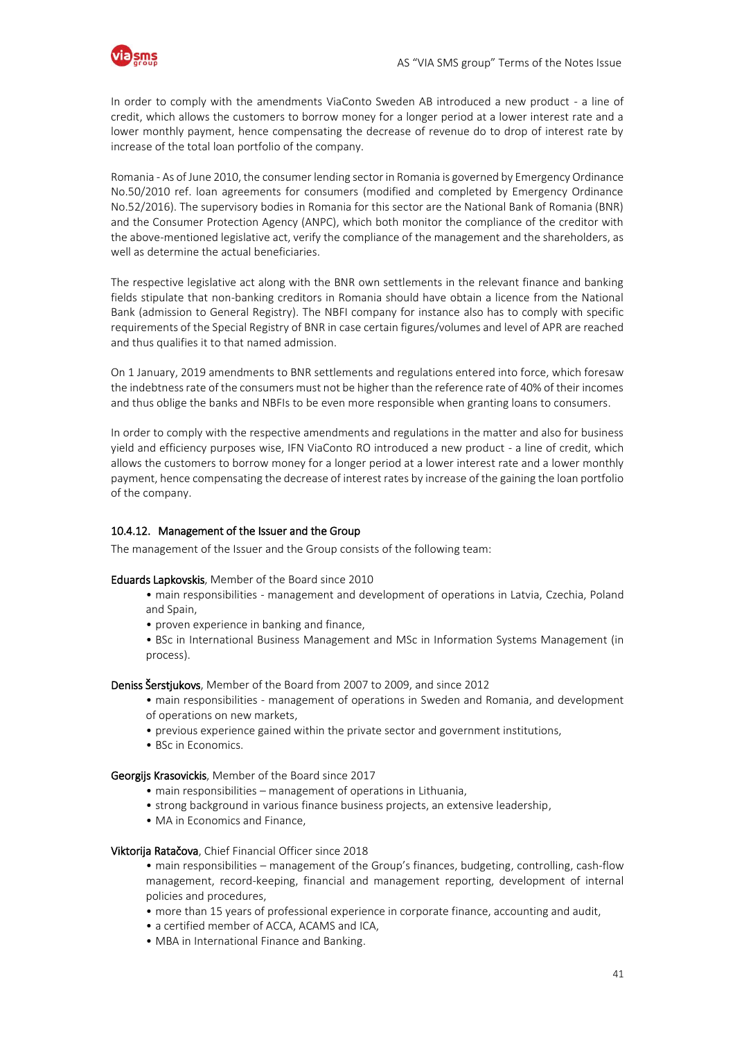In order to comply with the amendments ViaConto Sweden AB introduced a new product - a line of credit, which allows the customers to borrow money for a longer period at a lower interest rate and a lower monthly payment, hence compensating the decrease of revenue do to drop of interest rate by increase of the total loan portfolio of the company.

Romania - As of June 2010, the consumer lending sector in Romania is governed by Emergency Ordinance No.50/2010 ref. loan agreements for consumers (modified and completed by Emergency Ordinance No.52/2016). The supervisory bodies in Romania for this sector are the National Bank of Romania (BNR) and the Consumer Protection Agency (ANPC), which both monitor the compliance of the creditor with the above-mentioned legislative act, verify the compliance of the management and the shareholders, as well as determine the actual beneficiaries.

The respective legislative act along with the BNR own settlements in the relevant finance and banking fields stipulate that non-banking creditors in Romania should have obtain a licence from the National Bank (admission to General Registry). The NBFI company for instance also has to comply with specific requirements of the Special Registry of BNR in case certain figures/volumes and level of APR are reached and thus qualifies it to that named admission.

On 1 January, 2019 amendments to BNR settlements and regulations entered into force, which foresaw the indebtness rate of the consumers must not be higher than the reference rate of 40% of their incomes and thus oblige the banks and NBFIs to be even more responsible when granting loans to consumers.

In order to comply with the respective amendments and regulations in the matter and also for business yield and efficiency purposes wise, IFN ViaConto RO introduced a new product - a line of credit, which allows the customers to borrow money for a longer period at a lower interest rate and a lower monthly payment, hence compensating the decrease of interest rates by increase of the gaining the loan portfolio of the company.

### 10.4.12. Management of the Issuer and the Group

The management of the Issuer and the Group consists of the following team:

**Eduards Lapkovskis**, Member of the Board since 2010

- main responsibilities - management and development of operations in Latvia, Czechia, Poland and Spain,
- proven experience in banking and finance,
- BSc in International Business Management and MSc in Information Systems Management (in process).

**Deniss Šerstjukovs**, Member of the Board from 2007 to 2009, and since 2012

- main responsibilities - management of operations in Sweden and Romania, and development of operations on new markets,
- previous experience gained within the private sector and government institutions,
- BSc in Economics.

**Georgijs Krasovickis**, Member of the Board since 2017

- main responsibilities – management of operations in Lithuania,
- strong background in various finance business projects, an extensive leadership,
- MA in Economics and Finance,

**Viktorija Ratačova**, Chief Financial Officer since 2018

- main responsibilities – management of the Group's finances, budgeting, controlling, cash-flow management, record-keeping, financial and management reporting, development of internal policies and procedures,
- more than 15 years of professional experience in corporate finance, accounting and audit,
- a certified member of ACCA, ACAMS and ICA,
- MBA in International Finance and Banking.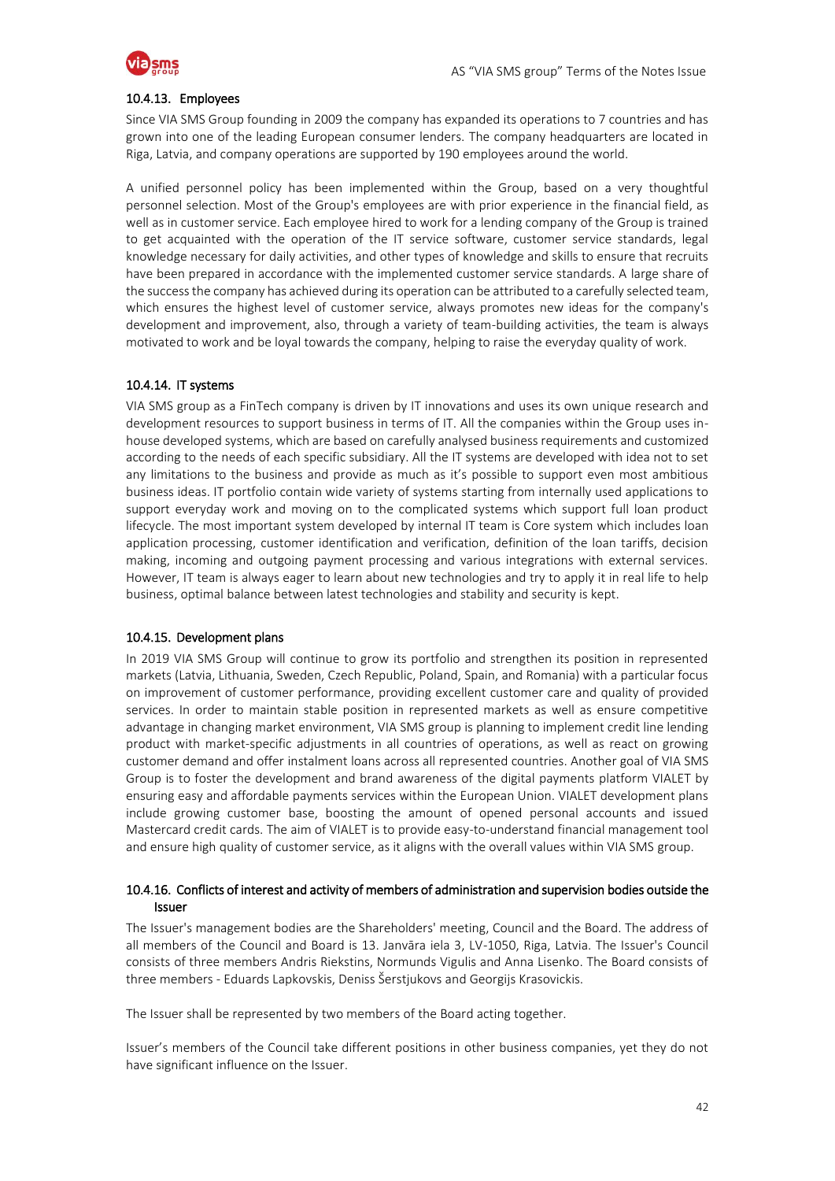### 10.4.13. Employees

Since VIA SMS Group founding in 2009 the company has expanded its operations to 7 countries and has grown into one of the leading European consumer lenders. The company headquarters are located in Riga, Latvia, and company operations are supported by 190 employees around the world.

A unified personnel policy has been implemented within the Group, based on a very thoughtful personnel selection. Most of the Group's employees are with prior experience in the financial field, as well as in customer service. Each employee hired to work for a lending company of the Group is trained to get acquainted with the operation of the IT service software, customer service standards, legal knowledge necessary for daily activities, and other types of knowledge and skills to ensure that recruits have been prepared in accordance with the implemented customer service standards. A large share of the success the company has achieved during its operation can be attributed to a carefully selected team, which ensures the highest level of customer service, always promotes new ideas for the company's development and improvement, also, through a variety of team-building activities, the team is always motivated to work and be loyal towards the company, helping to raise the everyday quality of work.

### 10.4.14. IT systems

VIA SMS group as a FinTech company is driven by IT innovations and uses its own unique research and development resources to support business in terms of IT. All the companies within the Group uses in-house developed systems, which are based on carefully analysed business requirements and customized according to the needs of each specific subsidiary. All the IT systems are developed with idea not to set any limitations to the business and provide as much as it's possible to support even most ambitious business ideas. IT portfolio contain wide variety of systems starting from internally used applications to support everyday work and moving on to the complicated systems which support full loan product lifecycle. The most important system developed by internal IT team is Core system which includes loan application processing, customer identification and verification, definition of the loan tariffs, decision making, incoming and outgoing payment processing and various integrations with external services. However, IT team is always eager to learn about new technologies and try to apply it in real life to help business, optimal balance between latest technologies and stability and security is kept.

### 10.4.15. Development plans

In 2019 VIA SMS Group will continue to grow its portfolio and strengthen its position in represented markets (Latvia, Lithuania, Sweden, Czech Republic, Poland, Spain, and Romania) with a particular focus on improvement of customer performance, providing excellent customer care and quality of provided services. In order to maintain stable position in represented markets as well as ensure competitive advantage in changing market environment, VIA SMS group is planning to implement credit line lending product with market-specific adjustments in all countries of operations, as well as react on growing customer demand and offer instalment loans across all represented countries. Another goal of VIA SMS Group is to foster the development and brand awareness of the digital payments platform VIALET by ensuring easy and affordable payments services within the European Union. VIALET development plans include growing customer base, boosting the amount of opened personal accounts and issued Mastercard credit cards. The aim of VIALET is to provide easy-to-understand financial management tool and ensure high quality of customer service, as it aligns with the overall values within VIA SMS group.

### 10.4.16. Conflicts of interest and activity of members of administration and supervision bodies outside the Issuer

The Issuer's management bodies are the Shareholders' meeting, Council and the Board. The address of all members of the Council and Board is 13. Janvāra iela 3, LV-1050, Riga, Latvia. The Issuer's Council consists of three members Andris Riekstins, Normunds Vigulis and Anna Lisenko. The Board consists of three members - Eduards Lapkovskis, Deniss Šerstjukovs and Georgijs Krasovickis.

The Issuer shall be represented by two members of the Board acting together.

Issuer's members of the Council take different positions in other business companies, yet they do not have significant influence on the Issuer.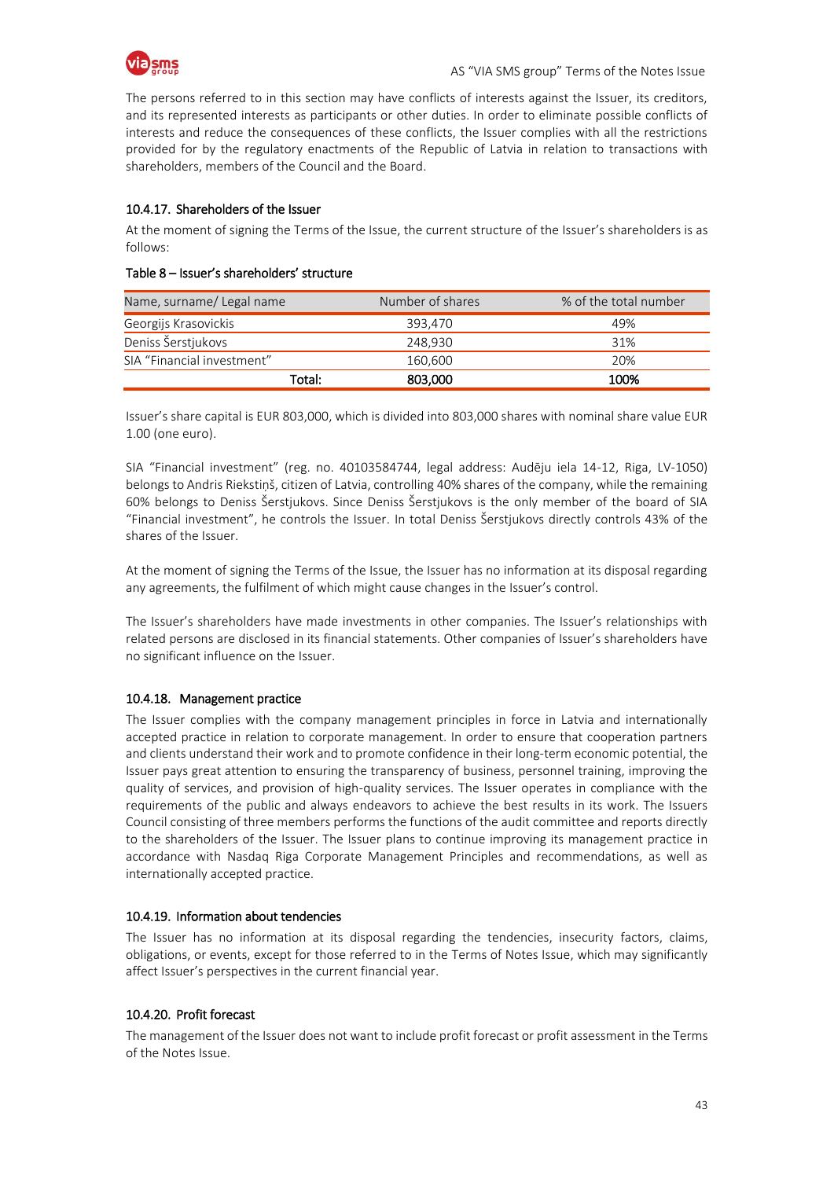The persons referred to in this section may have conflicts of interests against the Issuer, its creditors, and its represented interests as participants or other duties. In order to eliminate possible conflicts of interests and reduce the consequences of these conflicts, the Issuer complies with all the restrictions provided for by the regulatory enactments of the Republic of Latvia in relation to transactions with shareholders, members of the Council and the Board.

### 10.4.17. Shareholders of the Issuer

At the moment of signing the Terms of the Issue, the current structure of the Issuer's shareholders is as follows:

**Table 8 – Issuer's shareholders' structure**

| Name, surname/ Legal name | Number of shares | % of the total number |
|---|---|---|
| Georgijs Krasovickis | 393,470 | 49% |
| Deniss Šerstjukovs | 248,930 | 31% |
| SIA "Financial investment" | 160,600 | 20% |
| **Total:** | **803,000** | **100%** |

Issuer's share capital is EUR 803,000, which is divided into 803,000 shares with nominal share value EUR 1.00 (one euro).

SIA "Financial investment" (reg. no. 40103584744, legal address: Audēju iela 14-12, Riga, LV-1050) belongs to Andris Riekstiņš, citizen of Latvia, controlling 40% shares of the company, while the remaining 60% belongs to Deniss Šerstjukovs. Since Deniss Šerstjukovs is the only member of the board of SIA "Financial investment", he controls the Issuer. In total Deniss Šerstjukovs directly controls 43% of the shares of the Issuer.

At the moment of signing the Terms of the Issue, the Issuer has no information at its disposal regarding any agreements, the fulfilment of which might cause changes in the Issuer's control.

The Issuer's shareholders have made investments in other companies. The Issuer's relationships with related persons are disclosed in its financial statements. Other companies of Issuer's shareholders have no significant influence on the Issuer.

### 10.4.18. Management practice

The Issuer complies with the company management principles in force in Latvia and internationally accepted practice in relation to corporate management. In order to ensure that cooperation partners and clients understand their work and to promote confidence in their long-term economic potential, the Issuer pays great attention to ensuring the transparency of business, personnel training, improving the quality of services, and provision of high-quality services. The Issuer operates in compliance with the requirements of the public and always endeavors to achieve the best results in its work. The Issuers Council consisting of three members performs the functions of the audit committee and reports directly to the shareholders of the Issuer. The Issuer plans to continue improving its management practice in accordance with Nasdaq Riga Corporate Management Principles and recommendations, as well as internationally accepted practice.

### 10.4.19. Information about tendencies

The Issuer has no information at its disposal regarding the tendencies, insecurity factors, claims, obligations, or events, except for those referred to in the Terms of Notes Issue, which may significantly affect Issuer's perspectives in the current financial year.

### 10.4.20. Profit forecast

The management of the Issuer does not want to include profit forecast or profit assessment in the Terms of the Notes Issue.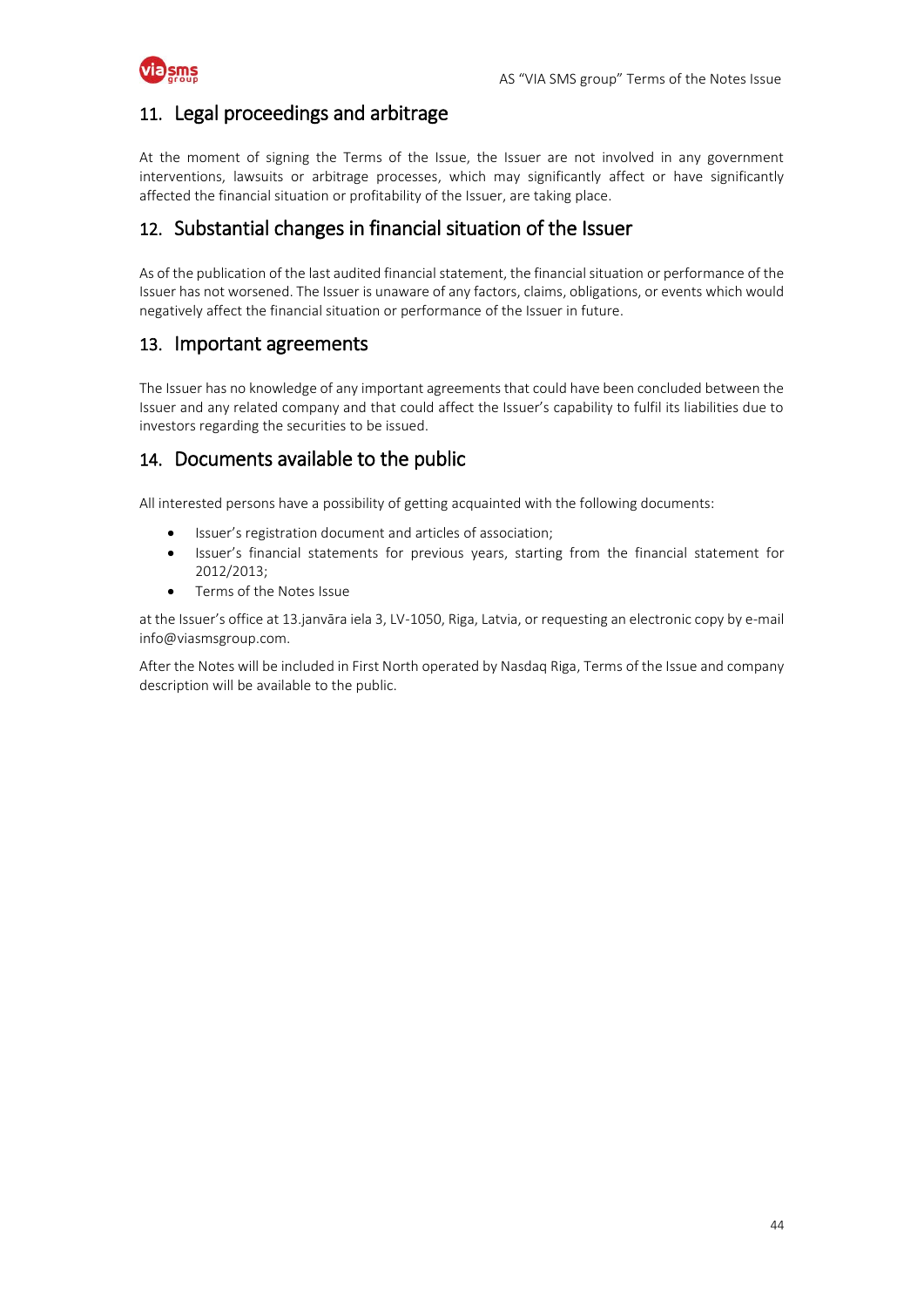## 11. Legal proceedings and arbitrage

At the moment of signing the Terms of the Issue, the Issuer are not involved in any government interventions, lawsuits or arbitrage processes, which may significantly affect or have significantly affected the financial situation or profitability of the Issuer, are taking place.

## 12. Substantial changes in financial situation of the Issuer

As of the publication of the last audited financial statement, the financial situation or performance of the Issuer has not worsened. The Issuer is unaware of any factors, claims, obligations, or events which would negatively affect the financial situation or performance of the Issuer in future.

## 13. Important agreements

The Issuer has no knowledge of any important agreements that could have been concluded between the Issuer and any related company and that could affect the Issuer's capability to fulfil its liabilities due to investors regarding the securities to be issued.

## 14. Documents available to the public

All interested persons have a possibility of getting acquainted with the following documents:

- Issuer's registration document and articles of association;
- Issuer's financial statements for previous years, starting from the financial statement for 2012/2013;
- Terms of the Notes Issue

at the Issuer's office at 13.janvāra iela 3, LV-1050, Riga, Latvia, or requesting an electronic copy by e-mail info@viasmsgroup.com.

After the Notes will be included in First North operated by Nasdaq Riga, Terms of the Issue and company description will be available to the public.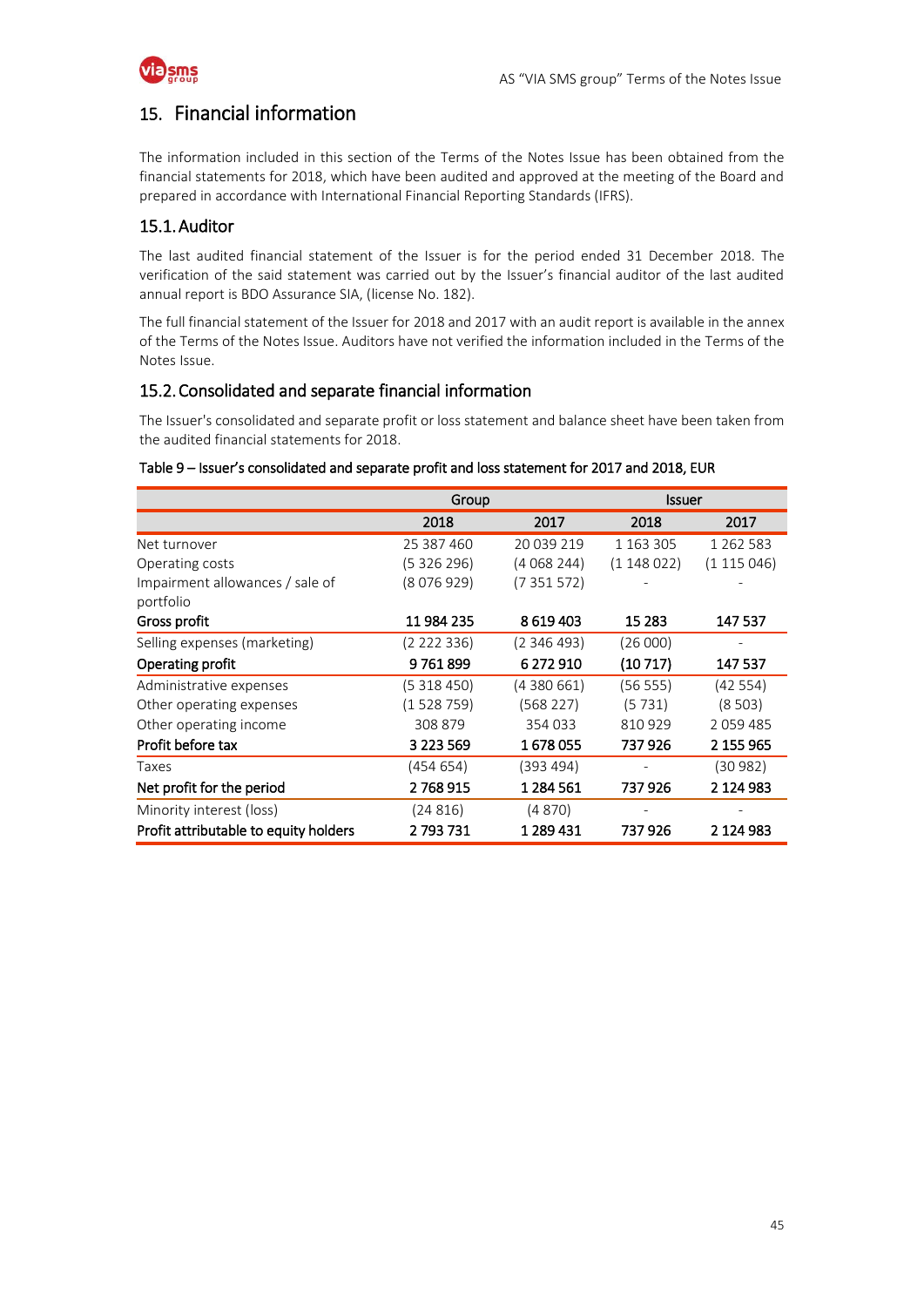## 15. Financial information

The information included in this section of the Terms of the Notes Issue has been obtained from the financial statements for 2018, which have been audited and approved at the meeting of the Board and prepared in accordance with International Financial Reporting Standards (IFRS).

### 15.1. Auditor

The last audited financial statement of the Issuer is for the period ended 31 December 2018. The verification of the said statement was carried out by the Issuer's financial auditor of the last audited annual report is BDO Assurance SIA, (license No. 182).

The full financial statement of the Issuer for 2018 and 2017 with an audit report is available in the annex of the Terms of the Notes Issue. Auditors have not verified the information included in the Terms of the Notes Issue.

### 15.2. Consolidated and separate financial information

The Issuer's consolidated and separate profit or loss statement and balance sheet have been taken from the audited financial statements for 2018.

**Table 9 – Issuer's consolidated and separate profit and loss statement for 2017 and 2018, EUR**

| | Group | | Issuer | |
|---|---|---|---|---|
| | 2018 | 2017 | 2018 | 2017 |
| Net turnover | 25 387 460 | 20 039 219 | 1 163 305 | 1 262 583 |
| Operating costs | (5 326 296) | (4 068 244) | (1 148 022) | (1 115 046) |
| Impairment allowances / sale of portfolio | (8 076 929) | (7 351 572) | - | - |
| **Gross profit** | **11 984 235** | **8 619 403** | **15 283** | **147 537** |
| Selling expenses (marketing) | (2 222 336) | (2 346 493) | (26 000) | - |
| **Operating profit** | **9 761 899** | **6 272 910** | **(10 717)** | **147 537** |
| Administrative expenses | (5 318 450) | (4 380 661) | (56 555) | (42 554) |
| Other operating expenses | (1 528 759) | (568 227) | (5 731) | (8 503) |
| Other operating income | 308 879 | 354 033 | 810 929 | 2 059 485 |
| **Profit before tax** | **3 223 569** | **1 678 055** | **737 926** | **2 155 965** |
| Taxes | (454 654) | (393 494) | - | (30 982) |
| **Net profit for the period** | **2 768 915** | **1 284 561** | **737 926** | **2 124 983** |
| Minority interest (loss) | (24 816) | (4 870) | - | - |
| **Profit attributable to equity holders** | **2 793 731** | **1 289 431** | **737 926** | **2 124 983** |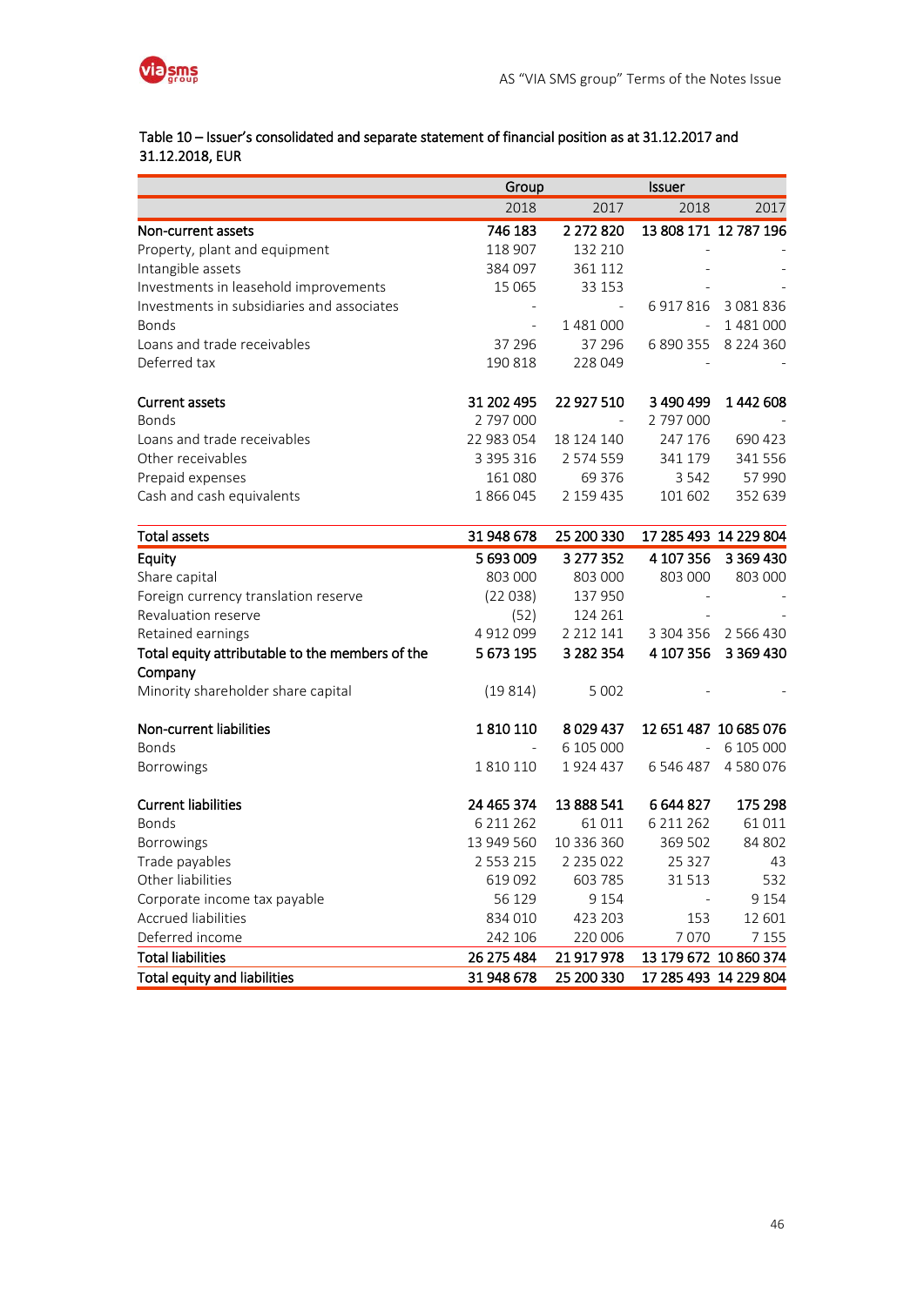**Table 10 – Issuer's consolidated and separate statement of financial position as at 31.12.2017 and 31.12.2018, EUR**

| | Group | | Issuer | |
|---|---|---|---|---|
| | 2018 | 2017 | 2018 | 2017 |
| **Non-current assets** | **746 183** | **2 272 820** | **13 808 171** | **12 787 196** |
| Property, plant and equipment | 118 907 | 132 210 | - | - |
| Intangible assets | 384 097 | 361 112 | - | - |
| Investments in leasehold improvements | 15 065 | 33 153 | - | - |
| Investments in subsidiaries and associates | - | - | 6 917 816 | 3 081 836 |
| Bonds | - | 1 481 000 | - | 1 481 000 |
| Loans and trade receivables | 37 296 | 37 296 | 6 890 355 | 8 224 360 |
| Deferred tax | 190 818 | 228 049 | - | - |
| **Current assets** | **31 202 495** | **22 927 510** | **3 490 499** | **1 442 608** |
| Bonds | 2 797 000 | - | 2 797 000 | - |
| Loans and trade receivables | 22 983 054 | 18 124 140 | 247 176 | 690 423 |
| Other receivables | 3 395 316 | 2 574 559 | 341 179 | 341 556 |
| Prepaid expenses | 161 080 | 69 376 | 3 542 | 57 990 |
| Cash and cash equivalents | 1 866 045 | 2 159 435 | 101 602 | 352 639 |
| **Total assets** | **31 948 678** | **25 200 330** | **17 285 493** | **14 229 804** |
| **Equity** | **5 693 009** | **3 277 352** | **4 107 356** | **3 369 430** |
| Share capital | 803 000 | 803 000 | 803 000 | 803 000 |
| Foreign currency translation reserve | (22 038) | 137 950 | - | - |
| Revaluation reserve | (52) | 124 261 | - | - |
| Retained earnings | 4 912 099 | 2 212 141 | 3 304 356 | 2 566 430 |
| **Total equity attributable to the members of the Company** | **5 673 195** | **3 282 354** | **4 107 356** | **3 369 430** |
| Minority shareholder share capital | (19 814) | 5 002 | - | - |
| **Non-current liabilities** | **1 810 110** | **8 029 437** | **12 651 487** | **10 685 076** |
| Bonds | - | 6 105 000 | - | 6 105 000 |
| Borrowings | 1 810 110 | 1 924 437 | 6 546 487 | 4 580 076 |
| **Current liabilities** | **24 465 374** | **13 888 541** | **6 644 827** | **175 298** |
| Bonds | 6 211 262 | 61 011 | 6 211 262 | 61 011 |
| Borrowings | 13 949 560 | 10 336 360 | 369 502 | 84 802 |
| Trade payables | 2 553 215 | 2 235 022 | 25 327 | 43 |
| Other liabilities | 619 092 | 603 785 | 31 513 | 532 |
| Corporate income tax payable | 56 129 | 9 154 | - | 9 154 |
| Accrued liabilities | 834 010 | 423 203 | 153 | 12 601 |
| Deferred income | 242 106 | 220 006 | 7 070 | 7 155 |
| **Total liabilities** | **26 275 484** | **21 917 978** | **13 179 672** | **10 860 374** |
| **Total equity and liabilities** | **31 948 678** | **25 200 330** | **17 285 493** | **14 229 804** |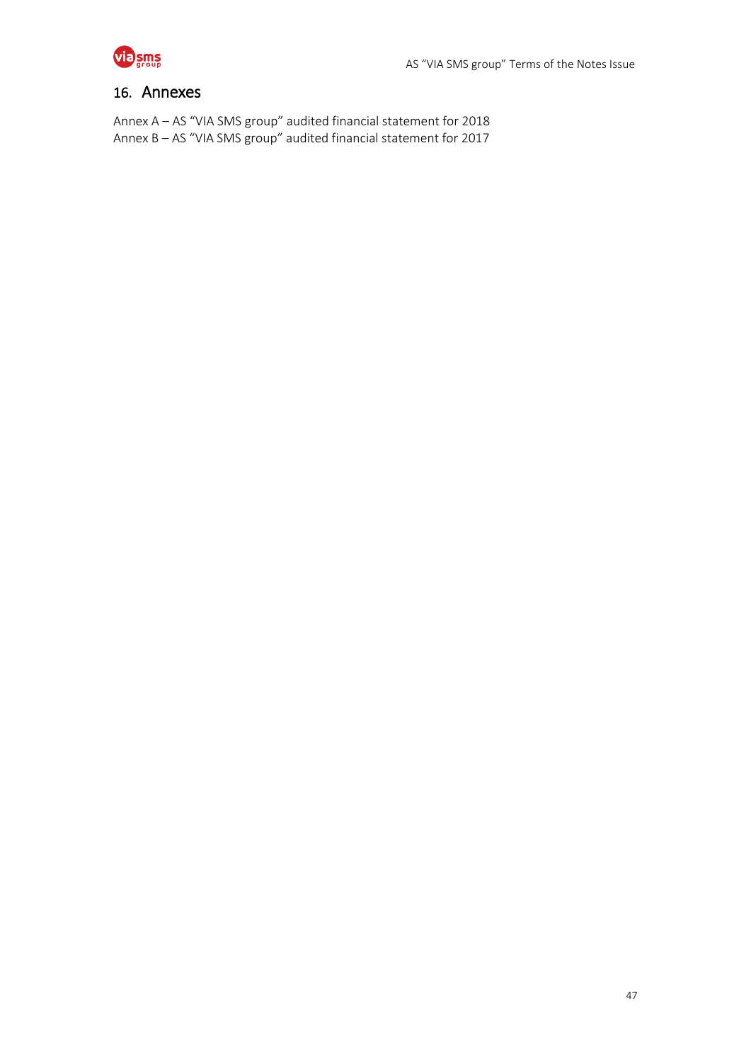## 16. Annexes

Annex A – AS "VIA SMS group" audited financial statement for 2018
Annex B – AS "VIA SMS group" audited financial statement for 2017